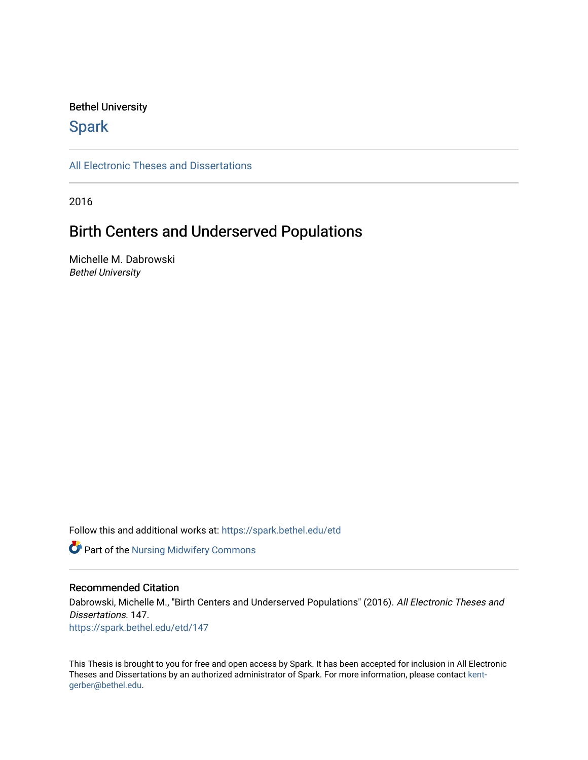Bethel University

## Spark

All Electronic Theses and Dissertations

2016

# Birth Centers and Underserved Populations

Michelle M. Dabrowski
*Bethel University*

Follow this and additional works at: https://spark.bethel.edu/etd

Part of the Nursing Midwifery Commons

### Recommended Citation

Dabrowski, Michelle M., "Birth Centers and Underserved Populations" (2016). *All Electronic Theses and Dissertations*. 147.
https://spark.bethel.edu/etd/147

This Thesis is brought to you for free and open access by Spark. It has been accepted for inclusion in All Electronic Theses and Dissertations by an authorized administrator of Spark. For more information, please contact kent-gerber@bethel.edu.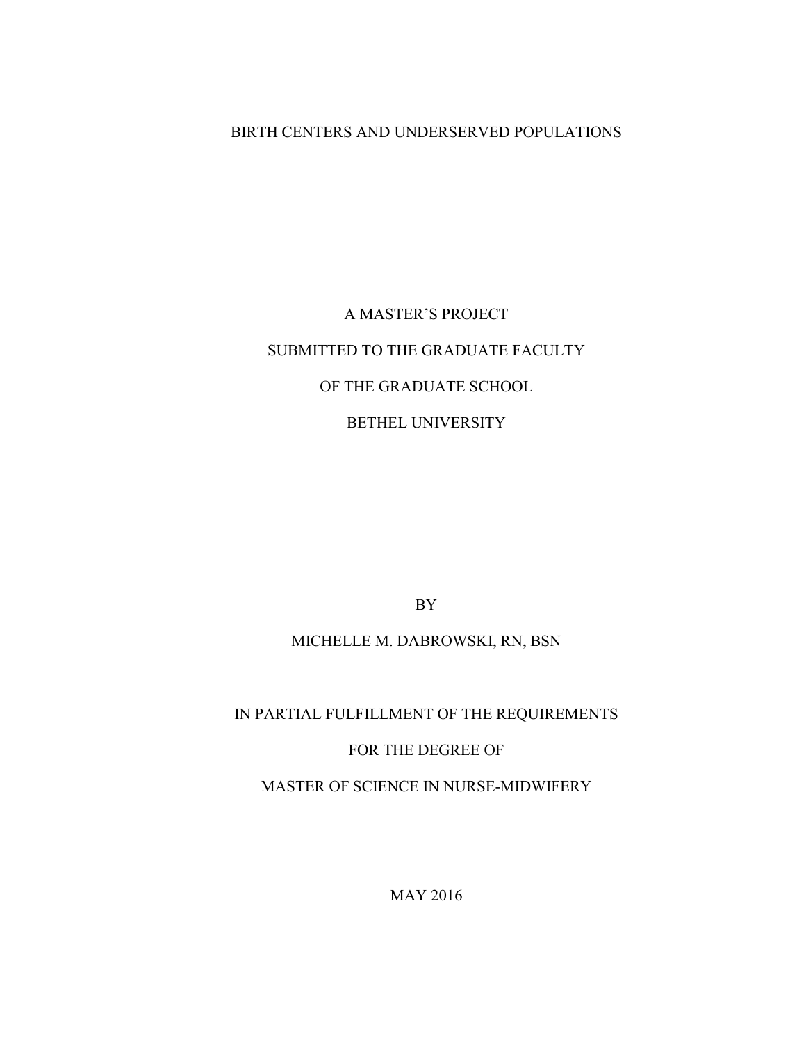# BIRTH CENTERS AND UNDERSERVED POPULATIONS

A MASTER'S PROJECT

SUBMITTED TO THE GRADUATE FACULTY

OF THE GRADUATE SCHOOL

BETHEL UNIVERSITY

BY

MICHELLE M. DABROWSKI, RN, BSN

IN PARTIAL FULFILLMENT OF THE REQUIREMENTS

FOR THE DEGREE OF

MASTER OF SCIENCE IN NURSE-MIDWIFERY

MAY 2016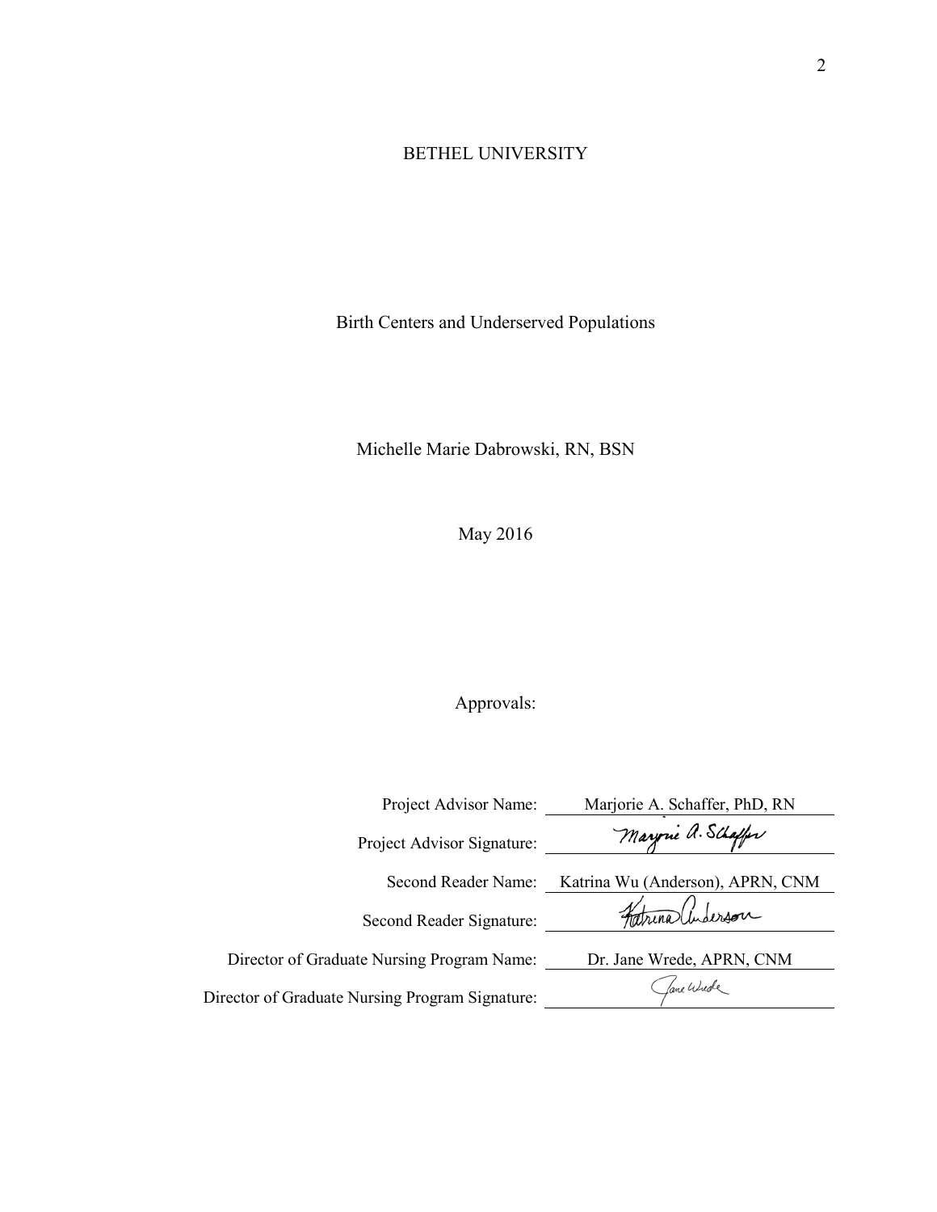BETHEL UNIVERSITY

Birth Centers and Underserved Populations

Michelle Marie Dabrowski, RN, BSN

May 2016

Approvals:

| | |
|---|---|
| Project Advisor Name: | Marjorie A. Schaffer, PhD, RN |
| Project Advisor Signature: | Marjorie A. Schaffer |
| Second Reader Name: | Katrina Wu (Anderson), APRN, CNM |
| Second Reader Signature: | Katrina Anderson |
| Director of Graduate Nursing Program Name: | Dr. Jane Wrede, APRN, CNM |
| Director of Graduate Nursing Program Signature: | Jane Wrede |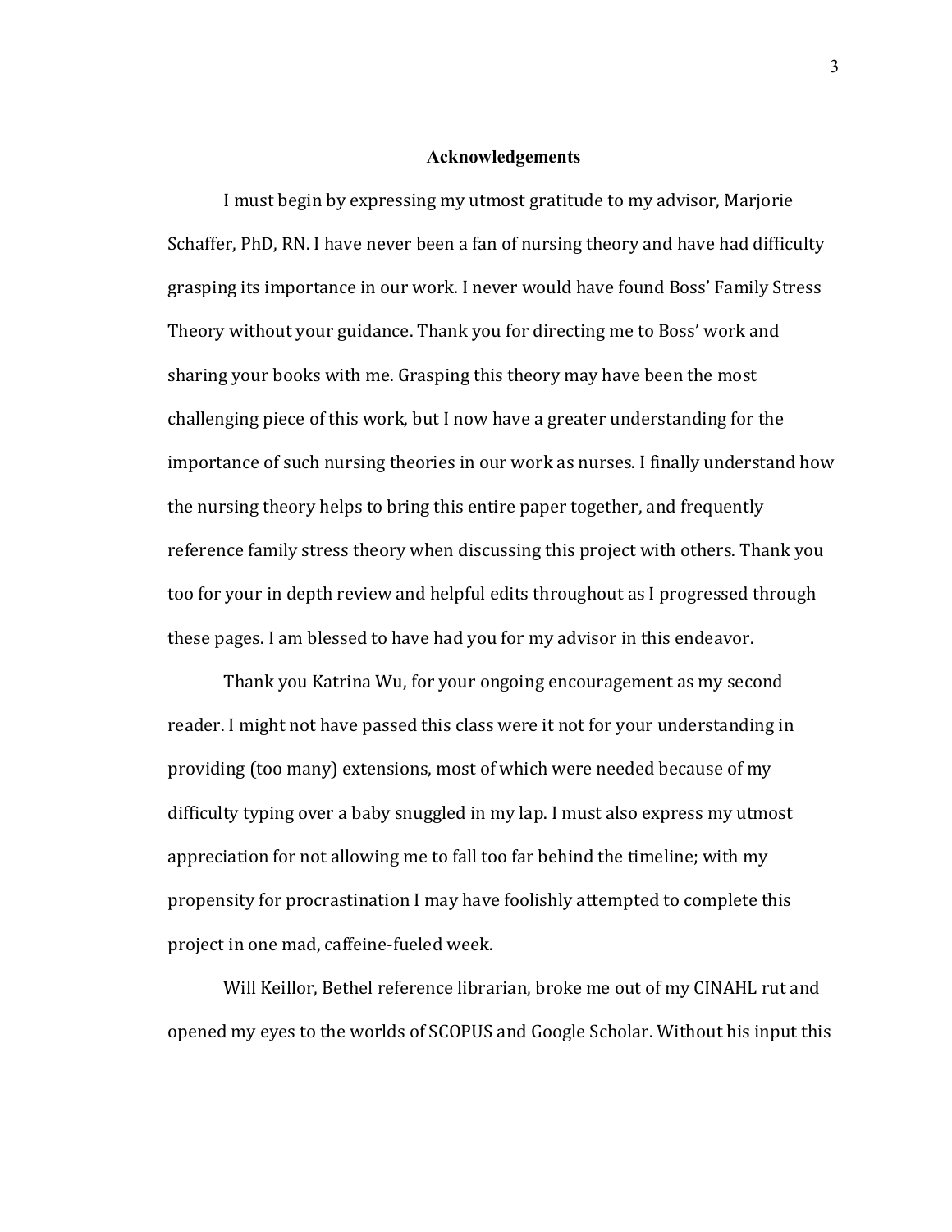## Acknowledgements

I must begin by expressing my utmost gratitude to my advisor, Marjorie Schaffer, PhD, RN. I have never been a fan of nursing theory and have had difficulty grasping its importance in our work. I never would have found Boss' Family Stress Theory without your guidance. Thank you for directing me to Boss' work and sharing your books with me. Grasping this theory may have been the most challenging piece of this work, but I now have a greater understanding for the importance of such nursing theories in our work as nurses. I finally understand how the nursing theory helps to bring this entire paper together, and frequently reference family stress theory when discussing this project with others. Thank you too for your in depth review and helpful edits throughout as I progressed through these pages. I am blessed to have had you for my advisor in this endeavor.

Thank you Katrina Wu, for your ongoing encouragement as my second reader. I might not have passed this class were it not for your understanding in providing (too many) extensions, most of which were needed because of my difficulty typing over a baby snuggled in my lap. I must also express my utmost appreciation for not allowing me to fall too far behind the timeline; with my propensity for procrastination I may have foolishly attempted to complete this project in one mad, caffeine-fueled week.

Will Keillor, Bethel reference librarian, broke me out of my CINAHL rut and opened my eyes to the worlds of SCOPUS and Google Scholar. Without his input this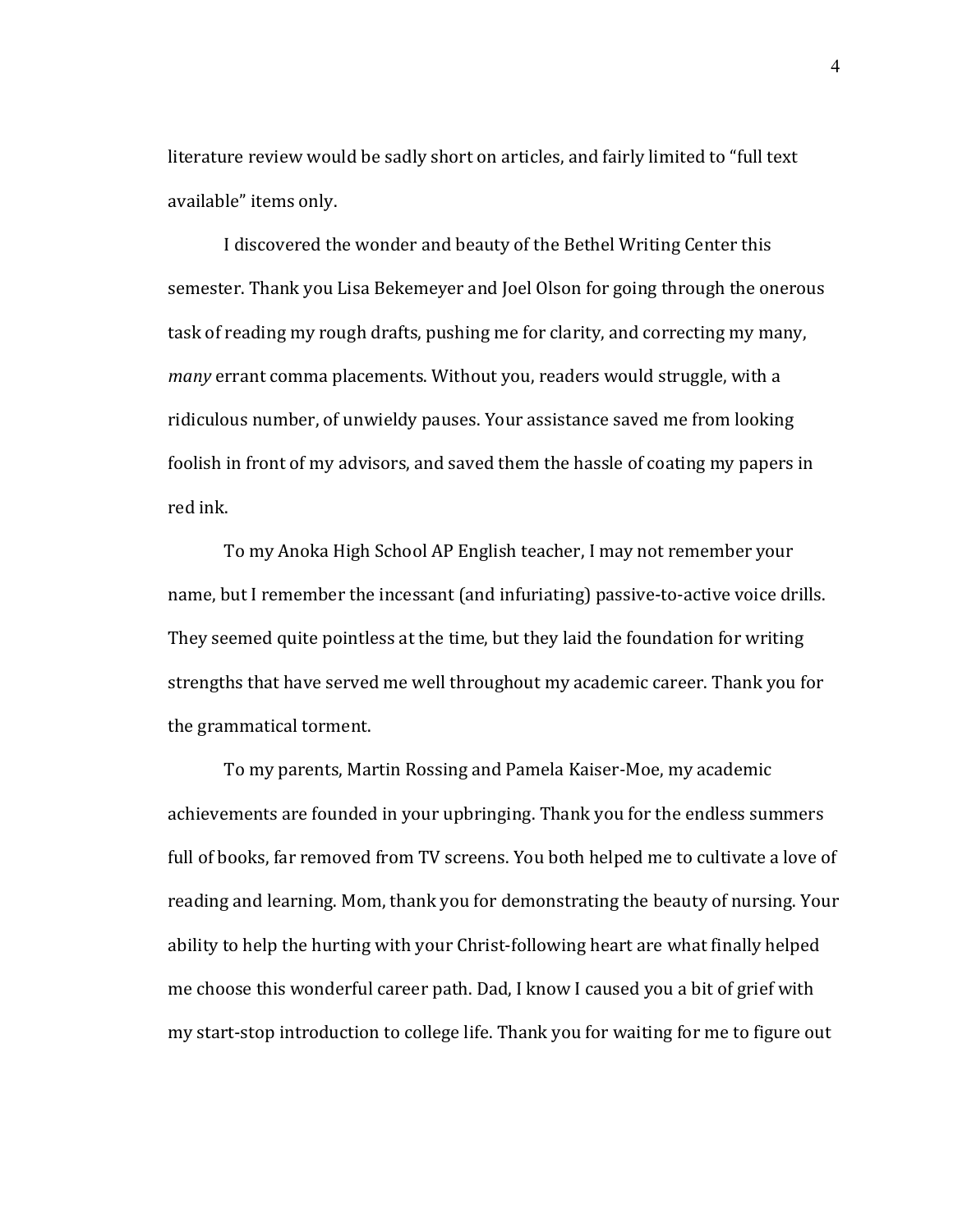literature review would be sadly short on articles, and fairly limited to "full text available" items only.

I discovered the wonder and beauty of the Bethel Writing Center this semester. Thank you Lisa Bekemeyer and Joel Olson for going through the onerous task of reading my rough drafts, pushing me for clarity, and correcting my many, *many* errant comma placements. Without you, readers would struggle, with a ridiculous number, of unwieldy pauses. Your assistance saved me from looking foolish in front of my advisors, and saved them the hassle of coating my papers in red ink.

To my Anoka High School AP English teacher, I may not remember your name, but I remember the incessant (and infuriating) passive-to-active voice drills. They seemed quite pointless at the time, but they laid the foundation for writing strengths that have served me well throughout my academic career. Thank you for the grammatical torment.

To my parents, Martin Rossing and Pamela Kaiser-Moe, my academic achievements are founded in your upbringing. Thank you for the endless summers full of books, far removed from TV screens. You both helped me to cultivate a love of reading and learning. Mom, thank you for demonstrating the beauty of nursing. Your ability to help the hurting with your Christ-following heart are what finally helped me choose this wonderful career path. Dad, I know I caused you a bit of grief with my start-stop introduction to college life. Thank you for waiting for me to figure out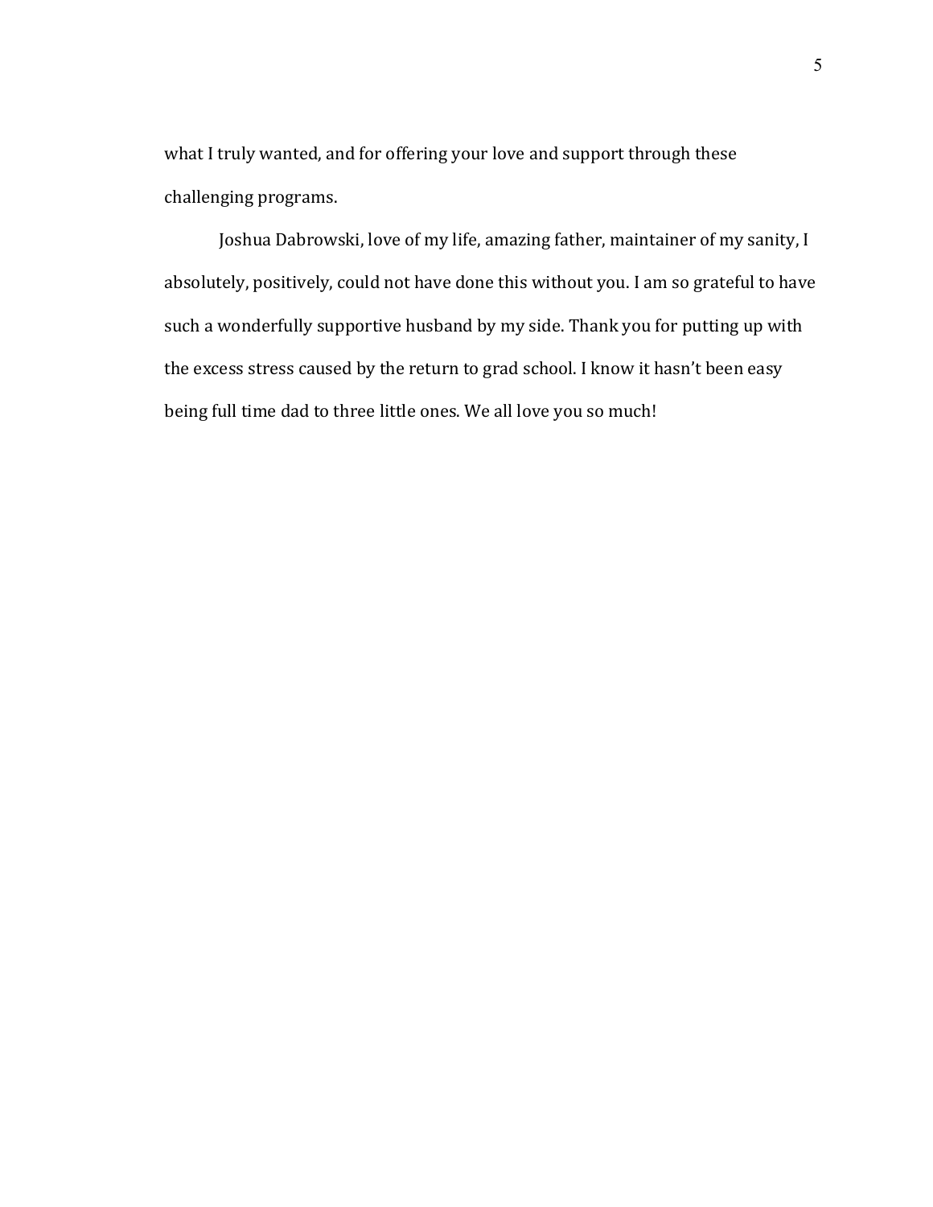what I truly wanted, and for offering your love and support through these challenging programs.

Joshua Dabrowski, love of my life, amazing father, maintainer of my sanity, I absolutely, positively, could not have done this without you. I am so grateful to have such a wonderfully supportive husband by my side. Thank you for putting up with the excess stress caused by the return to grad school. I know it hasn't been easy being full time dad to three little ones. We all love you so much!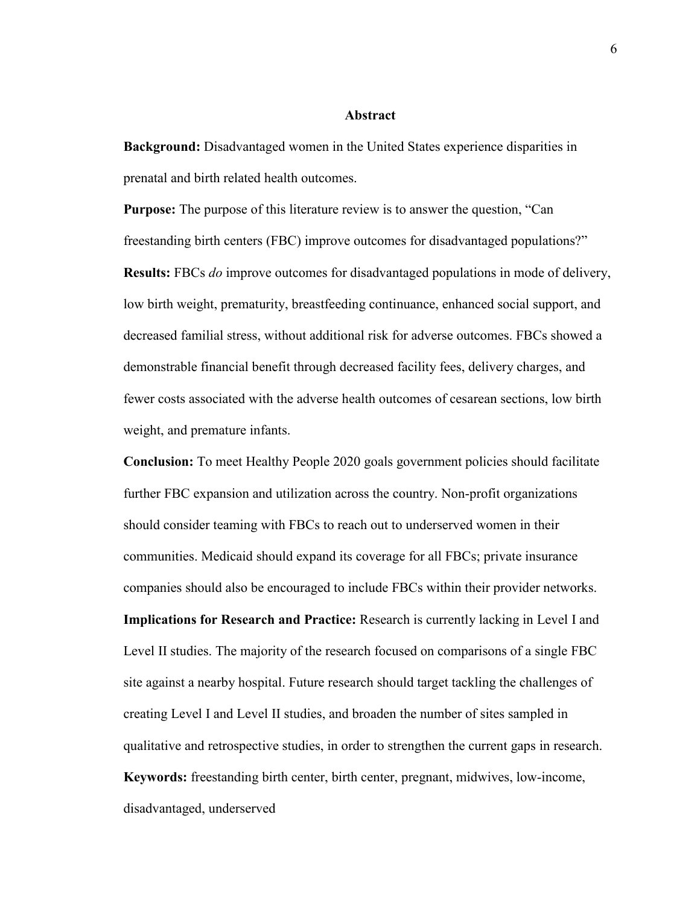## Abstract

**Background:** Disadvantaged women in the United States experience disparities in prenatal and birth related health outcomes.

**Purpose:** The purpose of this literature review is to answer the question, "Can freestanding birth centers (FBC) improve outcomes for disadvantaged populations?"

**Results:** FBCs *do* improve outcomes for disadvantaged populations in mode of delivery, low birth weight, prematurity, breastfeeding continuance, enhanced social support, and decreased familial stress, without additional risk for adverse outcomes. FBCs showed a demonstrable financial benefit through decreased facility fees, delivery charges, and fewer costs associated with the adverse health outcomes of cesarean sections, low birth weight, and premature infants.

**Conclusion:** To meet Healthy People 2020 goals government policies should facilitate further FBC expansion and utilization across the country. Non-profit organizations should consider teaming with FBCs to reach out to underserved women in their communities. Medicaid should expand its coverage for all FBCs; private insurance companies should also be encouraged to include FBCs within their provider networks.

**Implications for Research and Practice:** Research is currently lacking in Level I and Level II studies. The majority of the research focused on comparisons of a single FBC site against a nearby hospital. Future research should target tackling the challenges of creating Level I and Level II studies, and broaden the number of sites sampled in qualitative and retrospective studies, in order to strengthen the current gaps in research.

**Keywords:** freestanding birth center, birth center, pregnant, midwives, low-income, disadvantaged, underserved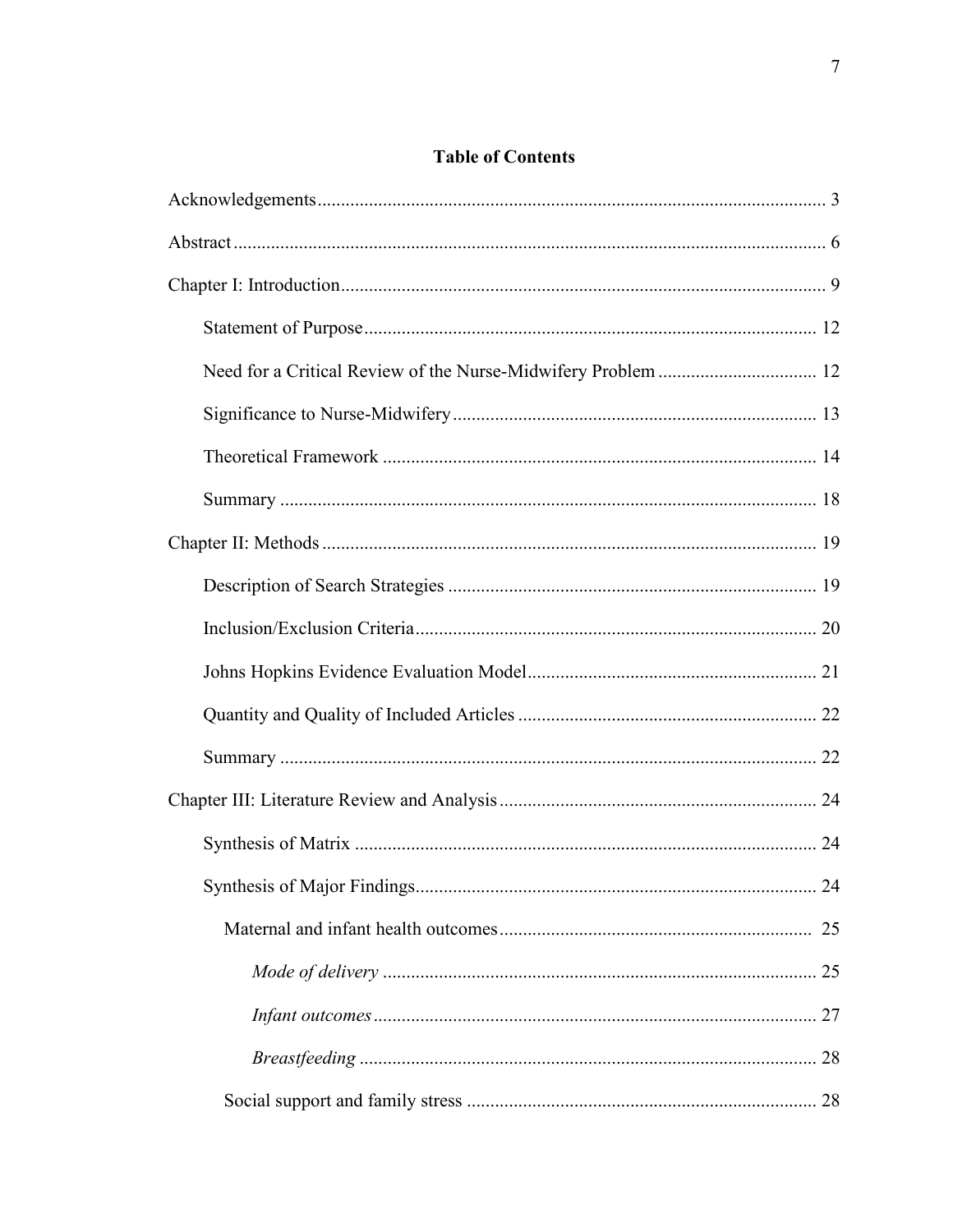## Table of Contents

Acknowledgements ........................................................................................................ 3

Abstract ........................................................................................................................ 6

Chapter I: Introduction .................................................................................................. 9

  Statement of Purpose ............................................................................................. 12

  Need for a Critical Review of the Nurse-Midwifery Problem .................................. 12

  Significance to Nurse-Midwifery ............................................................................ 13

  Theoretical Framework .......................................................................................... 14

  Summary ................................................................................................................ 18

Chapter II: Methods ..................................................................................................... 19

  Description of Search Strategies ............................................................................ 19

  Inclusion/Exclusion Criteria ................................................................................... 20

  Johns Hopkins Evidence Evaluation Model ............................................................ 21

  Quantity and Quality of Included Articles .............................................................. 22

  Summary ................................................................................................................ 22

Chapter III: Literature Review and Analysis ................................................................ 24

  Synthesis of Matrix ................................................................................................ 24

  Synthesis of Major Findings ................................................................................... 24

    Maternal and infant health outcomes ................................................................ 25

      *Mode of delivery* .......................................................................................... 25

      *Infant outcomes* ........................................................................................... 27

      *Breastfeeding* .............................................................................................. 28

    Social support and family stress ........................................................................ 28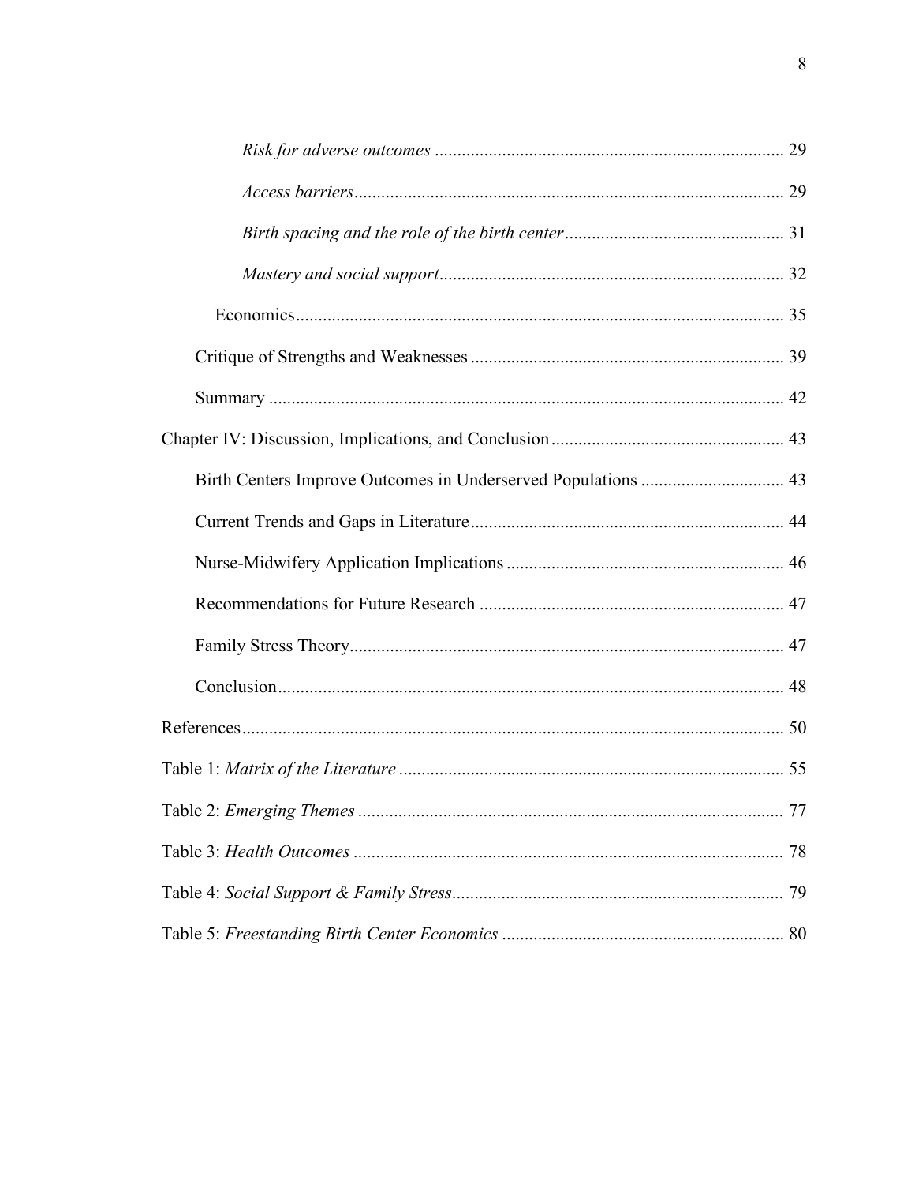*Risk for adverse outcomes* .............................................................................. 29

*Access barriers* ............................................................................................ 29

*Birth spacing and the role of the birth center* ................................................ 31

*Mastery and social support* ........................................................................... 32

Economics ......................................................................................................... 35

Critique of Strengths and Weaknesses ..................................................................... 39

Summary .................................................................................................................. 42

Chapter IV: Discussion, Implications, and Conclusion .................................................... 43

Birth Centers Improve Outcomes in Underserved Populations ................................ 43

Current Trends and Gaps in Literature ...................................................................... 44

Nurse-Midwifery Application Implications .............................................................. 46

Recommendations for Future Research .................................................................... 47

Family Stress Theory ................................................................................................. 47

Conclusion ................................................................................................................. 48

References ........................................................................................................................ 50

Table 1: *Matrix of the Literature* ..................................................................................... 55

Table 2: *Emerging Themes* .............................................................................................. 77

Table 3: *Health Outcomes* ............................................................................................... 78

Table 4: *Social Support & Family Stress* ......................................................................... 79

Table 5: *Freestanding Birth Center Economics* ............................................................... 80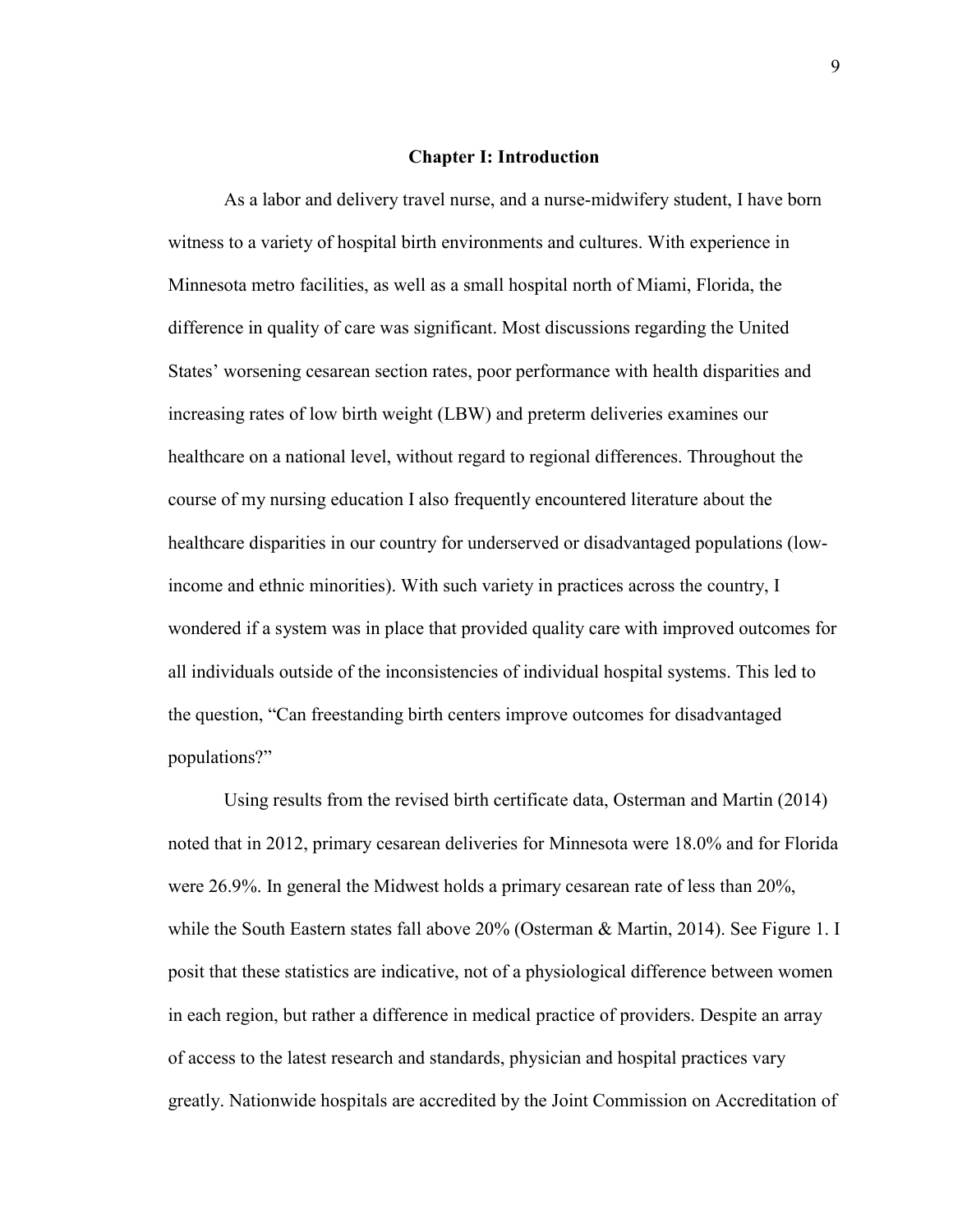# Chapter I: Introduction

As a labor and delivery travel nurse, and a nurse-midwifery student, I have born witness to a variety of hospital birth environments and cultures. With experience in Minnesota metro facilities, as well as a small hospital north of Miami, Florida, the difference in quality of care was significant. Most discussions regarding the United States' worsening cesarean section rates, poor performance with health disparities and increasing rates of low birth weight (LBW) and preterm deliveries examines our healthcare on a national level, without regard to regional differences. Throughout the course of my nursing education I also frequently encountered literature about the healthcare disparities in our country for underserved or disadvantaged populations (low-income and ethnic minorities). With such variety in practices across the country, I wondered if a system was in place that provided quality care with improved outcomes for all individuals outside of the inconsistencies of individual hospital systems. This led to the question, "Can freestanding birth centers improve outcomes for disadvantaged populations?"

Using results from the revised birth certificate data, Osterman and Martin (2014) noted that in 2012, primary cesarean deliveries for Minnesota were 18.0% and for Florida were 26.9%. In general the Midwest holds a primary cesarean rate of less than 20%, while the South Eastern states fall above 20% (Osterman & Martin, 2014). See Figure 1. I posit that these statistics are indicative, not of a physiological difference between women in each region, but rather a difference in medical practice of providers. Despite an array of access to the latest research and standards, physician and hospital practices vary greatly. Nationwide hospitals are accredited by the Joint Commission on Accreditation of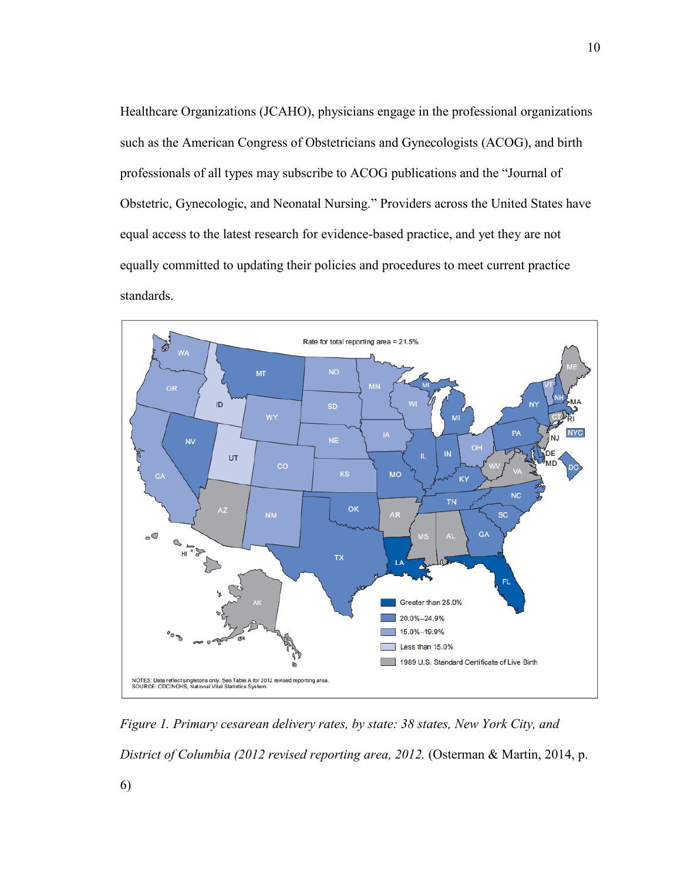Healthcare Organizations (JCAHO), physicians engage in the professional organizations such as the American Congress of Obstetricians and Gynecologists (ACOG), and birth professionals of all types may subscribe to ACOG publications and the "Journal of Obstetric, Gynecologic, and Neonatal Nursing." Providers across the United States have equal access to the latest research for evidence-based practice, and yet they are not equally committed to updating their policies and procedures to meet current practice standards.

*Figure 1. Primary cesarean delivery rates, by state: 38 states, New York City, and District of Columbia (2012 revised reporting area, 2012.* (Osterman & Martin, 2014, p. 6)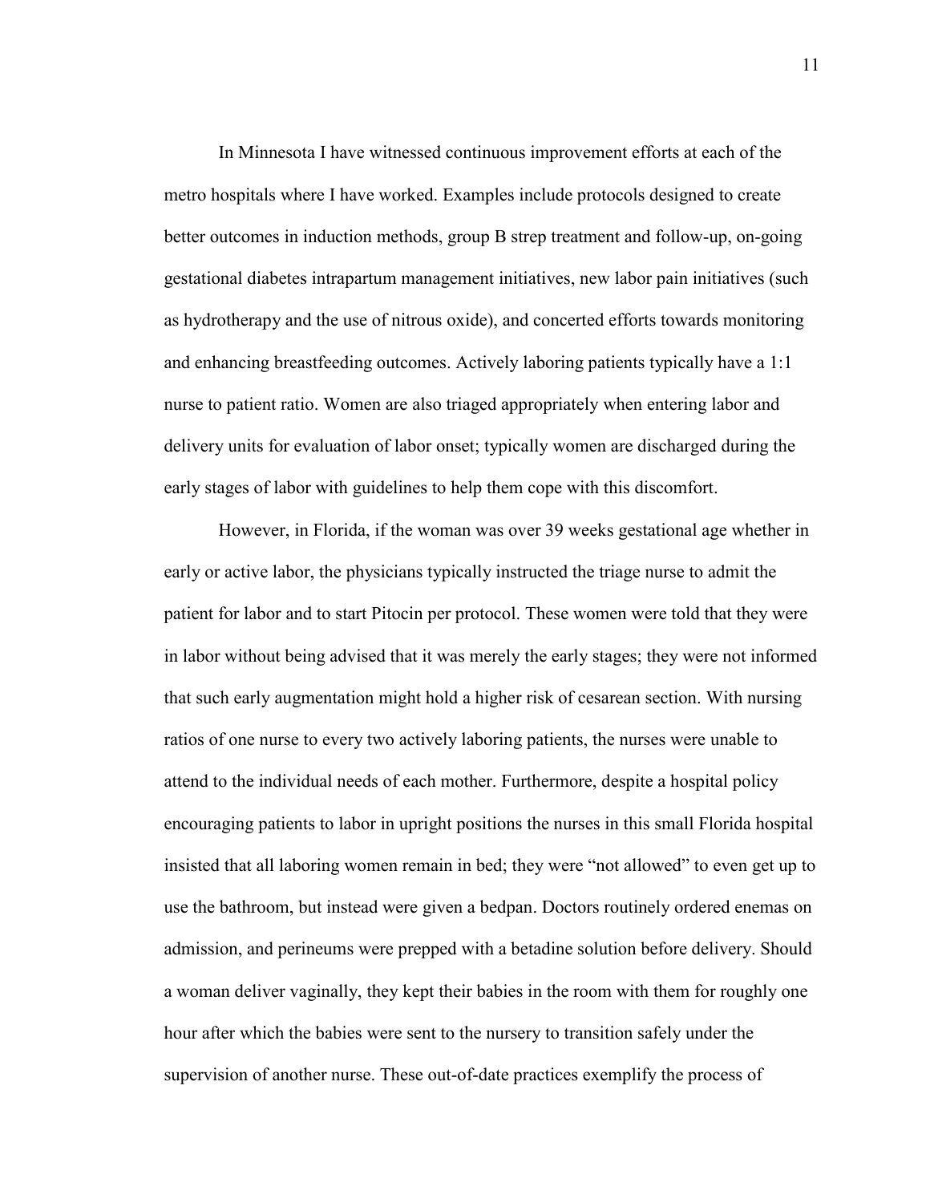In Minnesota I have witnessed continuous improvement efforts at each of the metro hospitals where I have worked. Examples include protocols designed to create better outcomes in induction methods, group B strep treatment and follow-up, on-going gestational diabetes intrapartum management initiatives, new labor pain initiatives (such as hydrotherapy and the use of nitrous oxide), and concerted efforts towards monitoring and enhancing breastfeeding outcomes. Actively laboring patients typically have a 1:1 nurse to patient ratio. Women are also triaged appropriately when entering labor and delivery units for evaluation of labor onset; typically women are discharged during the early stages of labor with guidelines to help them cope with this discomfort.

However, in Florida, if the woman was over 39 weeks gestational age whether in early or active labor, the physicians typically instructed the triage nurse to admit the patient for labor and to start Pitocin per protocol. These women were told that they were in labor without being advised that it was merely the early stages; they were not informed that such early augmentation might hold a higher risk of cesarean section. With nursing ratios of one nurse to every two actively laboring patients, the nurses were unable to attend to the individual needs of each mother. Furthermore, despite a hospital policy encouraging patients to labor in upright positions the nurses in this small Florida hospital insisted that all laboring women remain in bed; they were "not allowed" to even get up to use the bathroom, but instead were given a bedpan. Doctors routinely ordered enemas on admission, and perineums were prepped with a betadine solution before delivery. Should a woman deliver vaginally, they kept their babies in the room with them for roughly one hour after which the babies were sent to the nursery to transition safely under the supervision of another nurse. These out-of-date practices exemplify the process of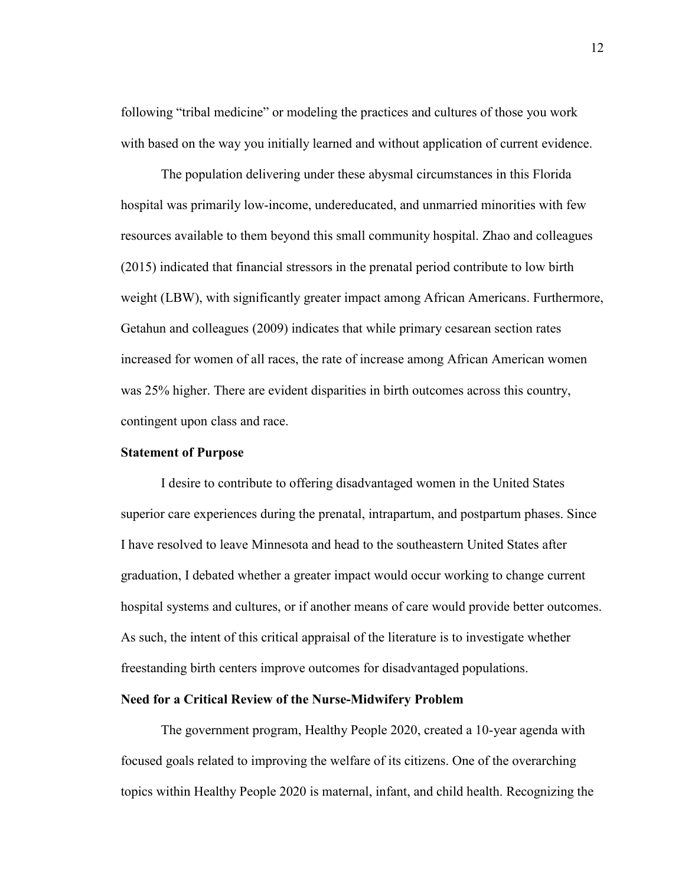following “tribal medicine” or modeling the practices and cultures of those you work with based on the way you initially learned and without application of current evidence.

The population delivering under these abysmal circumstances in this Florida hospital was primarily low-income, undereducated, and unmarried minorities with few resources available to them beyond this small community hospital. Zhao and colleagues (2015) indicated that financial stressors in the prenatal period contribute to low birth weight (LBW), with significantly greater impact among African Americans. Furthermore, Getahun and colleagues (2009) indicates that while primary cesarean section rates increased for women of all races, the rate of increase among African American women was 25% higher. There are evident disparities in birth outcomes across this country, contingent upon class and race.

**Statement of Purpose**

I desire to contribute to offering disadvantaged women in the United States superior care experiences during the prenatal, intrapartum, and postpartum phases. Since I have resolved to leave Minnesota and head to the southeastern United States after graduation, I debated whether a greater impact would occur working to change current hospital systems and cultures, or if another means of care would provide better outcomes. As such, the intent of this critical appraisal of the literature is to investigate whether freestanding birth centers improve outcomes for disadvantaged populations.

**Need for a Critical Review of the Nurse-Midwifery Problem**

The government program, Healthy People 2020, created a 10-year agenda with focused goals related to improving the welfare of its citizens. One of the overarching topics within Healthy People 2020 is maternal, infant, and child health. Recognizing the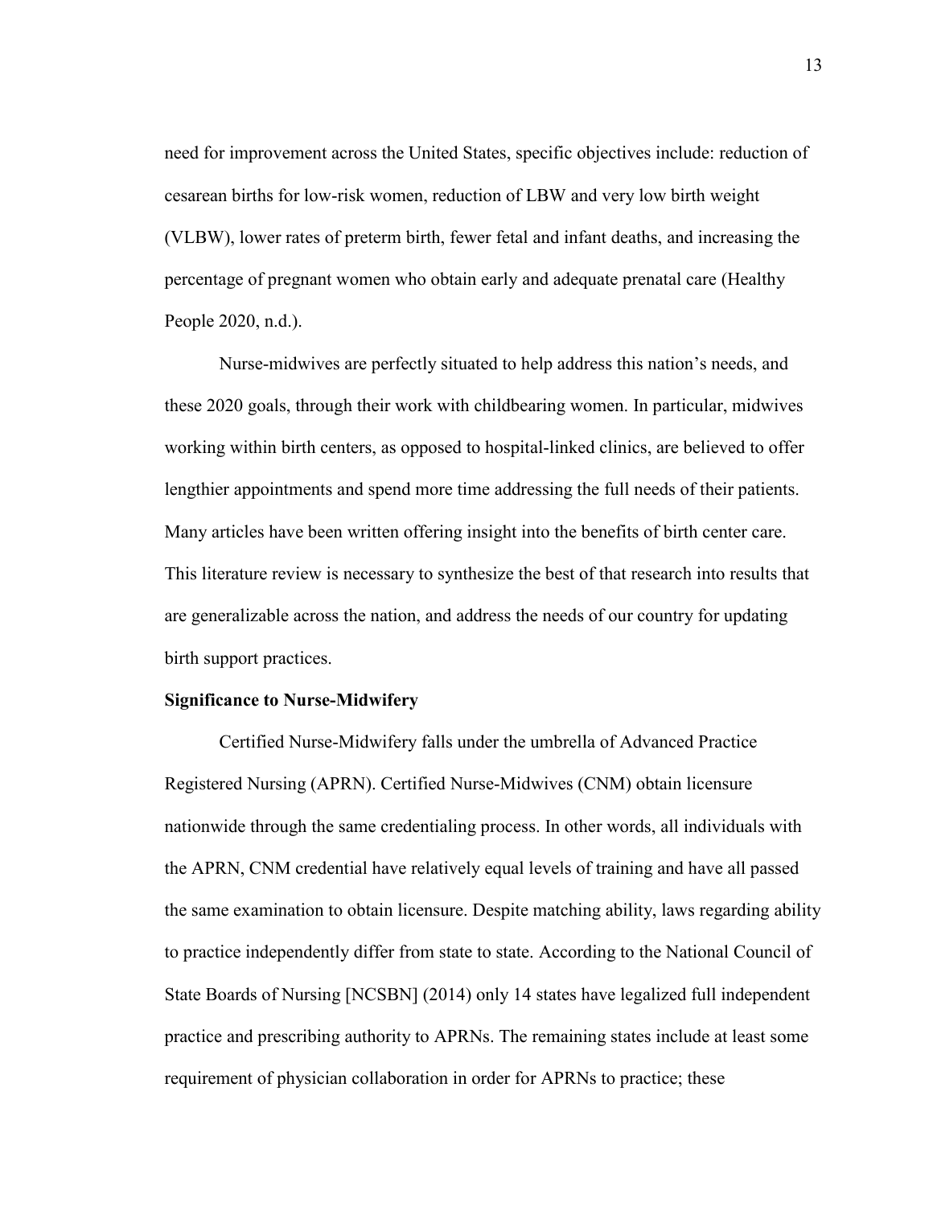need for improvement across the United States, specific objectives include: reduction of cesarean births for low-risk women, reduction of LBW and very low birth weight (VLBW), lower rates of preterm birth, fewer fetal and infant deaths, and increasing the percentage of pregnant women who obtain early and adequate prenatal care (Healthy People 2020, n.d.).

Nurse-midwives are perfectly situated to help address this nation's needs, and these 2020 goals, through their work with childbearing women. In particular, midwives working within birth centers, as opposed to hospital-linked clinics, are believed to offer lengthier appointments and spend more time addressing the full needs of their patients. Many articles have been written offering insight into the benefits of birth center care. This literature review is necessary to synthesize the best of that research into results that are generalizable across the nation, and address the needs of our country for updating birth support practices.

**Significance to Nurse-Midwifery**

Certified Nurse-Midwifery falls under the umbrella of Advanced Practice Registered Nursing (APRN). Certified Nurse-Midwives (CNM) obtain licensure nationwide through the same credentialing process. In other words, all individuals with the APRN, CNM credential have relatively equal levels of training and have all passed the same examination to obtain licensure. Despite matching ability, laws regarding ability to practice independently differ from state to state. According to the National Council of State Boards of Nursing [NCSBN] (2014) only 14 states have legalized full independent practice and prescribing authority to APRNs. The remaining states include at least some requirement of physician collaboration in order for APRNs to practice; these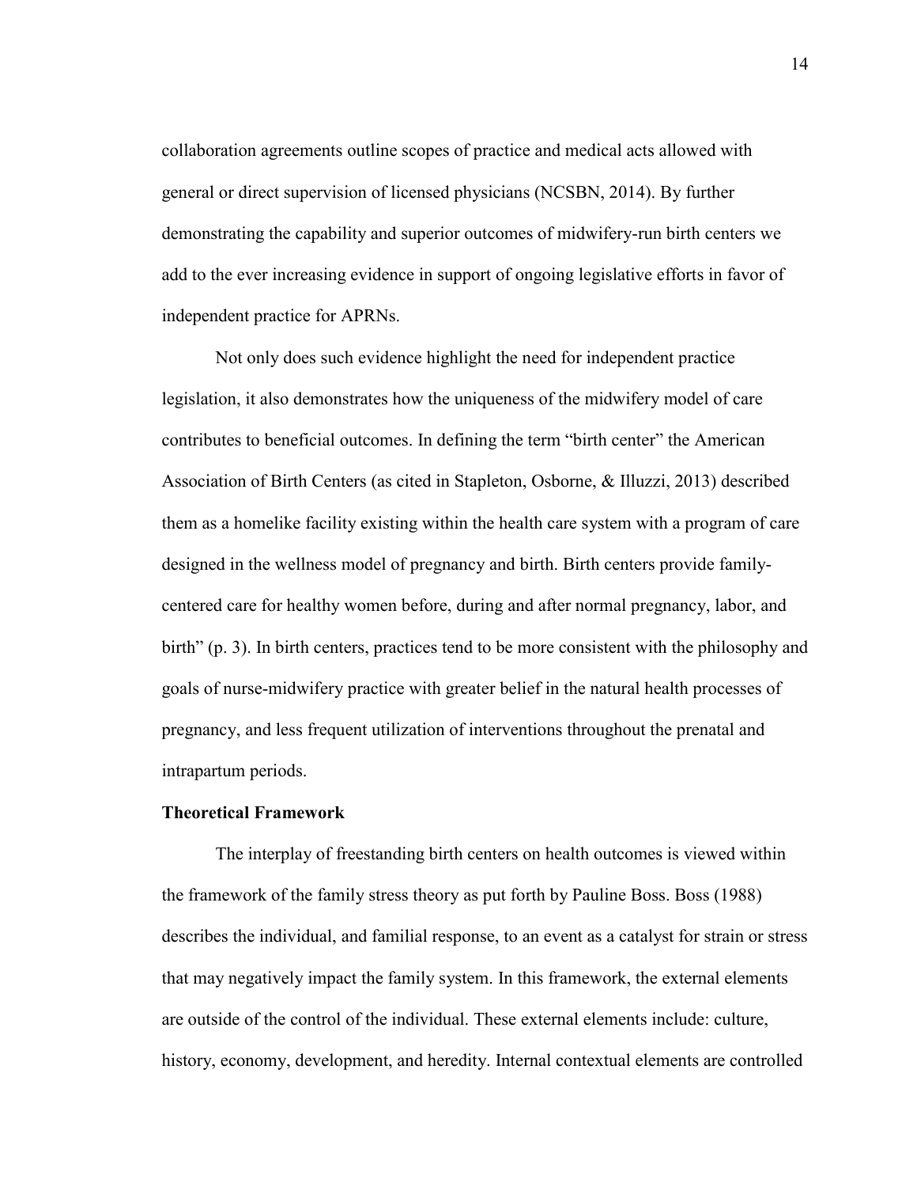collaboration agreements outline scopes of practice and medical acts allowed with general or direct supervision of licensed physicians (NCSBN, 2014). By further demonstrating the capability and superior outcomes of midwifery-run birth centers we add to the ever increasing evidence in support of ongoing legislative efforts in favor of independent practice for APRNs.

Not only does such evidence highlight the need for independent practice legislation, it also demonstrates how the uniqueness of the midwifery model of care contributes to beneficial outcomes. In defining the term "birth center" the American Association of Birth Centers (as cited in Stapleton, Osborne, & Illuzzi, 2013) described them as a homelike facility existing within the health care system with a program of care designed in the wellness model of pregnancy and birth. Birth centers provide family-centered care for healthy women before, during and after normal pregnancy, labor, and birth" (p. 3). In birth centers, practices tend to be more consistent with the philosophy and goals of nurse-midwifery practice with greater belief in the natural health processes of pregnancy, and less frequent utilization of interventions throughout the prenatal and intrapartum periods.

**Theoretical Framework**

The interplay of freestanding birth centers on health outcomes is viewed within the framework of the family stress theory as put forth by Pauline Boss. Boss (1988) describes the individual, and familial response, to an event as a catalyst for strain or stress that may negatively impact the family system. In this framework, the external elements are outside of the control of the individual. These external elements include: culture, history, economy, development, and heredity. Internal contextual elements are controlled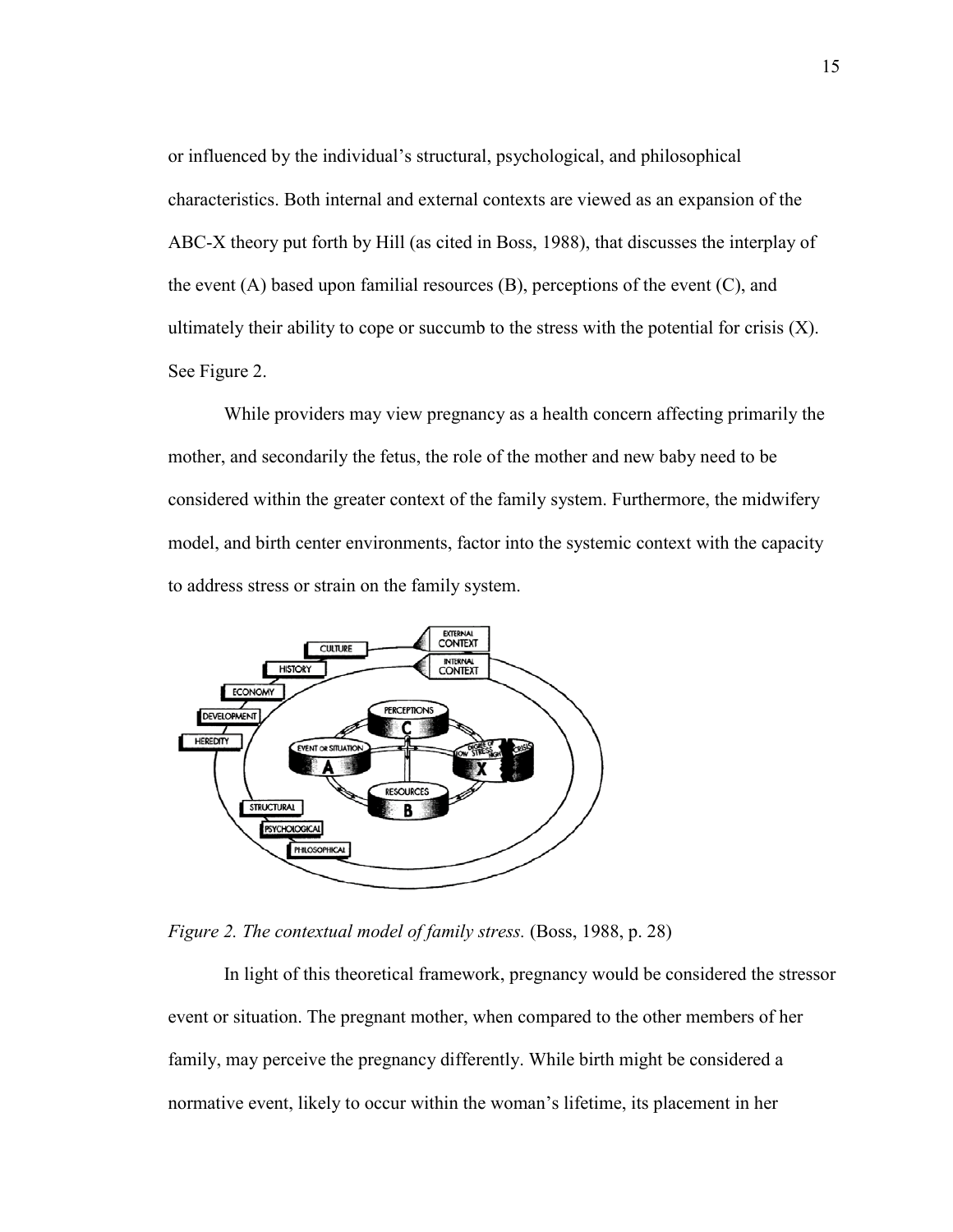or influenced by the individual's structural, psychological, and philosophical characteristics. Both internal and external contexts are viewed as an expansion of the ABC-X theory put forth by Hill (as cited in Boss, 1988), that discusses the interplay of the event (A) based upon familial resources (B), perceptions of the event (C), and ultimately their ability to cope or succumb to the stress with the potential for crisis (X). See Figure 2.

While providers may view pregnancy as a health concern affecting primarily the mother, and secondarily the fetus, the role of the mother and new baby need to be considered within the greater context of the family system. Furthermore, the midwifery model, and birth center environments, factor into the systemic context with the capacity to address stress or strain on the family system.

*Figure 2. The contextual model of family stress.* (Boss, 1988, p. 28)

In light of this theoretical framework, pregnancy would be considered the stressor event or situation. The pregnant mother, when compared to the other members of her family, may perceive the pregnancy differently. While birth might be considered a normative event, likely to occur within the woman's lifetime, its placement in her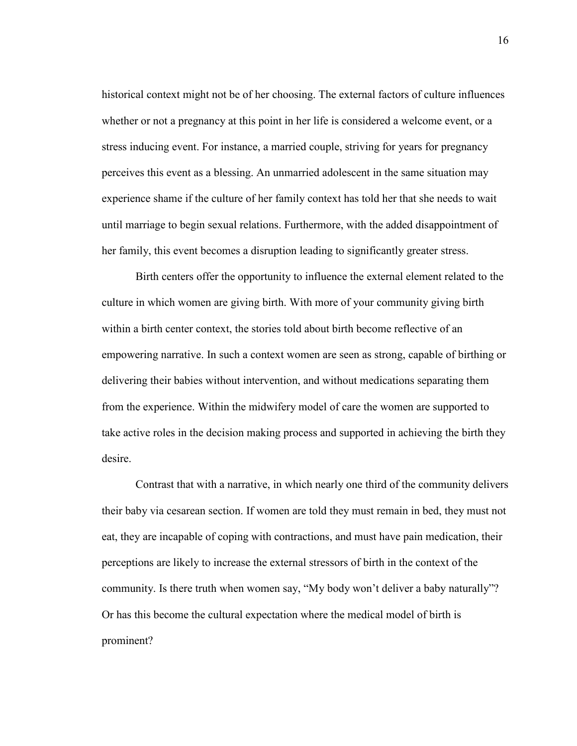historical context might not be of her choosing. The external factors of culture influences whether or not a pregnancy at this point in her life is considered a welcome event, or a stress inducing event. For instance, a married couple, striving for years for pregnancy perceives this event as a blessing. An unmarried adolescent in the same situation may experience shame if the culture of her family context has told her that she needs to wait until marriage to begin sexual relations. Furthermore, with the added disappointment of her family, this event becomes a disruption leading to significantly greater stress.

Birth centers offer the opportunity to influence the external element related to the culture in which women are giving birth. With more of your community giving birth within a birth center context, the stories told about birth become reflective of an empowering narrative. In such a context women are seen as strong, capable of birthing or delivering their babies without intervention, and without medications separating them from the experience. Within the midwifery model of care the women are supported to take active roles in the decision making process and supported in achieving the birth they desire.

Contrast that with a narrative, in which nearly one third of the community delivers their baby via cesarean section. If women are told they must remain in bed, they must not eat, they are incapable of coping with contractions, and must have pain medication, their perceptions are likely to increase the external stressors of birth in the context of the community. Is there truth when women say, "My body won't deliver a baby naturally"? Or has this become the cultural expectation where the medical model of birth is prominent?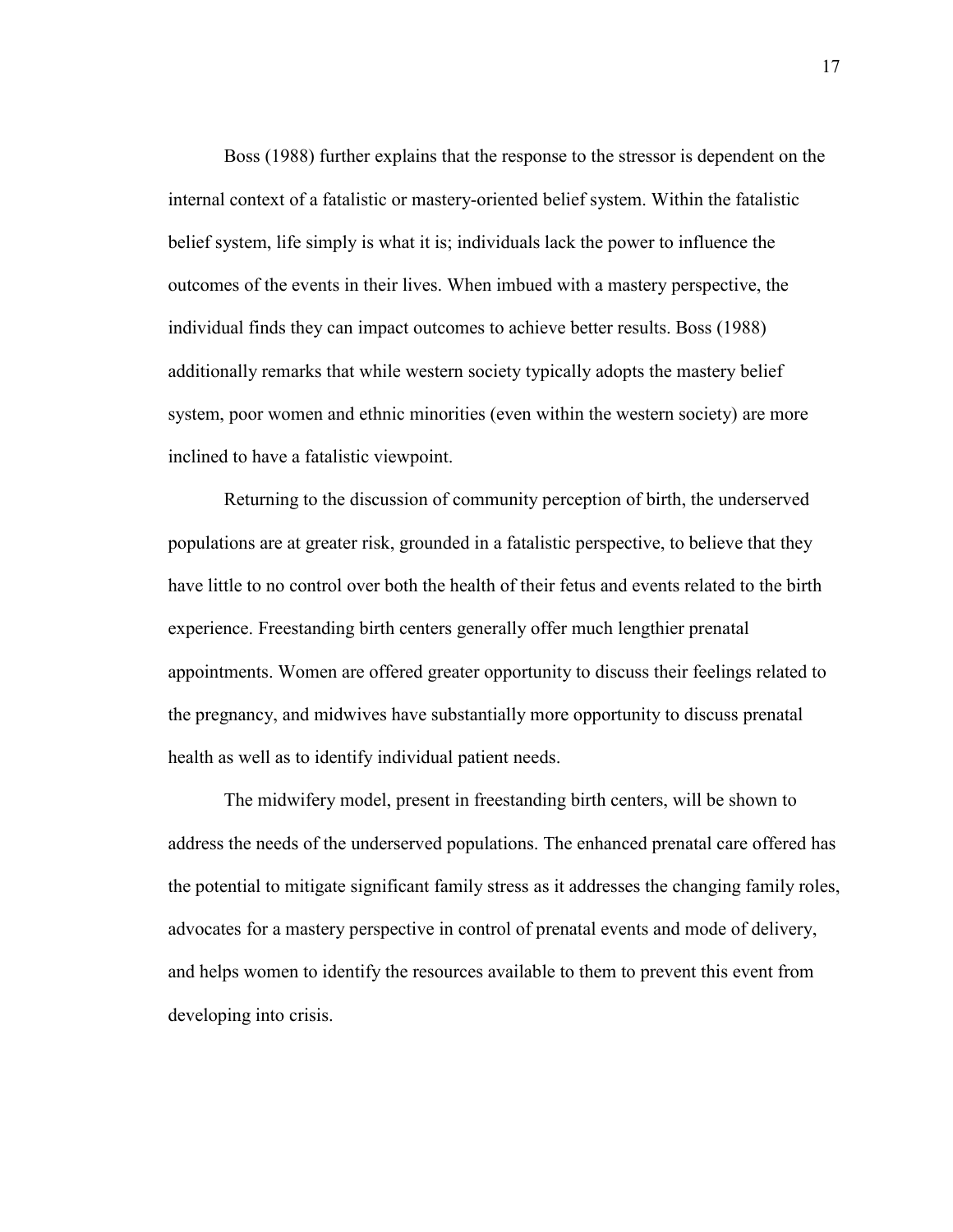Boss (1988) further explains that the response to the stressor is dependent on the internal context of a fatalistic or mastery-oriented belief system. Within the fatalistic belief system, life simply is what it is; individuals lack the power to influence the outcomes of the events in their lives. When imbued with a mastery perspective, the individual finds they can impact outcomes to achieve better results. Boss (1988) additionally remarks that while western society typically adopts the mastery belief system, poor women and ethnic minorities (even within the western society) are more inclined to have a fatalistic viewpoint.

Returning to the discussion of community perception of birth, the underserved populations are at greater risk, grounded in a fatalistic perspective, to believe that they have little to no control over both the health of their fetus and events related to the birth experience. Freestanding birth centers generally offer much lengthier prenatal appointments. Women are offered greater opportunity to discuss their feelings related to the pregnancy, and midwives have substantially more opportunity to discuss prenatal health as well as to identify individual patient needs.

The midwifery model, present in freestanding birth centers, will be shown to address the needs of the underserved populations. The enhanced prenatal care offered has the potential to mitigate significant family stress as it addresses the changing family roles, advocates for a mastery perspective in control of prenatal events and mode of delivery, and helps women to identify the resources available to them to prevent this event from developing into crisis.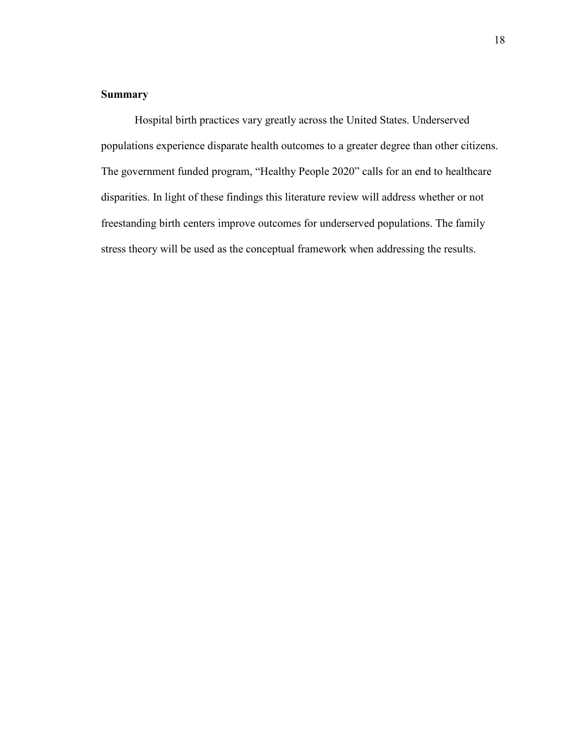**Summary**

Hospital birth practices vary greatly across the United States. Underserved populations experience disparate health outcomes to a greater degree than other citizens. The government funded program, "Healthy People 2020" calls for an end to healthcare disparities. In light of these findings this literature review will address whether or not freestanding birth centers improve outcomes for underserved populations. The family stress theory will be used as the conceptual framework when addressing the results.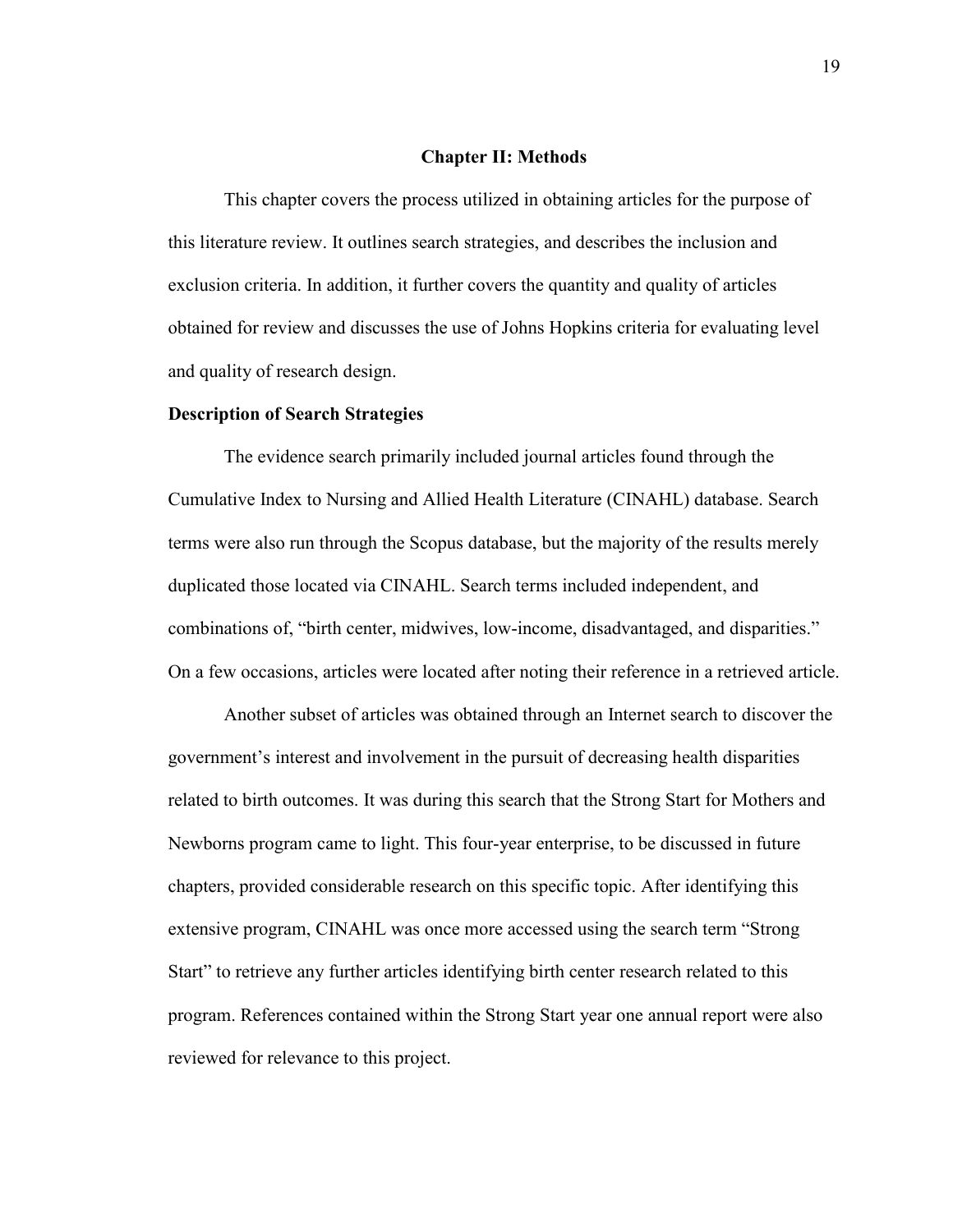# Chapter II: Methods

This chapter covers the process utilized in obtaining articles for the purpose of this literature review. It outlines search strategies, and describes the inclusion and exclusion criteria. In addition, it further covers the quantity and quality of articles obtained for review and discusses the use of Johns Hopkins criteria for evaluating level and quality of research design.

## Description of Search Strategies

The evidence search primarily included journal articles found through the Cumulative Index to Nursing and Allied Health Literature (CINAHL) database. Search terms were also run through the Scopus database, but the majority of the results merely duplicated those located via CINAHL. Search terms included independent, and combinations of, "birth center, midwives, low-income, disadvantaged, and disparities." On a few occasions, articles were located after noting their reference in a retrieved article.

Another subset of articles was obtained through an Internet search to discover the government's interest and involvement in the pursuit of decreasing health disparities related to birth outcomes. It was during this search that the Strong Start for Mothers and Newborns program came to light. This four-year enterprise, to be discussed in future chapters, provided considerable research on this specific topic. After identifying this extensive program, CINAHL was once more accessed using the search term "Strong Start" to retrieve any further articles identifying birth center research related to this program. References contained within the Strong Start year one annual report were also reviewed for relevance to this project.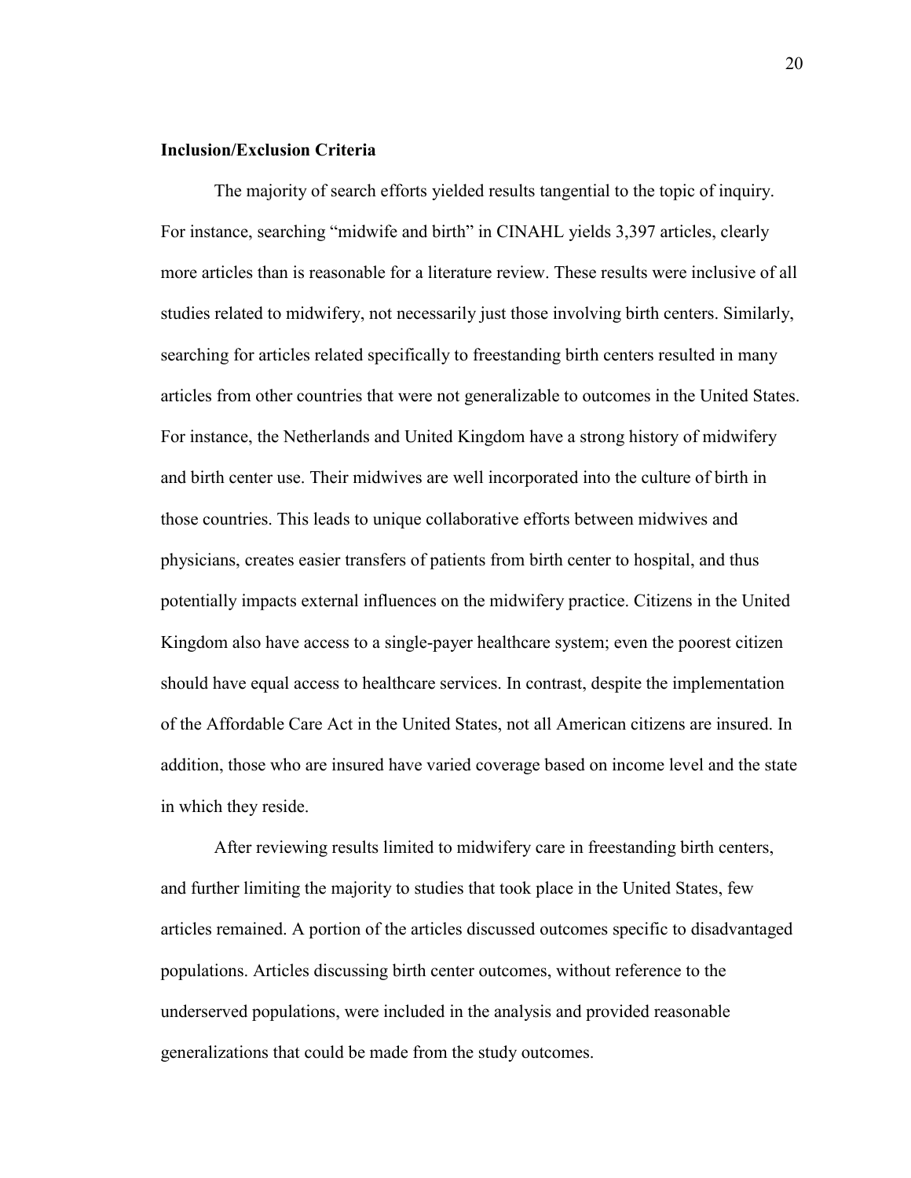**Inclusion/Exclusion Criteria**

The majority of search efforts yielded results tangential to the topic of inquiry. For instance, searching "midwife and birth" in CINAHL yields 3,397 articles, clearly more articles than is reasonable for a literature review. These results were inclusive of all studies related to midwifery, not necessarily just those involving birth centers. Similarly, searching for articles related specifically to freestanding birth centers resulted in many articles from other countries that were not generalizable to outcomes in the United States. For instance, the Netherlands and United Kingdom have a strong history of midwifery and birth center use. Their midwives are well incorporated into the culture of birth in those countries. This leads to unique collaborative efforts between midwives and physicians, creates easier transfers of patients from birth center to hospital, and thus potentially impacts external influences on the midwifery practice. Citizens in the United Kingdom also have access to a single-payer healthcare system; even the poorest citizen should have equal access to healthcare services. In contrast, despite the implementation of the Affordable Care Act in the United States, not all American citizens are insured. In addition, those who are insured have varied coverage based on income level and the state in which they reside.

After reviewing results limited to midwifery care in freestanding birth centers, and further limiting the majority to studies that took place in the United States, few articles remained. A portion of the articles discussed outcomes specific to disadvantaged populations. Articles discussing birth center outcomes, without reference to the underserved populations, were included in the analysis and provided reasonable generalizations that could be made from the study outcomes.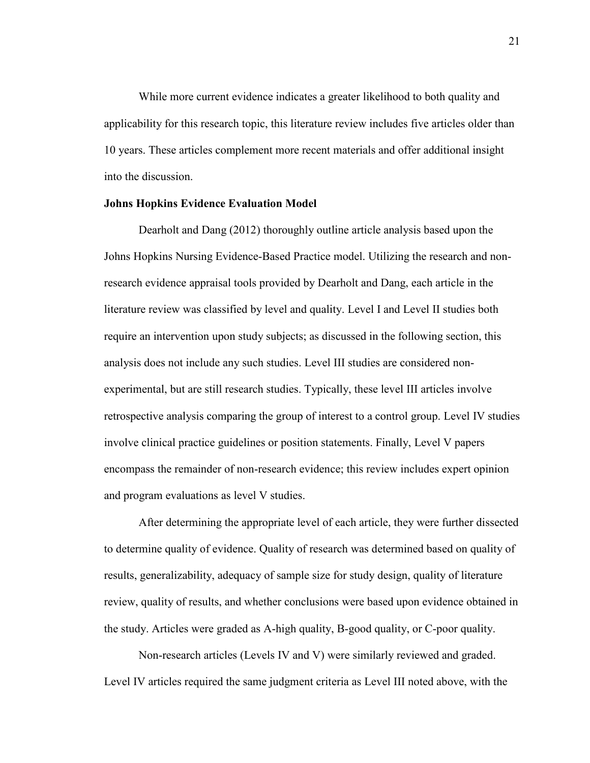While more current evidence indicates a greater likelihood to both quality and applicability for this research topic, this literature review includes five articles older than 10 years. These articles complement more recent materials and offer additional insight into the discussion.

**Johns Hopkins Evidence Evaluation Model**

Dearholt and Dang (2012) thoroughly outline article analysis based upon the Johns Hopkins Nursing Evidence-Based Practice model. Utilizing the research and non-research evidence appraisal tools provided by Dearholt and Dang, each article in the literature review was classified by level and quality. Level I and Level II studies both require an intervention upon study subjects; as discussed in the following section, this analysis does not include any such studies. Level III studies are considered non-experimental, but are still research studies. Typically, these level III articles involve retrospective analysis comparing the group of interest to a control group. Level IV studies involve clinical practice guidelines or position statements. Finally, Level V papers encompass the remainder of non-research evidence; this review includes expert opinion and program evaluations as level V studies.

After determining the appropriate level of each article, they were further dissected to determine quality of evidence. Quality of research was determined based on quality of results, generalizability, adequacy of sample size for study design, quality of literature review, quality of results, and whether conclusions were based upon evidence obtained in the study. Articles were graded as A-high quality, B-good quality, or C-poor quality.

Non-research articles (Levels IV and V) were similarly reviewed and graded. Level IV articles required the same judgment criteria as Level III noted above, with the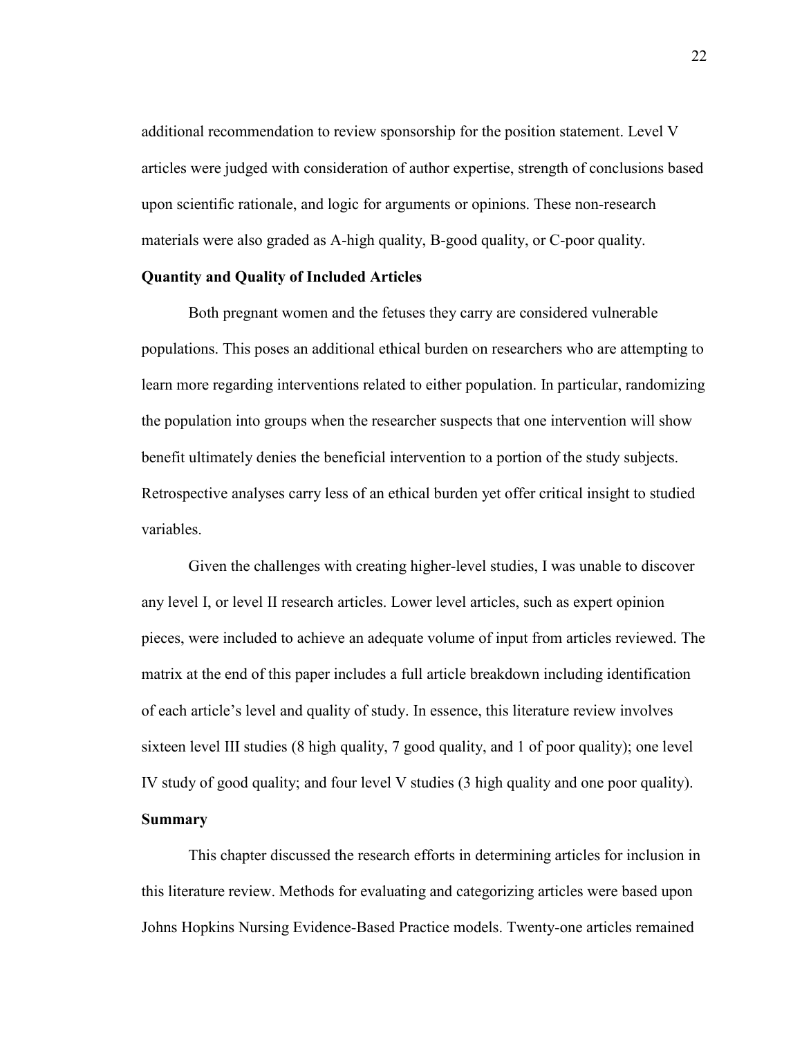additional recommendation to review sponsorship for the position statement. Level V articles were judged with consideration of author expertise, strength of conclusions based upon scientific rationale, and logic for arguments or opinions. These non-research materials were also graded as A-high quality, B-good quality, or C-poor quality.

## Quantity and Quality of Included Articles

Both pregnant women and the fetuses they carry are considered vulnerable populations. This poses an additional ethical burden on researchers who are attempting to learn more regarding interventions related to either population. In particular, randomizing the population into groups when the researcher suspects that one intervention will show benefit ultimately denies the beneficial intervention to a portion of the study subjects. Retrospective analyses carry less of an ethical burden yet offer critical insight to studied variables.

Given the challenges with creating higher-level studies, I was unable to discover any level I, or level II research articles. Lower level articles, such as expert opinion pieces, were included to achieve an adequate volume of input from articles reviewed. The matrix at the end of this paper includes a full article breakdown including identification of each article's level and quality of study. In essence, this literature review involves sixteen level III studies (8 high quality, 7 good quality, and 1 of poor quality); one level IV study of good quality; and four level V studies (3 high quality and one poor quality).

## Summary

This chapter discussed the research efforts in determining articles for inclusion in this literature review. Methods for evaluating and categorizing articles were based upon Johns Hopkins Nursing Evidence-Based Practice models. Twenty-one articles remained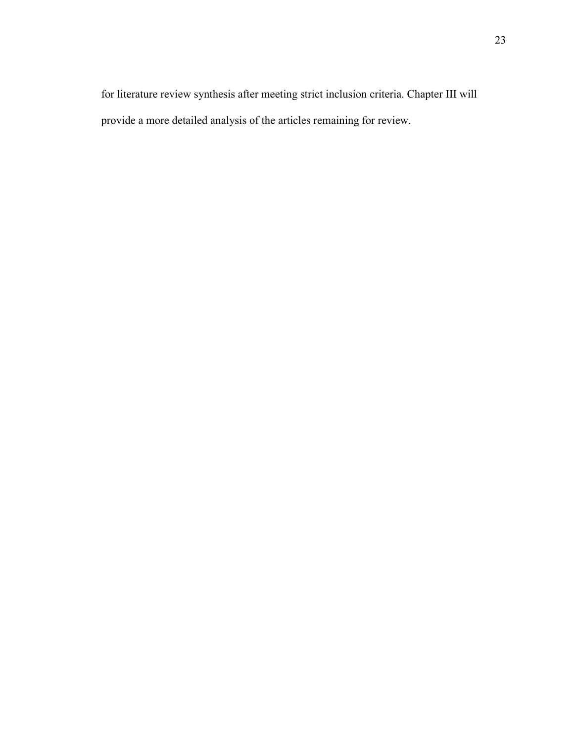for literature review synthesis after meeting strict inclusion criteria. Chapter III will provide a more detailed analysis of the articles remaining for review.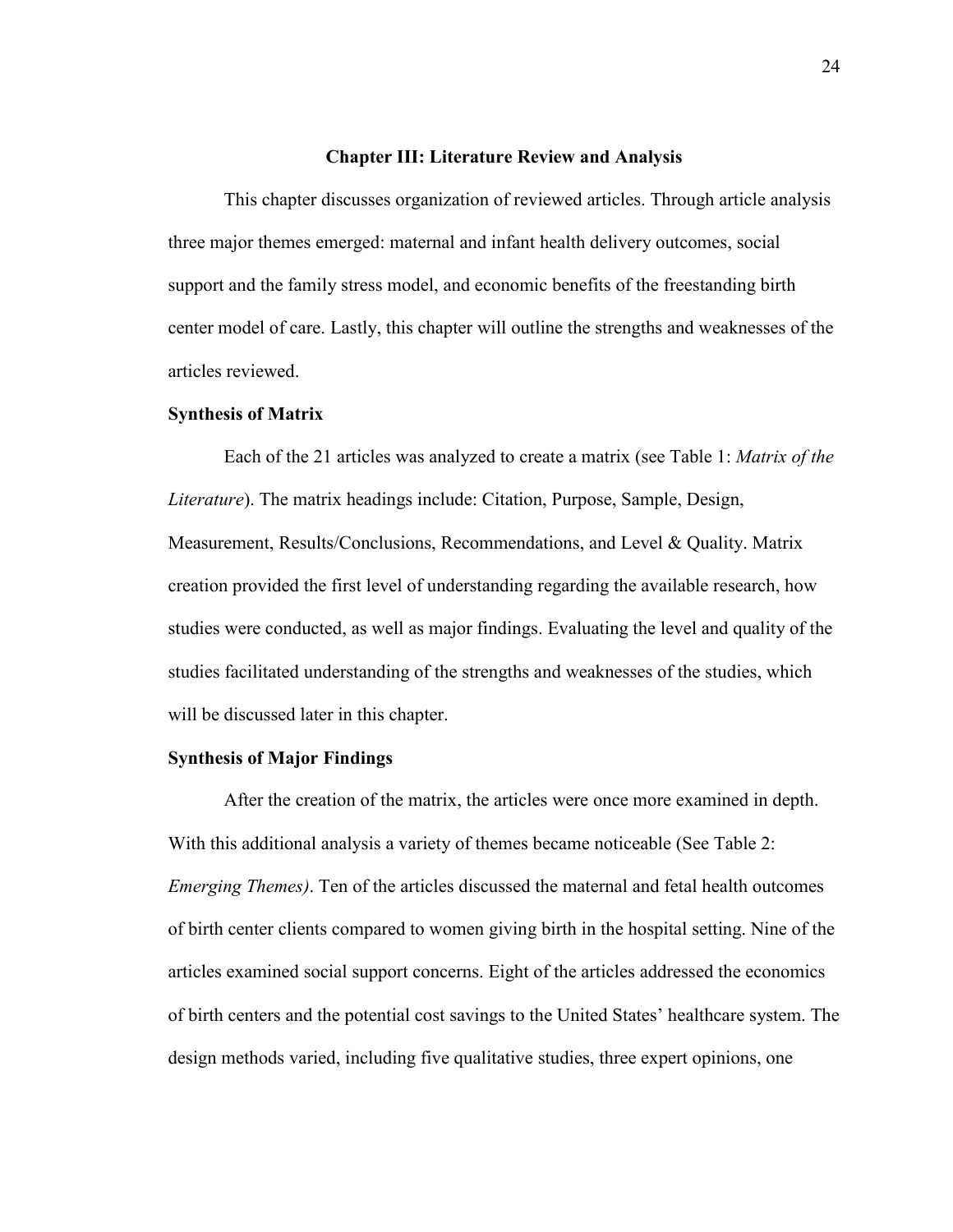## Chapter III: Literature Review and Analysis

This chapter discusses organization of reviewed articles. Through article analysis three major themes emerged: maternal and infant health delivery outcomes, social support and the family stress model, and economic benefits of the freestanding birth center model of care. Lastly, this chapter will outline the strengths and weaknesses of the articles reviewed.

### Synthesis of Matrix

Each of the 21 articles was analyzed to create a matrix (see Table 1: *Matrix of the Literature*). The matrix headings include: Citation, Purpose, Sample, Design, Measurement, Results/Conclusions, Recommendations, and Level & Quality. Matrix creation provided the first level of understanding regarding the available research, how studies were conducted, as well as major findings. Evaluating the level and quality of the studies facilitated understanding of the strengths and weaknesses of the studies, which will be discussed later in this chapter.

### Synthesis of Major Findings

After the creation of the matrix, the articles were once more examined in depth. With this additional analysis a variety of themes became noticeable (See Table 2: *Emerging Themes)*. Ten of the articles discussed the maternal and fetal health outcomes of birth center clients compared to women giving birth in the hospital setting. Nine of the articles examined social support concerns. Eight of the articles addressed the economics of birth centers and the potential cost savings to the United States' healthcare system. The design methods varied, including five qualitative studies, three expert opinions, one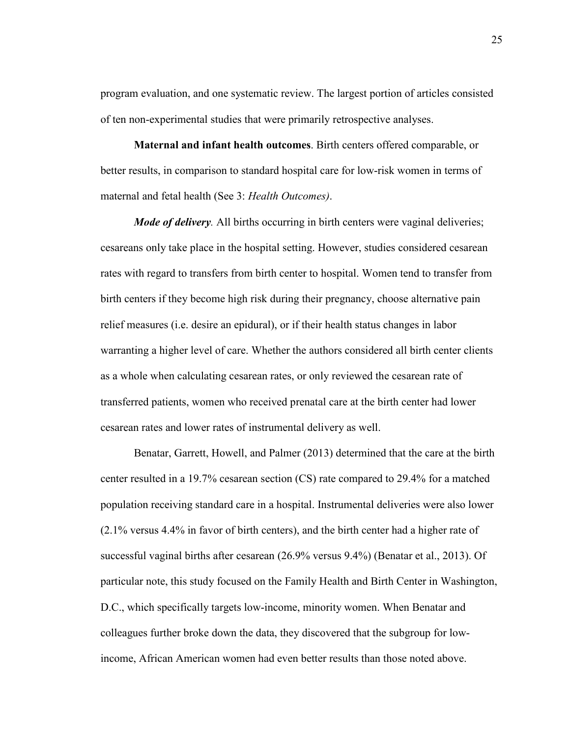program evaluation, and one systematic review. The largest portion of articles consisted of ten non-experimental studies that were primarily retrospective analyses.

**Maternal and infant health outcomes**. Birth centers offered comparable, or better results, in comparison to standard hospital care for low-risk women in terms of maternal and fetal health (See 3: *Health Outcomes)*.

***Mode of delivery*.** All births occurring in birth centers were vaginal deliveries; cesareans only take place in the hospital setting. However, studies considered cesarean rates with regard to transfers from birth center to hospital. Women tend to transfer from birth centers if they become high risk during their pregnancy, choose alternative pain relief measures (i.e. desire an epidural), or if their health status changes in labor warranting a higher level of care. Whether the authors considered all birth center clients as a whole when calculating cesarean rates, or only reviewed the cesarean rate of transferred patients, women who received prenatal care at the birth center had lower cesarean rates and lower rates of instrumental delivery as well.

Benatar, Garrett, Howell, and Palmer (2013) determined that the care at the birth center resulted in a 19.7% cesarean section (CS) rate compared to 29.4% for a matched population receiving standard care in a hospital. Instrumental deliveries were also lower (2.1% versus 4.4% in favor of birth centers), and the birth center had a higher rate of successful vaginal births after cesarean (26.9% versus 9.4%) (Benatar et al., 2013). Of particular note, this study focused on the Family Health and Birth Center in Washington, D.C., which specifically targets low-income, minority women. When Benatar and colleagues further broke down the data, they discovered that the subgroup for low-income, African American women had even better results than those noted above.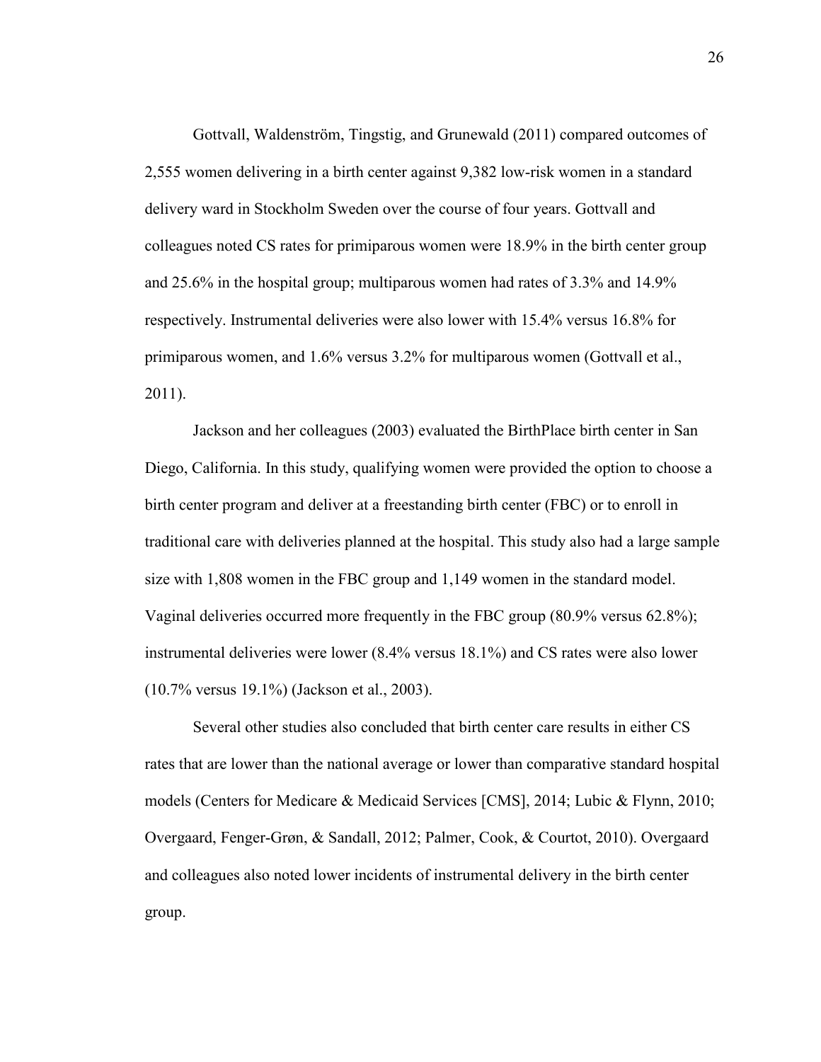Gottvall, Waldenström, Tingstig, and Grunewald (2011) compared outcomes of 2,555 women delivering in a birth center against 9,382 low-risk women in a standard delivery ward in Stockholm Sweden over the course of four years. Gottvall and colleagues noted CS rates for primiparous women were 18.9% in the birth center group and 25.6% in the hospital group; multiparous women had rates of 3.3% and 14.9% respectively. Instrumental deliveries were also lower with 15.4% versus 16.8% for primiparous women, and 1.6% versus 3.2% for multiparous women (Gottvall et al., 2011).

Jackson and her colleagues (2003) evaluated the BirthPlace birth center in San Diego, California. In this study, qualifying women were provided the option to choose a birth center program and deliver at a freestanding birth center (FBC) or to enroll in traditional care with deliveries planned at the hospital. This study also had a large sample size with 1,808 women in the FBC group and 1,149 women in the standard model. Vaginal deliveries occurred more frequently in the FBC group (80.9% versus 62.8%); instrumental deliveries were lower (8.4% versus 18.1%) and CS rates were also lower (10.7% versus 19.1%) (Jackson et al., 2003).

Several other studies also concluded that birth center care results in either CS rates that are lower than the national average or lower than comparative standard hospital models (Centers for Medicare & Medicaid Services [CMS], 2014; Lubic & Flynn, 2010; Overgaard, Fenger-Grøn, & Sandall, 2012; Palmer, Cook, & Courtot, 2010). Overgaard and colleagues also noted lower incidents of instrumental delivery in the birth center group.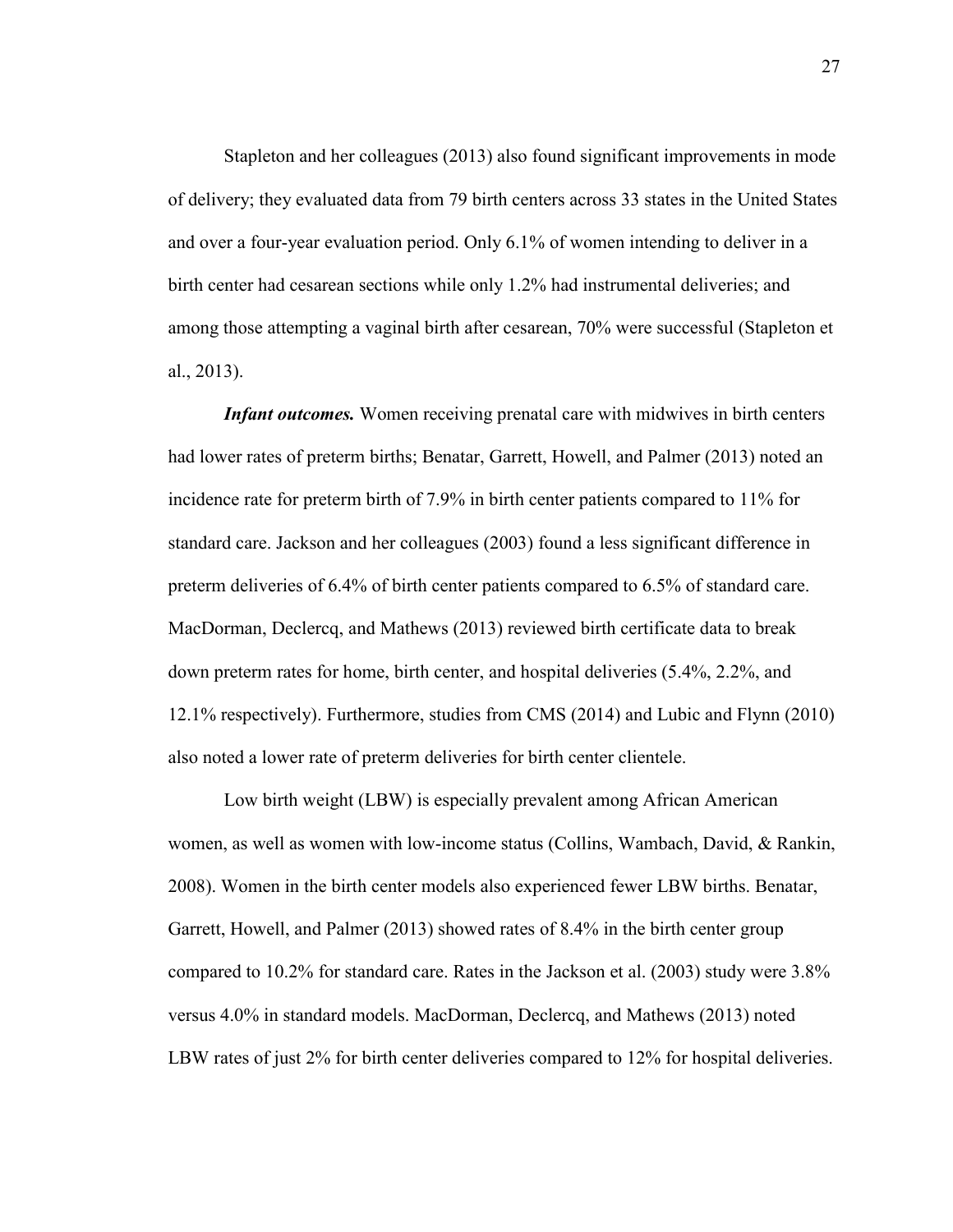Stapleton and her colleagues (2013) also found significant improvements in mode of delivery; they evaluated data from 79 birth centers across 33 states in the United States and over a four-year evaluation period. Only 6.1% of women intending to deliver in a birth center had cesarean sections while only 1.2% had instrumental deliveries; and among those attempting a vaginal birth after cesarean, 70% were successful (Stapleton et al., 2013).

***Infant outcomes.*** Women receiving prenatal care with midwives in birth centers had lower rates of preterm births; Benatar, Garrett, Howell, and Palmer (2013) noted an incidence rate for preterm birth of 7.9% in birth center patients compared to 11% for standard care. Jackson and her colleagues (2003) found a less significant difference in preterm deliveries of 6.4% of birth center patients compared to 6.5% of standard care. MacDorman, Declercq, and Mathews (2013) reviewed birth certificate data to break down preterm rates for home, birth center, and hospital deliveries (5.4%, 2.2%, and 12.1% respectively). Furthermore, studies from CMS (2014) and Lubic and Flynn (2010) also noted a lower rate of preterm deliveries for birth center clientele.

Low birth weight (LBW) is especially prevalent among African American women, as well as women with low-income status (Collins, Wambach, David, & Rankin, 2008). Women in the birth center models also experienced fewer LBW births. Benatar, Garrett, Howell, and Palmer (2013) showed rates of 8.4% in the birth center group compared to 10.2% for standard care. Rates in the Jackson et al. (2003) study were 3.8% versus 4.0% in standard models. MacDorman, Declercq, and Mathews (2013) noted LBW rates of just 2% for birth center deliveries compared to 12% for hospital deliveries.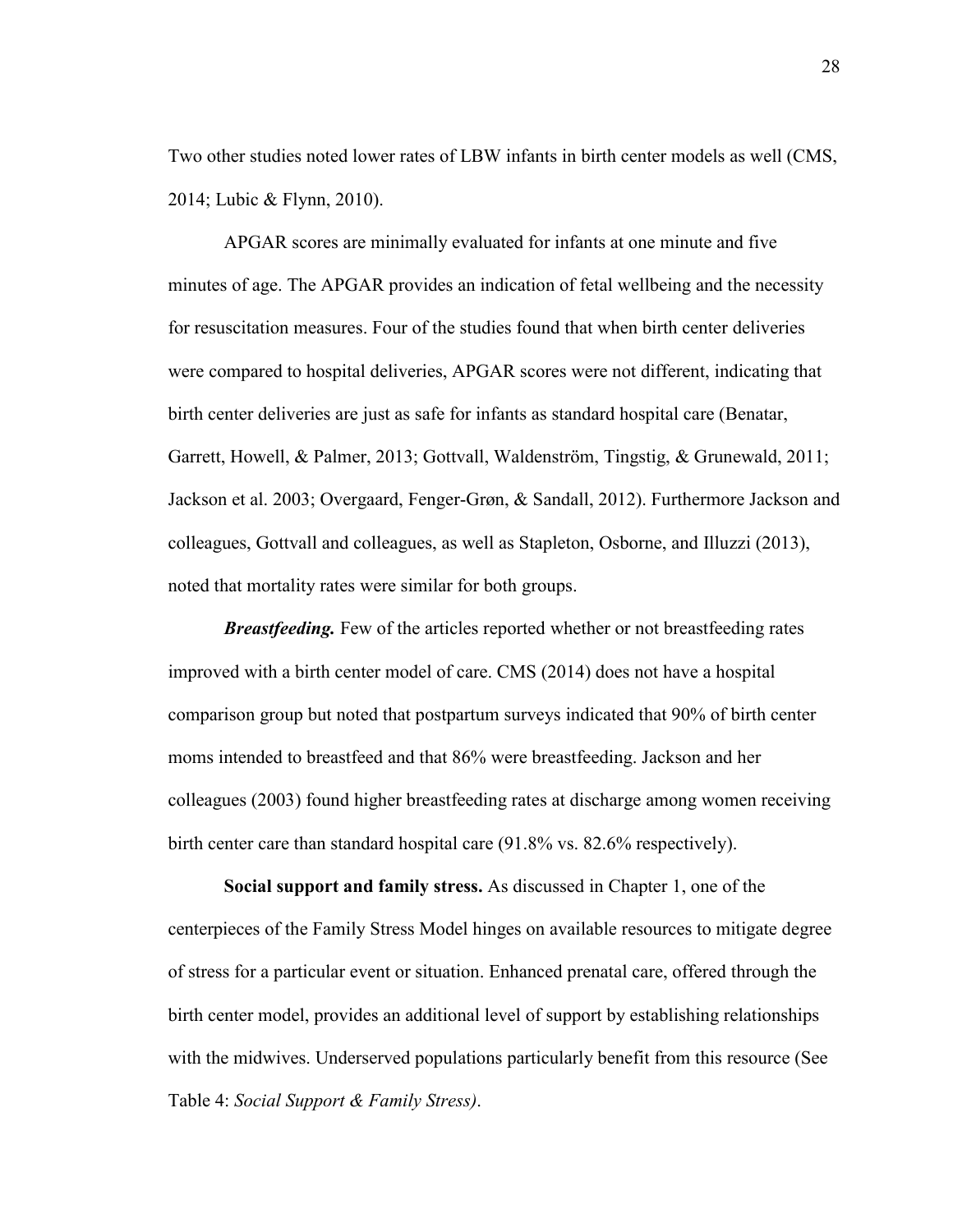Two other studies noted lower rates of LBW infants in birth center models as well (CMS, 2014; Lubic & Flynn, 2010).

APGAR scores are minimally evaluated for infants at one minute and five minutes of age. The APGAR provides an indication of fetal wellbeing and the necessity for resuscitation measures. Four of the studies found that when birth center deliveries were compared to hospital deliveries, APGAR scores were not different, indicating that birth center deliveries are just as safe for infants as standard hospital care (Benatar, Garrett, Howell, & Palmer, 2013; Gottvall, Waldenström, Tingstig, & Grunewald, 2011; Jackson et al. 2003; Overgaard, Fenger-Grøn, & Sandall, 2012). Furthermore Jackson and colleagues, Gottvall and colleagues, as well as Stapleton, Osborne, and Illuzzi (2013), noted that mortality rates were similar for both groups.

***Breastfeeding.*** Few of the articles reported whether or not breastfeeding rates improved with a birth center model of care. CMS (2014) does not have a hospital comparison group but noted that postpartum surveys indicated that 90% of birth center moms intended to breastfeed and that 86% were breastfeeding. Jackson and her colleagues (2003) found higher breastfeeding rates at discharge among women receiving birth center care than standard hospital care (91.8% vs. 82.6% respectively).

**Social support and family stress.** As discussed in Chapter 1, one of the centerpieces of the Family Stress Model hinges on available resources to mitigate degree of stress for a particular event or situation. Enhanced prenatal care, offered through the birth center model, provides an additional level of support by establishing relationships with the midwives. Underserved populations particularly benefit from this resource (See Table 4: *Social Support & Family Stress)*.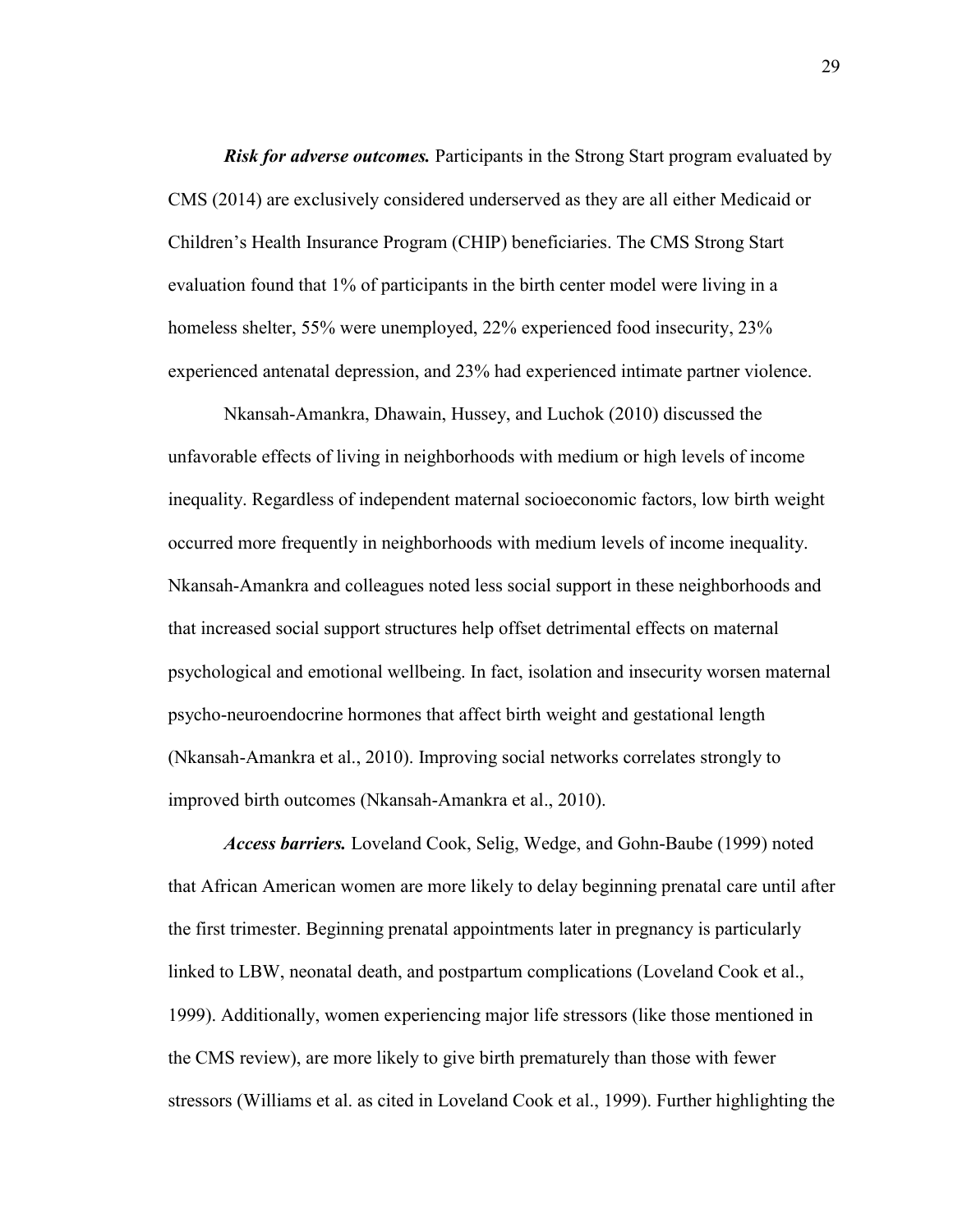***Risk for adverse outcomes.*** Participants in the Strong Start program evaluated by CMS (2014) are exclusively considered underserved as they are all either Medicaid or Children's Health Insurance Program (CHIP) beneficiaries. The CMS Strong Start evaluation found that 1% of participants in the birth center model were living in a homeless shelter, 55% were unemployed, 22% experienced food insecurity, 23% experienced antenatal depression, and 23% had experienced intimate partner violence.

Nkansah-Amankra, Dhawain, Hussey, and Luchok (2010) discussed the unfavorable effects of living in neighborhoods with medium or high levels of income inequality. Regardless of independent maternal socioeconomic factors, low birth weight occurred more frequently in neighborhoods with medium levels of income inequality. Nkansah-Amankra and colleagues noted less social support in these neighborhoods and that increased social support structures help offset detrimental effects on maternal psychological and emotional wellbeing. In fact, isolation and insecurity worsen maternal psycho-neuroendocrine hormones that affect birth weight and gestational length (Nkansah-Amankra et al., 2010). Improving social networks correlates strongly to improved birth outcomes (Nkansah-Amankra et al., 2010).

***Access barriers.*** Loveland Cook, Selig, Wedge, and Gohn-Baube (1999) noted that African American women are more likely to delay beginning prenatal care until after the first trimester. Beginning prenatal appointments later in pregnancy is particularly linked to LBW, neonatal death, and postpartum complications (Loveland Cook et al., 1999). Additionally, women experiencing major life stressors (like those mentioned in the CMS review), are more likely to give birth prematurely than those with fewer stressors (Williams et al. as cited in Loveland Cook et al., 1999). Further highlighting the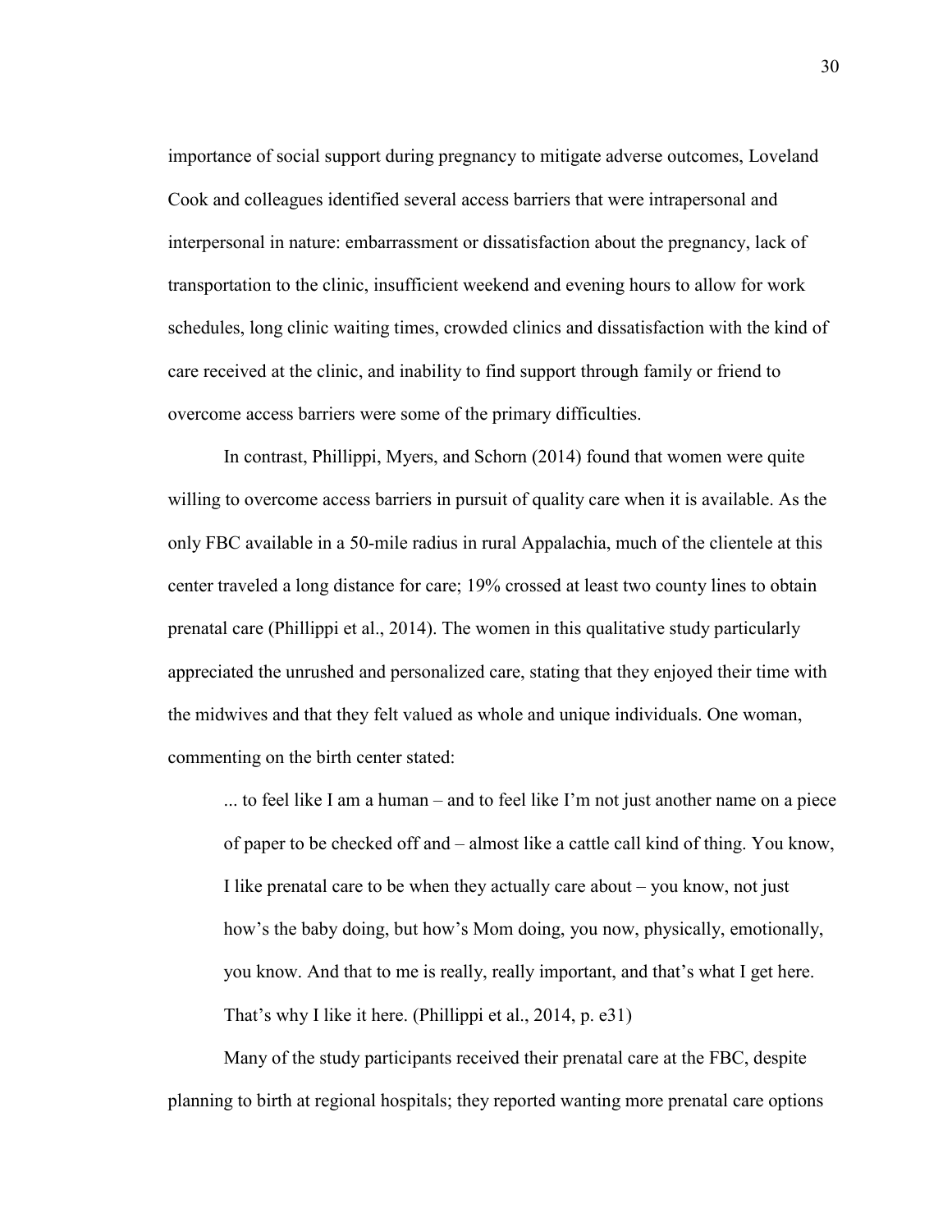importance of social support during pregnancy to mitigate adverse outcomes, Loveland Cook and colleagues identified several access barriers that were intrapersonal and interpersonal in nature: embarrassment or dissatisfaction about the pregnancy, lack of transportation to the clinic, insufficient weekend and evening hours to allow for work schedules, long clinic waiting times, crowded clinics and dissatisfaction with the kind of care received at the clinic, and inability to find support through family or friend to overcome access barriers were some of the primary difficulties.

In contrast, Phillippi, Myers, and Schorn (2014) found that women were quite willing to overcome access barriers in pursuit of quality care when it is available. As the only FBC available in a 50-mile radius in rural Appalachia, much of the clientele at this center traveled a long distance for care; 19% crossed at least two county lines to obtain prenatal care (Phillippi et al., 2014). The women in this qualitative study particularly appreciated the unrushed and personalized care, stating that they enjoyed their time with the midwives and that they felt valued as whole and unique individuals. One woman, commenting on the birth center stated:

> ... to feel like I am a human – and to feel like I'm not just another name on a piece of paper to be checked off and – almost like a cattle call kind of thing. You know, I like prenatal care to be when they actually care about – you know, not just how's the baby doing, but how's Mom doing, you now, physically, emotionally, you know. And that to me is really, really important, and that's what I get here. That's why I like it here. (Phillippi et al., 2014, p. e31)

Many of the study participants received their prenatal care at the FBC, despite planning to birth at regional hospitals; they reported wanting more prenatal care options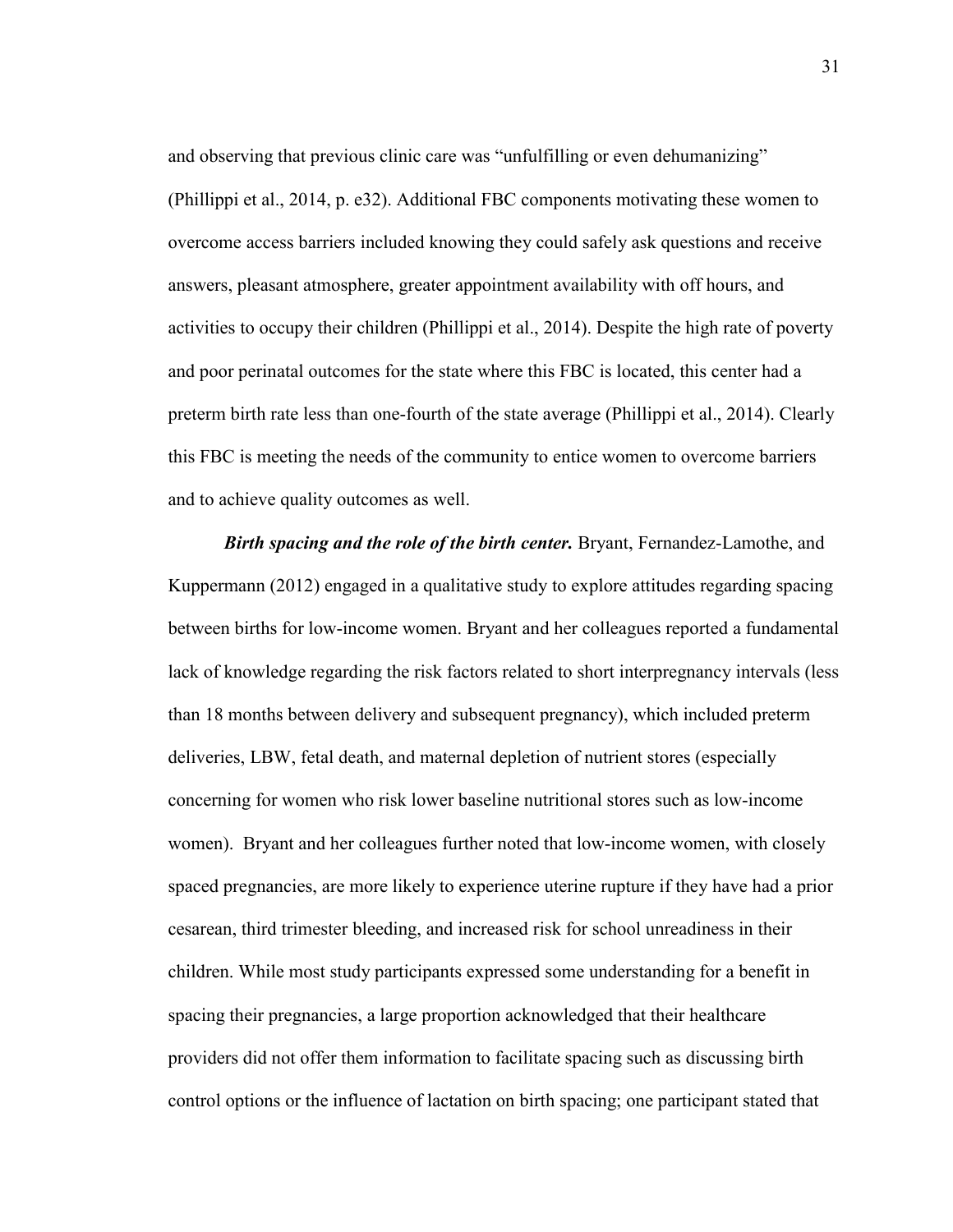and observing that previous clinic care was "unfulfilling or even dehumanizing" (Phillippi et al., 2014, p. e32). Additional FBC components motivating these women to overcome access barriers included knowing they could safely ask questions and receive answers, pleasant atmosphere, greater appointment availability with off hours, and activities to occupy their children (Phillippi et al., 2014). Despite the high rate of poverty and poor perinatal outcomes for the state where this FBC is located, this center had a preterm birth rate less than one-fourth of the state average (Phillippi et al., 2014). Clearly this FBC is meeting the needs of the community to entice women to overcome barriers and to achieve quality outcomes as well.

***Birth spacing and the role of the birth center.*** Bryant, Fernandez-Lamothe, and Kuppermann (2012) engaged in a qualitative study to explore attitudes regarding spacing between births for low-income women. Bryant and her colleagues reported a fundamental lack of knowledge regarding the risk factors related to short interpregnancy intervals (less than 18 months between delivery and subsequent pregnancy), which included preterm deliveries, LBW, fetal death, and maternal depletion of nutrient stores (especially concerning for women who risk lower baseline nutritional stores such as low-income women). Bryant and her colleagues further noted that low-income women, with closely spaced pregnancies, are more likely to experience uterine rupture if they have had a prior cesarean, third trimester bleeding, and increased risk for school unreadiness in their children. While most study participants expressed some understanding for a benefit in spacing their pregnancies, a large proportion acknowledged that their healthcare providers did not offer them information to facilitate spacing such as discussing birth control options or the influence of lactation on birth spacing; one participant stated that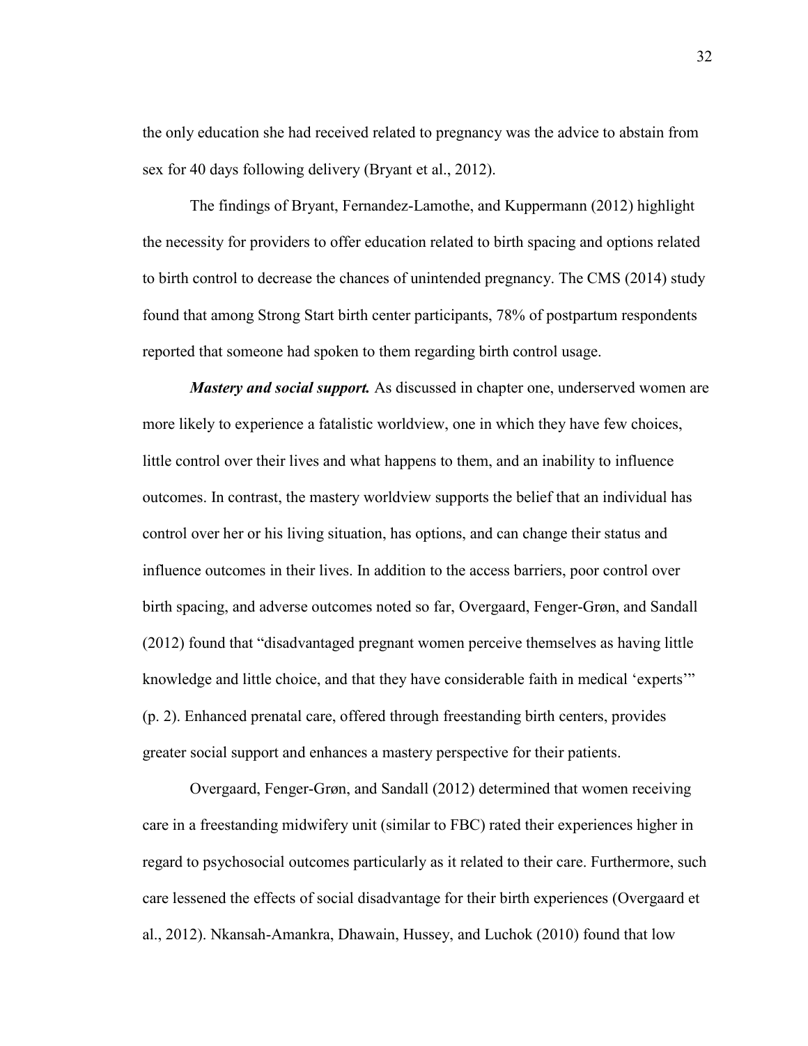the only education she had received related to pregnancy was the advice to abstain from sex for 40 days following delivery (Bryant et al., 2012).

The findings of Bryant, Fernandez-Lamothe, and Kuppermann (2012) highlight the necessity for providers to offer education related to birth spacing and options related to birth control to decrease the chances of unintended pregnancy. The CMS (2014) study found that among Strong Start birth center participants, 78% of postpartum respondents reported that someone had spoken to them regarding birth control usage.

***Mastery and social support.*** As discussed in chapter one, underserved women are more likely to experience a fatalistic worldview, one in which they have few choices, little control over their lives and what happens to them, and an inability to influence outcomes. In contrast, the mastery worldview supports the belief that an individual has control over her or his living situation, has options, and can change their status and influence outcomes in their lives. In addition to the access barriers, poor control over birth spacing, and adverse outcomes noted so far, Overgaard, Fenger-Grøn, and Sandall (2012) found that "disadvantaged pregnant women perceive themselves as having little knowledge and little choice, and that they have considerable faith in medical 'experts'" (p. 2). Enhanced prenatal care, offered through freestanding birth centers, provides greater social support and enhances a mastery perspective for their patients.

Overgaard, Fenger-Grøn, and Sandall (2012) determined that women receiving care in a freestanding midwifery unit (similar to FBC) rated their experiences higher in regard to psychosocial outcomes particularly as it related to their care. Furthermore, such care lessened the effects of social disadvantage for their birth experiences (Overgaard et al., 2012). Nkansah-Amankra, Dhawain, Hussey, and Luchok (2010) found that low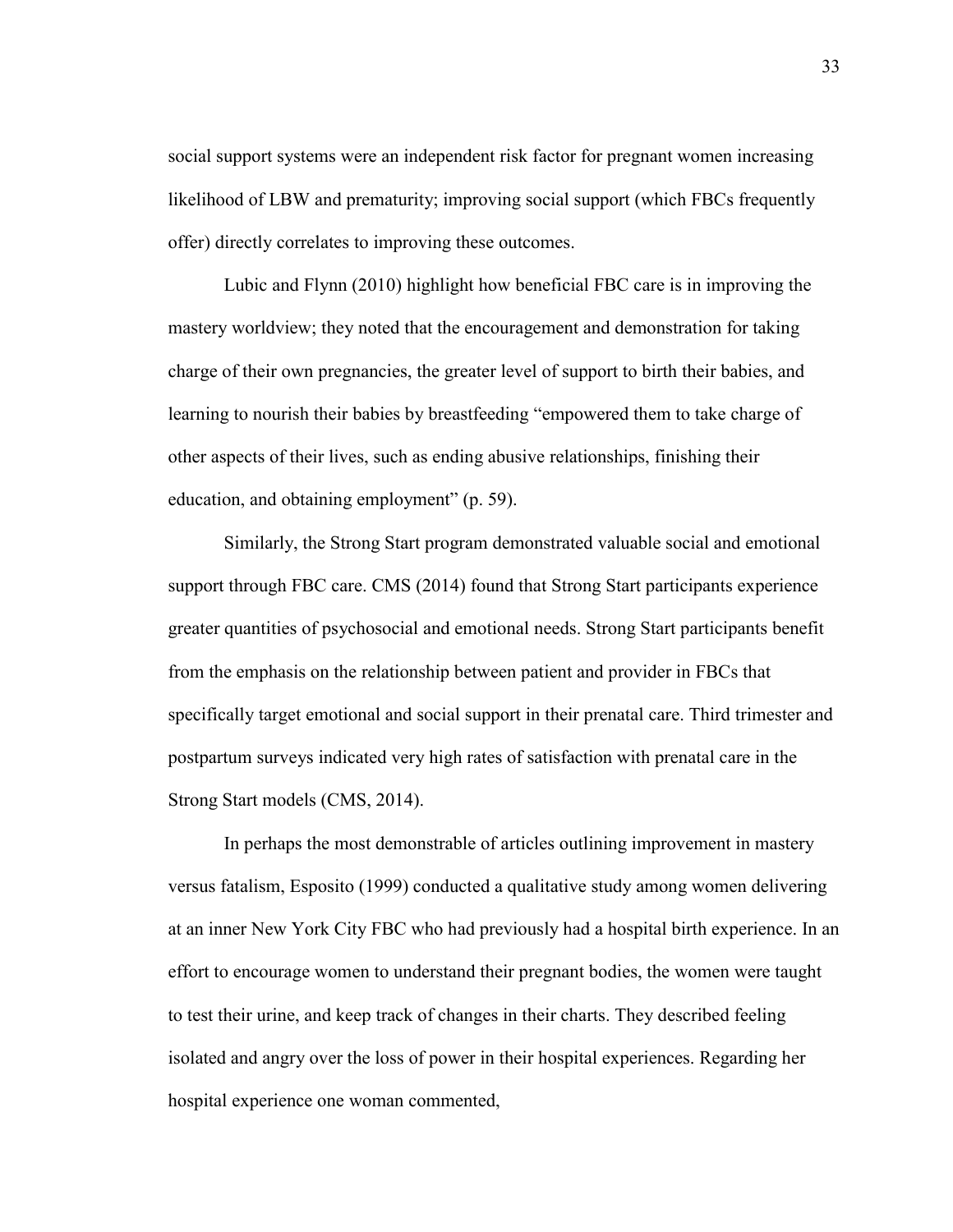social support systems were an independent risk factor for pregnant women increasing likelihood of LBW and prematurity; improving social support (which FBCs frequently offer) directly correlates to improving these outcomes.

Lubic and Flynn (2010) highlight how beneficial FBC care is in improving the mastery worldview; they noted that the encouragement and demonstration for taking charge of their own pregnancies, the greater level of support to birth their babies, and learning to nourish their babies by breastfeeding "empowered them to take charge of other aspects of their lives, such as ending abusive relationships, finishing their education, and obtaining employment" (p. 59).

Similarly, the Strong Start program demonstrated valuable social and emotional support through FBC care. CMS (2014) found that Strong Start participants experience greater quantities of psychosocial and emotional needs. Strong Start participants benefit from the emphasis on the relationship between patient and provider in FBCs that specifically target emotional and social support in their prenatal care. Third trimester and postpartum surveys indicated very high rates of satisfaction with prenatal care in the Strong Start models (CMS, 2014).

In perhaps the most demonstrable of articles outlining improvement in mastery versus fatalism, Esposito (1999) conducted a qualitative study among women delivering at an inner New York City FBC who had previously had a hospital birth experience. In an effort to encourage women to understand their pregnant bodies, the women were taught to test their urine, and keep track of changes in their charts. They described feeling isolated and angry over the loss of power in their hospital experiences. Regarding her hospital experience one woman commented,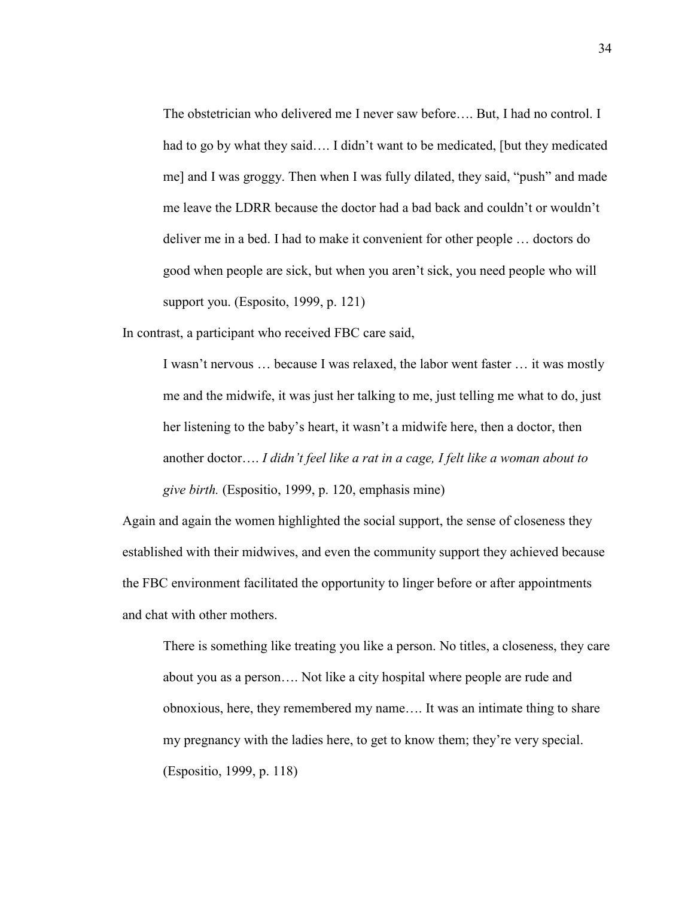> The obstetrician who delivered me I never saw before…. But, I had no control. I had to go by what they said…. I didn't want to be medicated, [but they medicated me] and I was groggy. Then when I was fully dilated, they said, "push" and made me leave the LDRR because the doctor had a bad back and couldn't or wouldn't deliver me in a bed. I had to make it convenient for other people … doctors do good when people are sick, but when you aren't sick, you need people who will support you. (Esposito, 1999, p. 121)

In contrast, a participant who received FBC care said,

> I wasn't nervous … because I was relaxed, the labor went faster … it was mostly me and the midwife, it was just her talking to me, just telling me what to do, just her listening to the baby's heart, it wasn't a midwife here, then a doctor, then another doctor…. *I didn't feel like a rat in a cage, I felt like a woman about to give birth.* (Espositio, 1999, p. 120, emphasis mine)

Again and again the women highlighted the social support, the sense of closeness they established with their midwives, and even the community support they achieved because the FBC environment facilitated the opportunity to linger before or after appointments and chat with other mothers.

> There is something like treating you like a person. No titles, a closeness, they care about you as a person…. Not like a city hospital where people are rude and obnoxious, here, they remembered my name…. It was an intimate thing to share my pregnancy with the ladies here, to get to know them; they're very special. (Espositio, 1999, p. 118)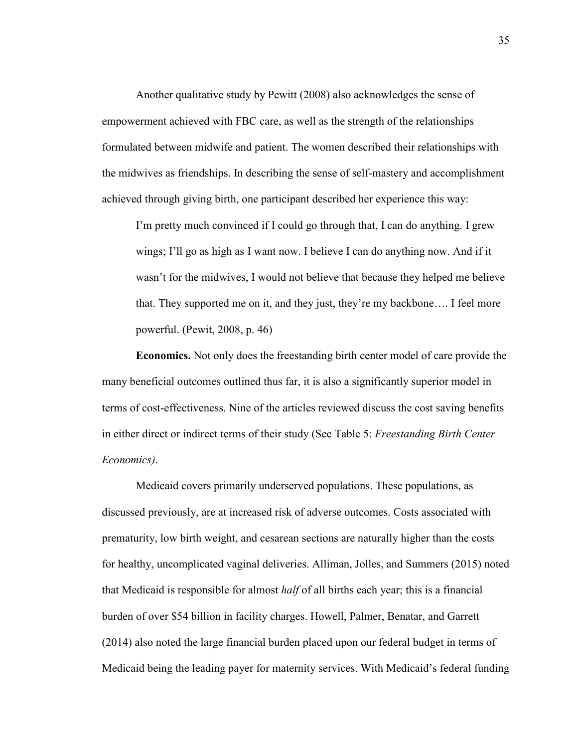Another qualitative study by Pewitt (2008) also acknowledges the sense of empowerment achieved with FBC care, as well as the strength of the relationships formulated between midwife and patient. The women described their relationships with the midwives as friendships. In describing the sense of self-mastery and accomplishment achieved through giving birth, one participant described her experience this way:

> I'm pretty much convinced if I could go through that, I can do anything. I grew wings; I'll go as high as I want now. I believe I can do anything now. And if it wasn't for the midwives, I would not believe that because they helped me believe that. They supported me on it, and they just, they're my backbone…. I feel more powerful. (Pewit, 2008, p. 46)

**Economics.** Not only does the freestanding birth center model of care provide the many beneficial outcomes outlined thus far, it is also a significantly superior model in terms of cost-effectiveness. Nine of the articles reviewed discuss the cost saving benefits in either direct or indirect terms of their study (See Table 5: *Freestanding Birth Center Economics)*.

Medicaid covers primarily underserved populations. These populations, as discussed previously, are at increased risk of adverse outcomes. Costs associated with prematurity, low birth weight, and cesarean sections are naturally higher than the costs for healthy, uncomplicated vaginal deliveries. Alliman, Jolles, and Summers (2015) noted that Medicaid is responsible for almost *half* of all births each year; this is a financial burden of over $54 billion in facility charges. Howell, Palmer, Benatar, and Garrett (2014) also noted the large financial burden placed upon our federal budget in terms of Medicaid being the leading payer for maternity services. With Medicaid's federal funding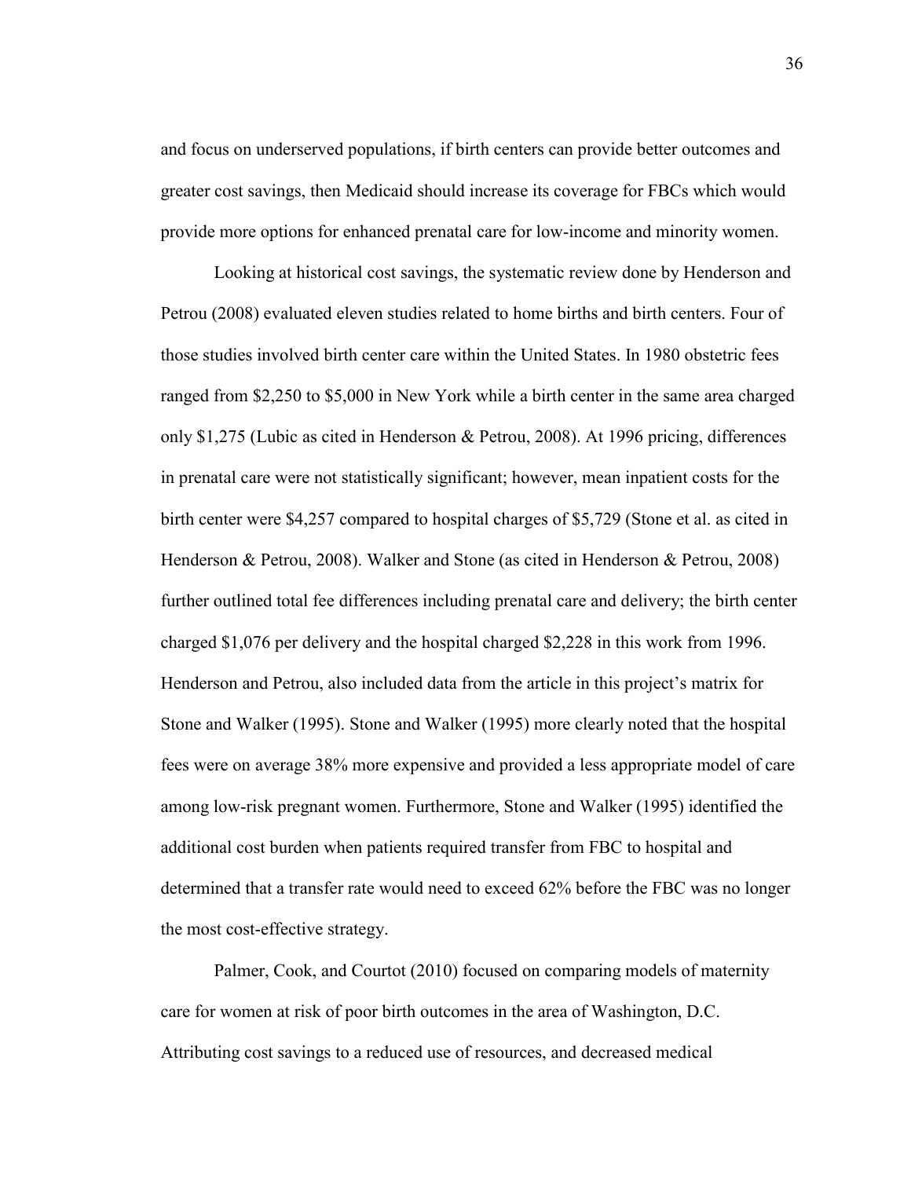and focus on underserved populations, if birth centers can provide better outcomes and greater cost savings, then Medicaid should increase its coverage for FBCs which would provide more options for enhanced prenatal care for low-income and minority women.

Looking at historical cost savings, the systematic review done by Henderson and Petrou (2008) evaluated eleven studies related to home births and birth centers. Four of those studies involved birth center care within the United States. In 1980 obstetric fees ranged from $2,250 to $5,000 in New York while a birth center in the same area charged only $1,275 (Lubic as cited in Henderson & Petrou, 2008). At 1996 pricing, differences in prenatal care were not statistically significant; however, mean inpatient costs for the birth center were $4,257 compared to hospital charges of $5,729 (Stone et al. as cited in Henderson & Petrou, 2008). Walker and Stone (as cited in Henderson & Petrou, 2008) further outlined total fee differences including prenatal care and delivery; the birth center charged $1,076 per delivery and the hospital charged $2,228 in this work from 1996. Henderson and Petrou, also included data from the article in this project's matrix for Stone and Walker (1995). Stone and Walker (1995) more clearly noted that the hospital fees were on average 38% more expensive and provided a less appropriate model of care among low-risk pregnant women. Furthermore, Stone and Walker (1995) identified the additional cost burden when patients required transfer from FBC to hospital and determined that a transfer rate would need to exceed 62% before the FBC was no longer the most cost-effective strategy.

Palmer, Cook, and Courtot (2010) focused on comparing models of maternity care for women at risk of poor birth outcomes in the area of Washington, D.C. Attributing cost savings to a reduced use of resources, and decreased medical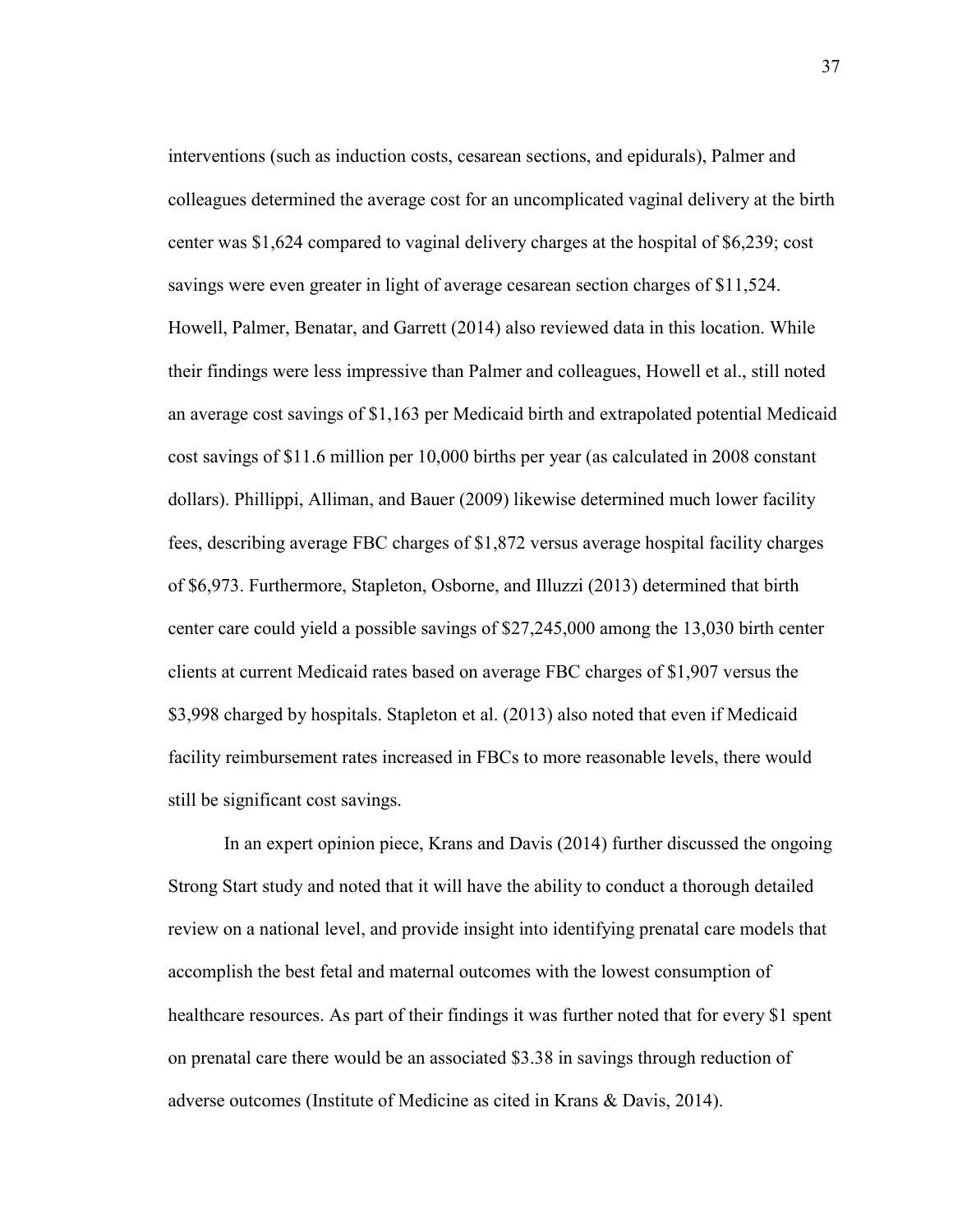interventions (such as induction costs, cesarean sections, and epidurals), Palmer and colleagues determined the average cost for an uncomplicated vaginal delivery at the birth center was $1,624 compared to vaginal delivery charges at the hospital of $6,239; cost savings were even greater in light of average cesarean section charges of $11,524. Howell, Palmer, Benatar, and Garrett (2014) also reviewed data in this location. While their findings were less impressive than Palmer and colleagues, Howell et al., still noted an average cost savings of $1,163 per Medicaid birth and extrapolated potential Medicaid cost savings of $11.6 million per 10,000 births per year (as calculated in 2008 constant dollars). Phillippi, Alliman, and Bauer (2009) likewise determined much lower facility fees, describing average FBC charges of $1,872 versus average hospital facility charges of $6,973. Furthermore, Stapleton, Osborne, and Illuzzi (2013) determined that birth center care could yield a possible savings of $27,245,000 among the 13,030 birth center clients at current Medicaid rates based on average FBC charges of $1,907 versus the $3,998 charged by hospitals. Stapleton et al. (2013) also noted that even if Medicaid facility reimbursement rates increased in FBCs to more reasonable levels, there would still be significant cost savings.

In an expert opinion piece, Krans and Davis (2014) further discussed the ongoing Strong Start study and noted that it will have the ability to conduct a thorough detailed review on a national level, and provide insight into identifying prenatal care models that accomplish the best fetal and maternal outcomes with the lowest consumption of healthcare resources. As part of their findings it was further noted that for every $1 spent on prenatal care there would be an associated $3.38 in savings through reduction of adverse outcomes (Institute of Medicine as cited in Krans & Davis, 2014).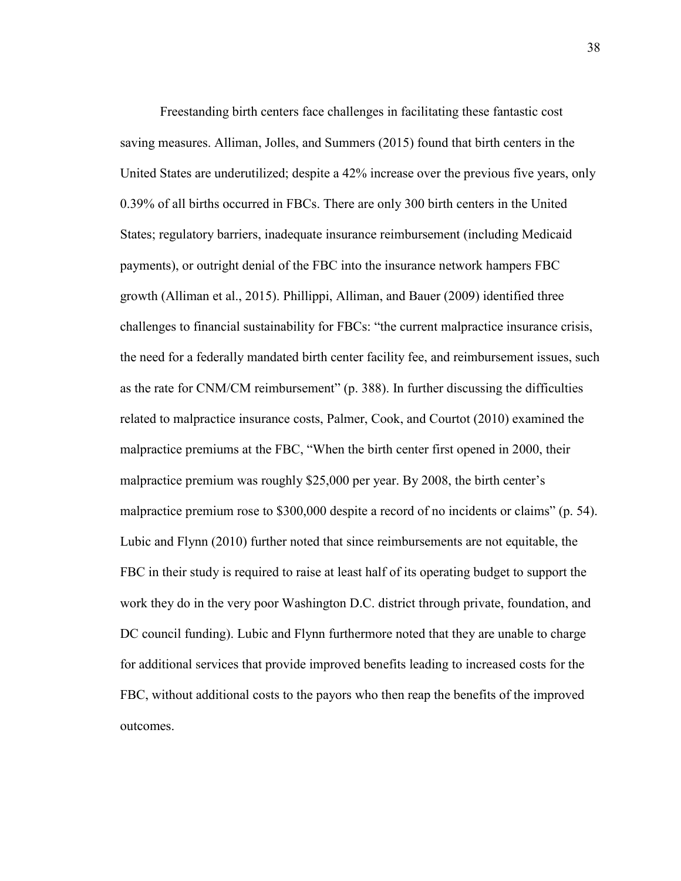Freestanding birth centers face challenges in facilitating these fantastic cost saving measures. Alliman, Jolles, and Summers (2015) found that birth centers in the United States are underutilized; despite a 42% increase over the previous five years, only 0.39% of all births occurred in FBCs. There are only 300 birth centers in the United States; regulatory barriers, inadequate insurance reimbursement (including Medicaid payments), or outright denial of the FBC into the insurance network hampers FBC growth (Alliman et al., 2015). Phillippi, Alliman, and Bauer (2009) identified three challenges to financial sustainability for FBCs: "the current malpractice insurance crisis, the need for a federally mandated birth center facility fee, and reimbursement issues, such as the rate for CNM/CM reimbursement" (p. 388). In further discussing the difficulties related to malpractice insurance costs, Palmer, Cook, and Courtot (2010) examined the malpractice premiums at the FBC, "When the birth center first opened in 2000, their malpractice premium was roughly $25,000 per year. By 2008, the birth center's malpractice premium rose to $300,000 despite a record of no incidents or claims" (p. 54). Lubic and Flynn (2010) further noted that since reimbursements are not equitable, the FBC in their study is required to raise at least half of its operating budget to support the work they do in the very poor Washington D.C. district through private, foundation, and DC council funding). Lubic and Flynn furthermore noted that they are unable to charge for additional services that provide improved benefits leading to increased costs for the FBC, without additional costs to the payors who then reap the benefits of the improved outcomes.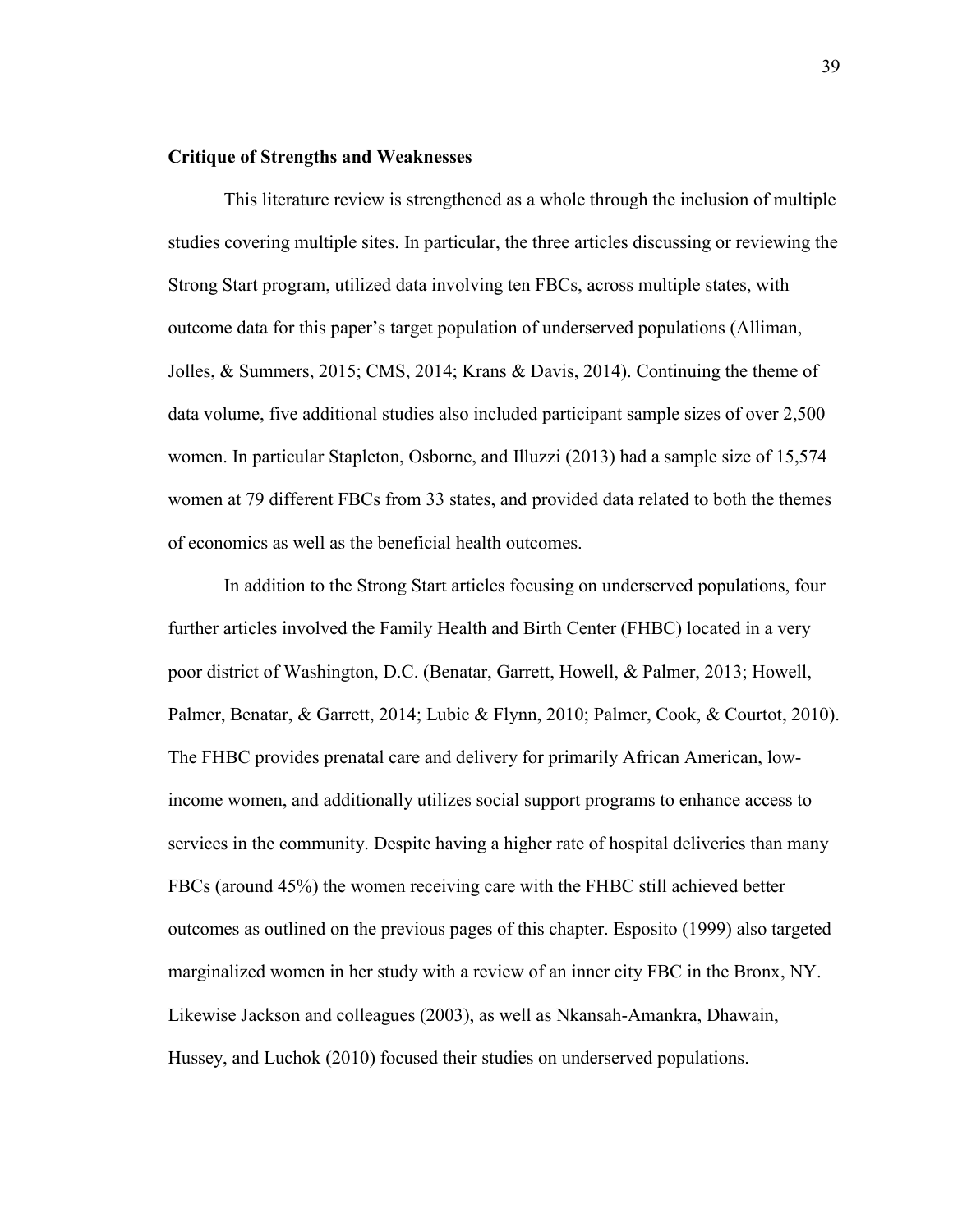**Critique of Strengths and Weaknesses**

This literature review is strengthened as a whole through the inclusion of multiple studies covering multiple sites. In particular, the three articles discussing or reviewing the Strong Start program, utilized data involving ten FBCs, across multiple states, with outcome data for this paper's target population of underserved populations (Alliman, Jolles, & Summers, 2015; CMS, 2014; Krans & Davis, 2014). Continuing the theme of data volume, five additional studies also included participant sample sizes of over 2,500 women. In particular Stapleton, Osborne, and Illuzzi (2013) had a sample size of 15,574 women at 79 different FBCs from 33 states, and provided data related to both the themes of economics as well as the beneficial health outcomes.

In addition to the Strong Start articles focusing on underserved populations, four further articles involved the Family Health and Birth Center (FHBC) located in a very poor district of Washington, D.C. (Benatar, Garrett, Howell, & Palmer, 2013; Howell, Palmer, Benatar, & Garrett, 2014; Lubic & Flynn, 2010; Palmer, Cook, & Courtot, 2010). The FHBC provides prenatal care and delivery for primarily African American, low-income women, and additionally utilizes social support programs to enhance access to services in the community. Despite having a higher rate of hospital deliveries than many FBCs (around 45%) the women receiving care with the FHBC still achieved better outcomes as outlined on the previous pages of this chapter. Esposito (1999) also targeted marginalized women in her study with a review of an inner city FBC in the Bronx, NY. Likewise Jackson and colleagues (2003), as well as Nkansah-Amankra, Dhawain, Hussey, and Luchok (2010) focused their studies on underserved populations.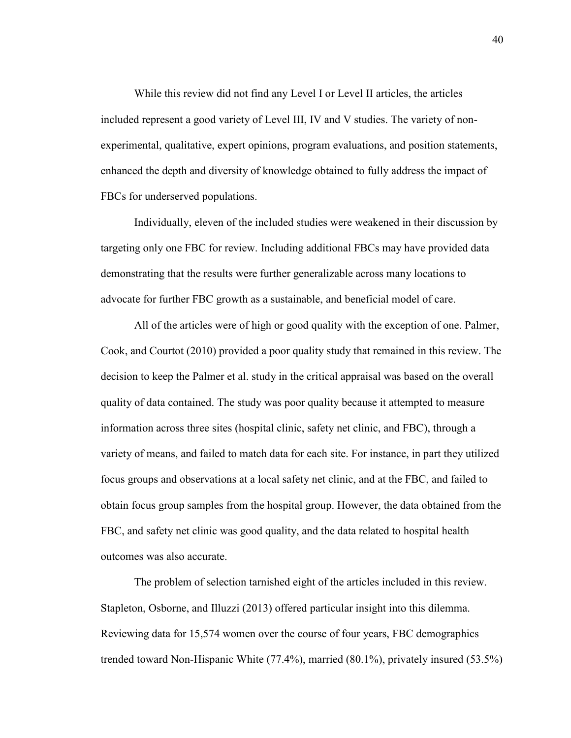While this review did not find any Level I or Level II articles, the articles included represent a good variety of Level III, IV and V studies. The variety of non-experimental, qualitative, expert opinions, program evaluations, and position statements, enhanced the depth and diversity of knowledge obtained to fully address the impact of FBCs for underserved populations.

Individually, eleven of the included studies were weakened in their discussion by targeting only one FBC for review. Including additional FBCs may have provided data demonstrating that the results were further generalizable across many locations to advocate for further FBC growth as a sustainable, and beneficial model of care.

All of the articles were of high or good quality with the exception of one. Palmer, Cook, and Courtot (2010) provided a poor quality study that remained in this review. The decision to keep the Palmer et al. study in the critical appraisal was based on the overall quality of data contained. The study was poor quality because it attempted to measure information across three sites (hospital clinic, safety net clinic, and FBC), through a variety of means, and failed to match data for each site. For instance, in part they utilized focus groups and observations at a local safety net clinic, and at the FBC, and failed to obtain focus group samples from the hospital group. However, the data obtained from the FBC, and safety net clinic was good quality, and the data related to hospital health outcomes was also accurate.

The problem of selection tarnished eight of the articles included in this review. Stapleton, Osborne, and Illuzzi (2013) offered particular insight into this dilemma. Reviewing data for 15,574 women over the course of four years, FBC demographics trended toward Non-Hispanic White (77.4%), married (80.1%), privately insured (53.5%)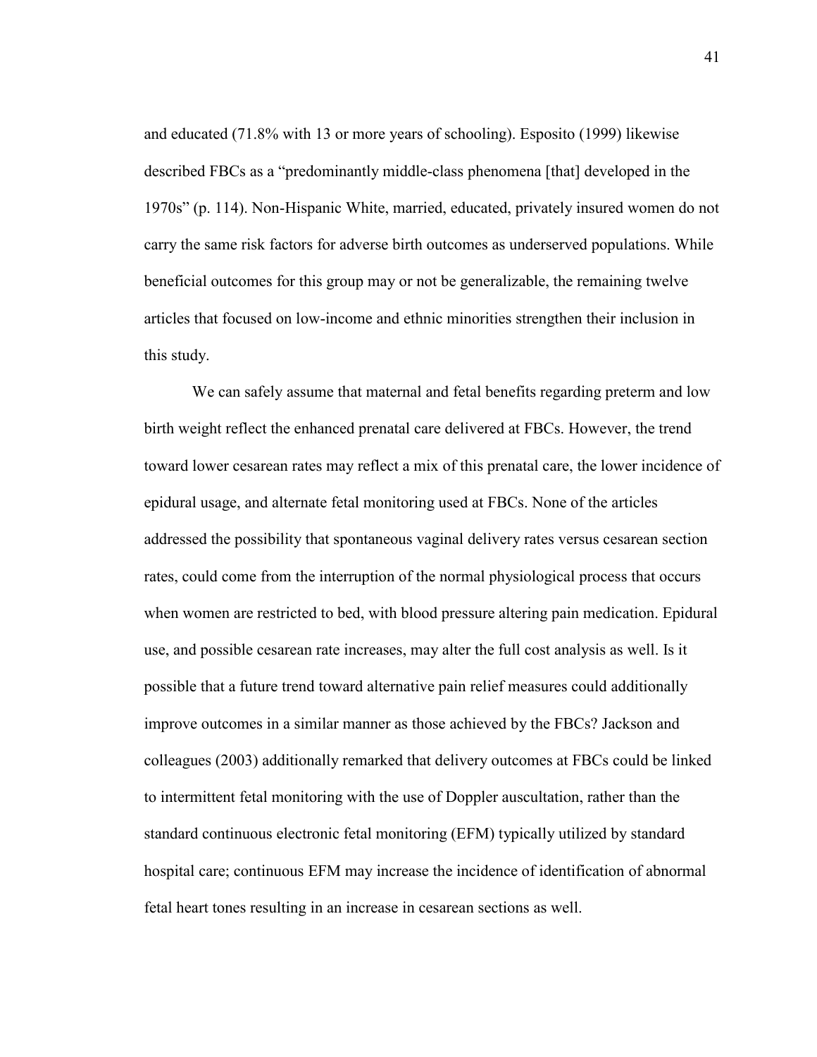and educated (71.8% with 13 or more years of schooling). Esposito (1999) likewise described FBCs as a "predominantly middle-class phenomena [that] developed in the 1970s" (p. 114). Non-Hispanic White, married, educated, privately insured women do not carry the same risk factors for adverse birth outcomes as underserved populations. While beneficial outcomes for this group may or not be generalizable, the remaining twelve articles that focused on low-income and ethnic minorities strengthen their inclusion in this study.

We can safely assume that maternal and fetal benefits regarding preterm and low birth weight reflect the enhanced prenatal care delivered at FBCs. However, the trend toward lower cesarean rates may reflect a mix of this prenatal care, the lower incidence of epidural usage, and alternate fetal monitoring used at FBCs. None of the articles addressed the possibility that spontaneous vaginal delivery rates versus cesarean section rates, could come from the interruption of the normal physiological process that occurs when women are restricted to bed, with blood pressure altering pain medication. Epidural use, and possible cesarean rate increases, may alter the full cost analysis as well. Is it possible that a future trend toward alternative pain relief measures could additionally improve outcomes in a similar manner as those achieved by the FBCs? Jackson and colleagues (2003) additionally remarked that delivery outcomes at FBCs could be linked to intermittent fetal monitoring with the use of Doppler auscultation, rather than the standard continuous electronic fetal monitoring (EFM) typically utilized by standard hospital care; continuous EFM may increase the incidence of identification of abnormal fetal heart tones resulting in an increase in cesarean sections as well.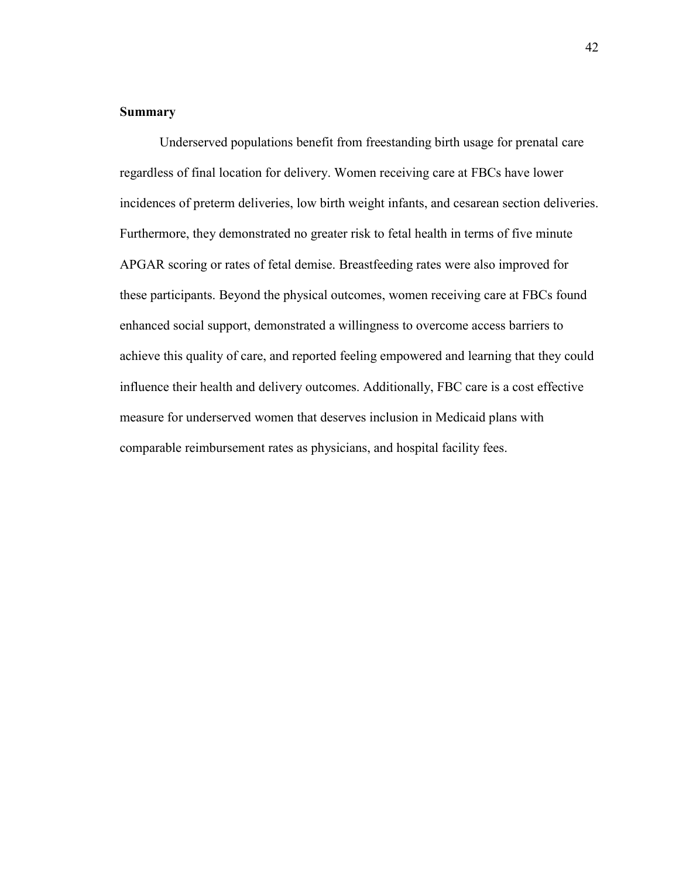## Summary

Underserved populations benefit from freestanding birth usage for prenatal care regardless of final location for delivery. Women receiving care at FBCs have lower incidences of preterm deliveries, low birth weight infants, and cesarean section deliveries. Furthermore, they demonstrated no greater risk to fetal health in terms of five minute APGAR scoring or rates of fetal demise. Breastfeeding rates were also improved for these participants. Beyond the physical outcomes, women receiving care at FBCs found enhanced social support, demonstrated a willingness to overcome access barriers to achieve this quality of care, and reported feeling empowered and learning that they could influence their health and delivery outcomes. Additionally, FBC care is a cost effective measure for underserved women that deserves inclusion in Medicaid plans with comparable reimbursement rates as physicians, and hospital facility fees.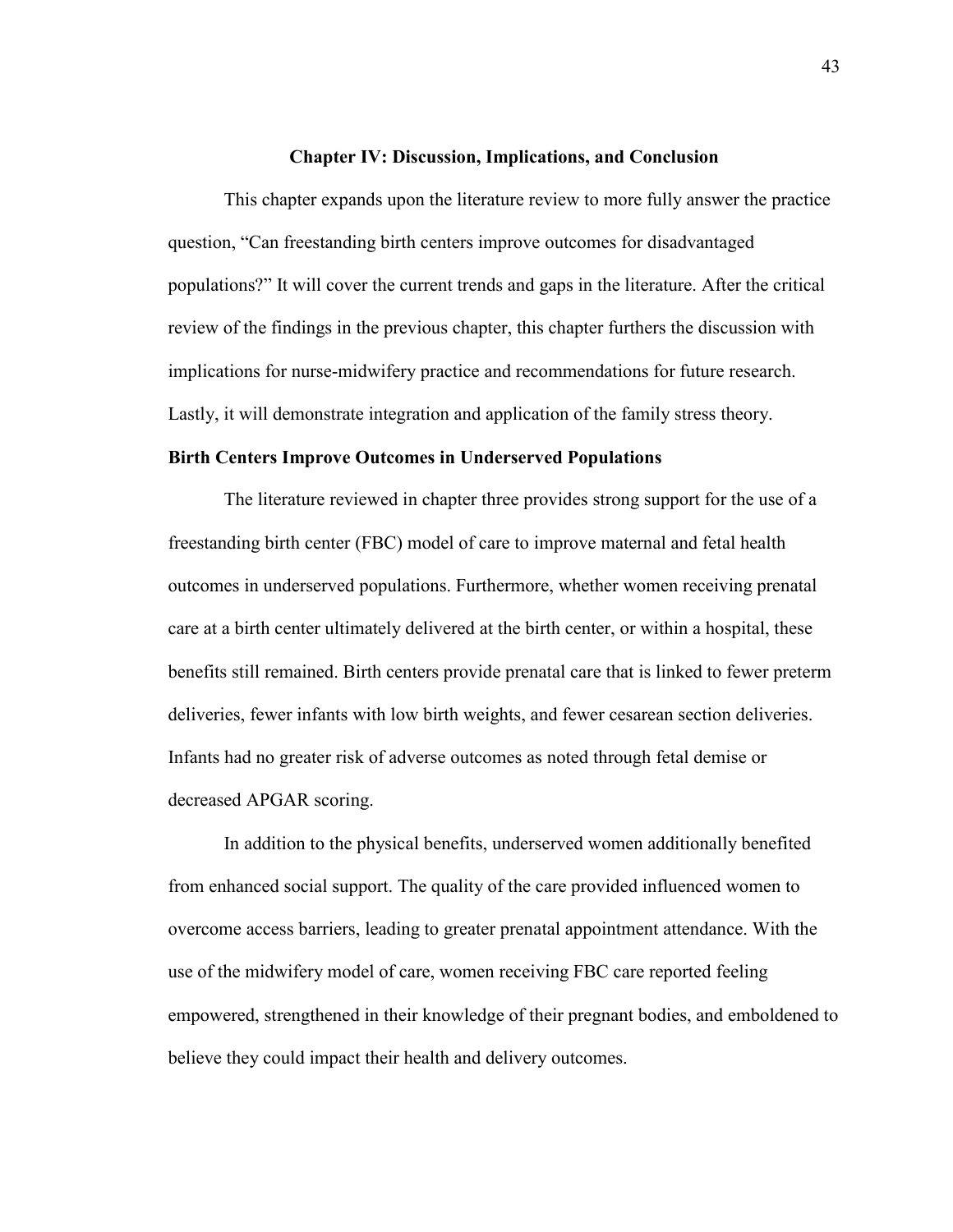# Chapter IV: Discussion, Implications, and Conclusion

This chapter expands upon the literature review to more fully answer the practice question, "Can freestanding birth centers improve outcomes for disadvantaged populations?" It will cover the current trends and gaps in the literature. After the critical review of the findings in the previous chapter, this chapter furthers the discussion with implications for nurse-midwifery practice and recommendations for future research. Lastly, it will demonstrate integration and application of the family stress theory.

## Birth Centers Improve Outcomes in Underserved Populations

The literature reviewed in chapter three provides strong support for the use of a freestanding birth center (FBC) model of care to improve maternal and fetal health outcomes in underserved populations. Furthermore, whether women receiving prenatal care at a birth center ultimately delivered at the birth center, or within a hospital, these benefits still remained. Birth centers provide prenatal care that is linked to fewer preterm deliveries, fewer infants with low birth weights, and fewer cesarean section deliveries. Infants had no greater risk of adverse outcomes as noted through fetal demise or decreased APGAR scoring.

In addition to the physical benefits, underserved women additionally benefited from enhanced social support. The quality of the care provided influenced women to overcome access barriers, leading to greater prenatal appointment attendance. With the use of the midwifery model of care, women receiving FBC care reported feeling empowered, strengthened in their knowledge of their pregnant bodies, and emboldened to believe they could impact their health and delivery outcomes.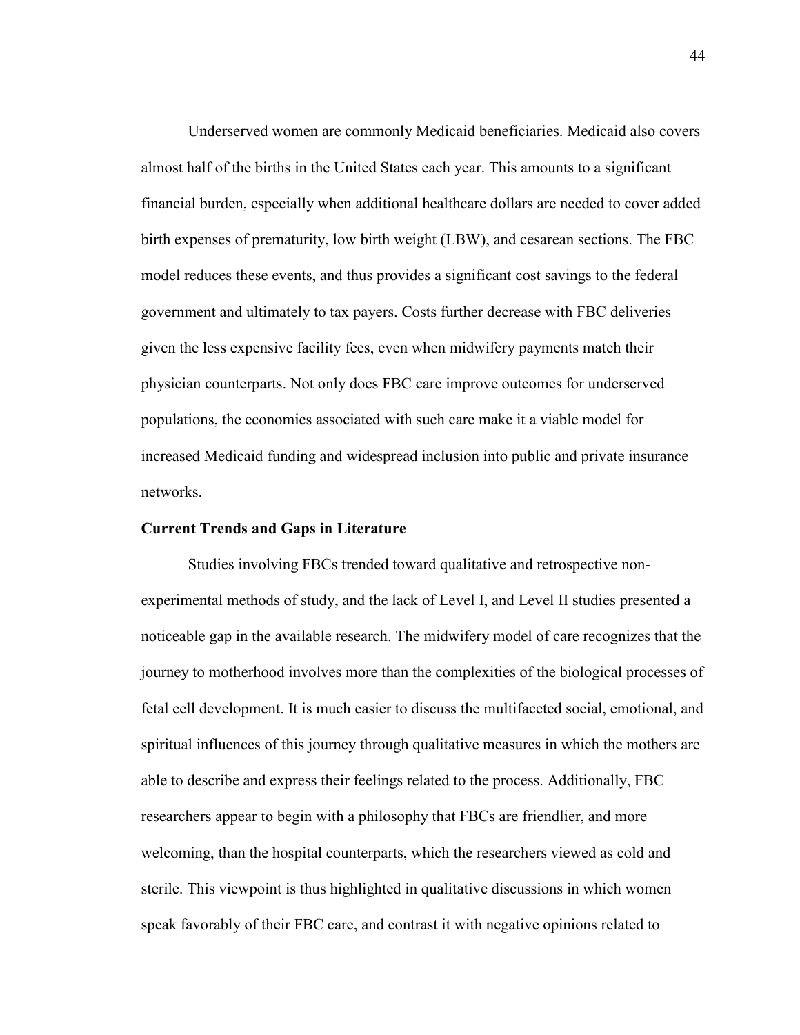Underserved women are commonly Medicaid beneficiaries. Medicaid also covers almost half of the births in the United States each year. This amounts to a significant financial burden, especially when additional healthcare dollars are needed to cover added birth expenses of prematurity, low birth weight (LBW), and cesarean sections. The FBC model reduces these events, and thus provides a significant cost savings to the federal government and ultimately to tax payers. Costs further decrease with FBC deliveries given the less expensive facility fees, even when midwifery payments match their physician counterparts. Not only does FBC care improve outcomes for underserved populations, the economics associated with such care make it a viable model for increased Medicaid funding and widespread inclusion into public and private insurance networks.

**Current Trends and Gaps in Literature**

Studies involving FBCs trended toward qualitative and retrospective non-experimental methods of study, and the lack of Level I, and Level II studies presented a noticeable gap in the available research. The midwifery model of care recognizes that the journey to motherhood involves more than the complexities of the biological processes of fetal cell development. It is much easier to discuss the multifaceted social, emotional, and spiritual influences of this journey through qualitative measures in which the mothers are able to describe and express their feelings related to the process. Additionally, FBC researchers appear to begin with a philosophy that FBCs are friendlier, and more welcoming, than the hospital counterparts, which the researchers viewed as cold and sterile. This viewpoint is thus highlighted in qualitative discussions in which women speak favorably of their FBC care, and contrast it with negative opinions related to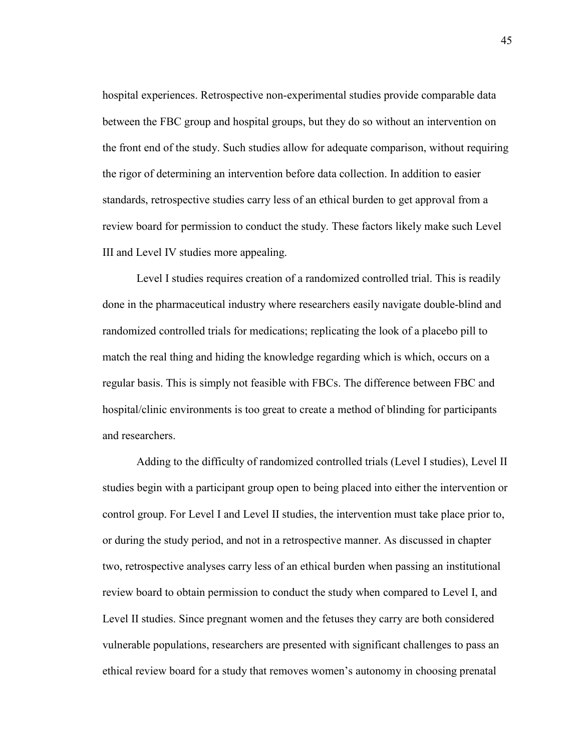hospital experiences. Retrospective non-experimental studies provide comparable data between the FBC group and hospital groups, but they do so without an intervention on the front end of the study. Such studies allow for adequate comparison, without requiring the rigor of determining an intervention before data collection. In addition to easier standards, retrospective studies carry less of an ethical burden to get approval from a review board for permission to conduct the study. These factors likely make such Level III and Level IV studies more appealing.

Level I studies requires creation of a randomized controlled trial. This is readily done in the pharmaceutical industry where researchers easily navigate double-blind and randomized controlled trials for medications; replicating the look of a placebo pill to match the real thing and hiding the knowledge regarding which is which, occurs on a regular basis. This is simply not feasible with FBCs. The difference between FBC and hospital/clinic environments is too great to create a method of blinding for participants and researchers.

Adding to the difficulty of randomized controlled trials (Level I studies), Level II studies begin with a participant group open to being placed into either the intervention or control group. For Level I and Level II studies, the intervention must take place prior to, or during the study period, and not in a retrospective manner. As discussed in chapter two, retrospective analyses carry less of an ethical burden when passing an institutional review board to obtain permission to conduct the study when compared to Level I, and Level II studies. Since pregnant women and the fetuses they carry are both considered vulnerable populations, researchers are presented with significant challenges to pass an ethical review board for a study that removes women's autonomy in choosing prenatal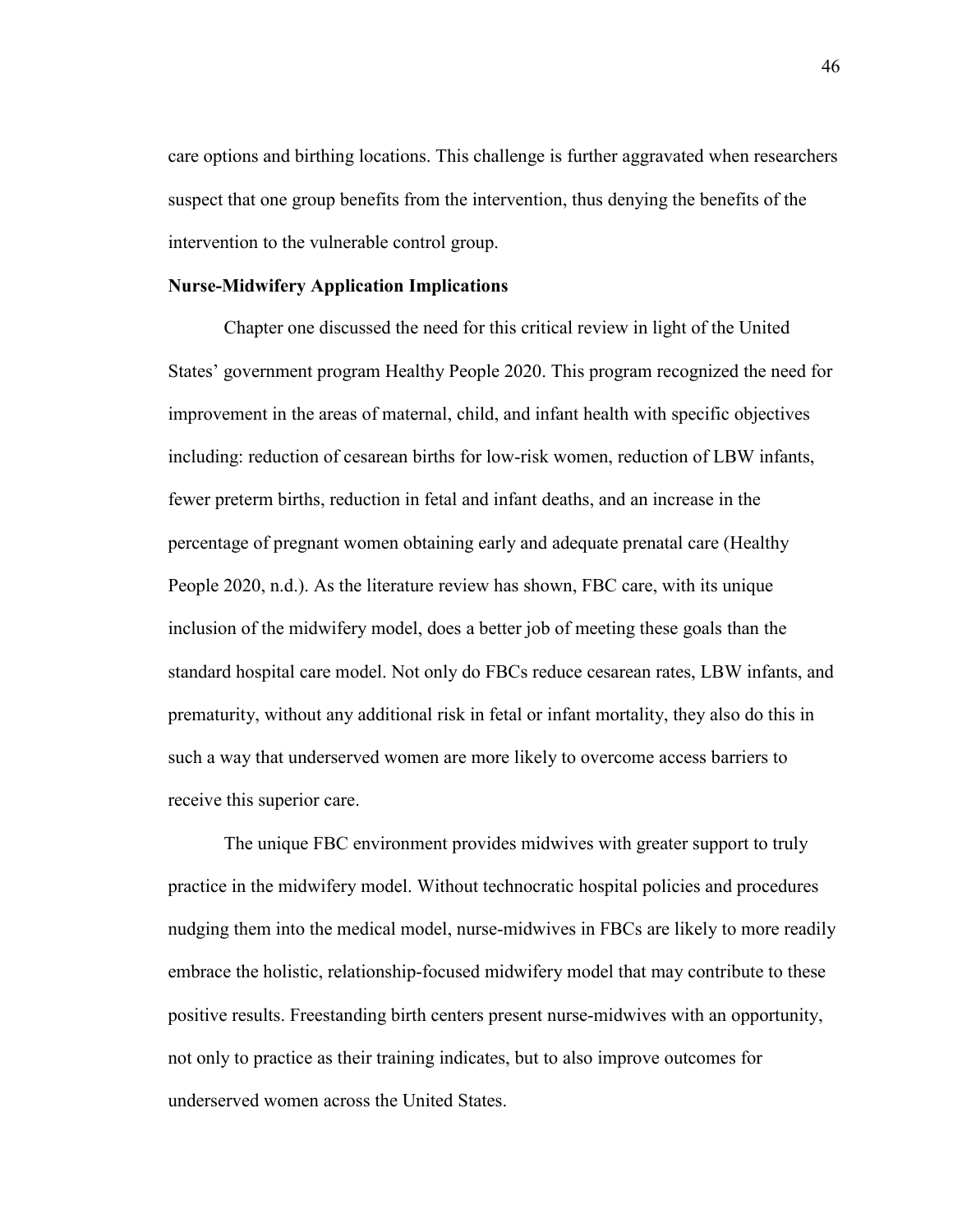care options and birthing locations. This challenge is further aggravated when researchers suspect that one group benefits from the intervention, thus denying the benefits of the intervention to the vulnerable control group.

**Nurse-Midwifery Application Implications**

Chapter one discussed the need for this critical review in light of the United States' government program Healthy People 2020. This program recognized the need for improvement in the areas of maternal, child, and infant health with specific objectives including: reduction of cesarean births for low-risk women, reduction of LBW infants, fewer preterm births, reduction in fetal and infant deaths, and an increase in the percentage of pregnant women obtaining early and adequate prenatal care (Healthy People 2020, n.d.). As the literature review has shown, FBC care, with its unique inclusion of the midwifery model, does a better job of meeting these goals than the standard hospital care model. Not only do FBCs reduce cesarean rates, LBW infants, and prematurity, without any additional risk in fetal or infant mortality, they also do this in such a way that underserved women are more likely to overcome access barriers to receive this superior care.

The unique FBC environment provides midwives with greater support to truly practice in the midwifery model. Without technocratic hospital policies and procedures nudging them into the medical model, nurse-midwives in FBCs are likely to more readily embrace the holistic, relationship-focused midwifery model that may contribute to these positive results. Freestanding birth centers present nurse-midwives with an opportunity, not only to practice as their training indicates, but to also improve outcomes for underserved women across the United States.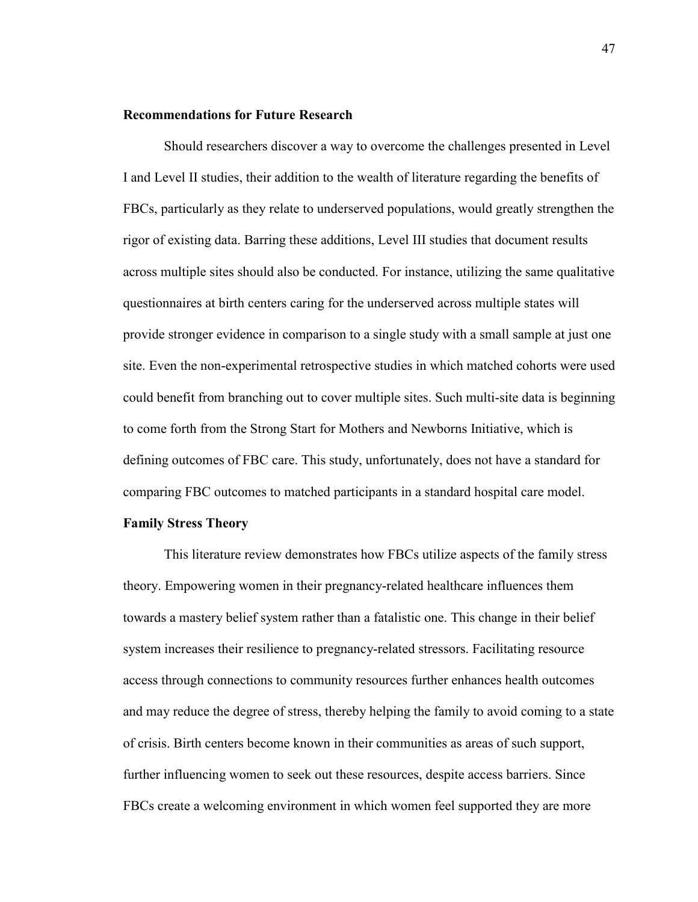## Recommendations for Future Research

Should researchers discover a way to overcome the challenges presented in Level I and Level II studies, their addition to the wealth of literature regarding the benefits of FBCs, particularly as they relate to underserved populations, would greatly strengthen the rigor of existing data. Barring these additions, Level III studies that document results across multiple sites should also be conducted. For instance, utilizing the same qualitative questionnaires at birth centers caring for the underserved across multiple states will provide stronger evidence in comparison to a single study with a small sample at just one site. Even the non-experimental retrospective studies in which matched cohorts were used could benefit from branching out to cover multiple sites. Such multi-site data is beginning to come forth from the Strong Start for Mothers and Newborns Initiative, which is defining outcomes of FBC care. This study, unfortunately, does not have a standard for comparing FBC outcomes to matched participants in a standard hospital care model.

## Family Stress Theory

This literature review demonstrates how FBCs utilize aspects of the family stress theory. Empowering women in their pregnancy-related healthcare influences them towards a mastery belief system rather than a fatalistic one. This change in their belief system increases their resilience to pregnancy-related stressors. Facilitating resource access through connections to community resources further enhances health outcomes and may reduce the degree of stress, thereby helping the family to avoid coming to a state of crisis. Birth centers become known in their communities as areas of such support, further influencing women to seek out these resources, despite access barriers. Since FBCs create a welcoming environment in which women feel supported they are more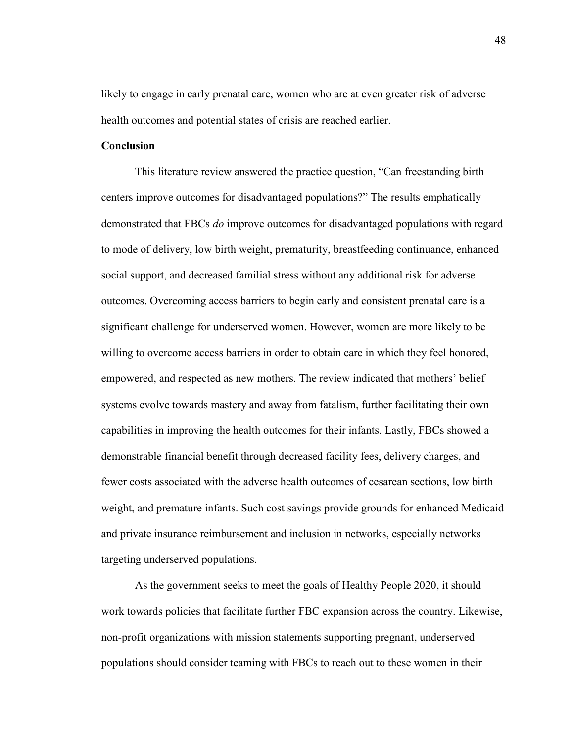likely to engage in early prenatal care, women who are at even greater risk of adverse health outcomes and potential states of crisis are reached earlier.

## Conclusion

This literature review answered the practice question, "Can freestanding birth centers improve outcomes for disadvantaged populations?" The results emphatically demonstrated that FBCs *do* improve outcomes for disadvantaged populations with regard to mode of delivery, low birth weight, prematurity, breastfeeding continuance, enhanced social support, and decreased familial stress without any additional risk for adverse outcomes. Overcoming access barriers to begin early and consistent prenatal care is a significant challenge for underserved women. However, women are more likely to be willing to overcome access barriers in order to obtain care in which they feel honored, empowered, and respected as new mothers. The review indicated that mothers' belief systems evolve towards mastery and away from fatalism, further facilitating their own capabilities in improving the health outcomes for their infants. Lastly, FBCs showed a demonstrable financial benefit through decreased facility fees, delivery charges, and fewer costs associated with the adverse health outcomes of cesarean sections, low birth weight, and premature infants. Such cost savings provide grounds for enhanced Medicaid and private insurance reimbursement and inclusion in networks, especially networks targeting underserved populations.

As the government seeks to meet the goals of Healthy People 2020, it should work towards policies that facilitate further FBC expansion across the country. Likewise, non-profit organizations with mission statements supporting pregnant, underserved populations should consider teaming with FBCs to reach out to these women in their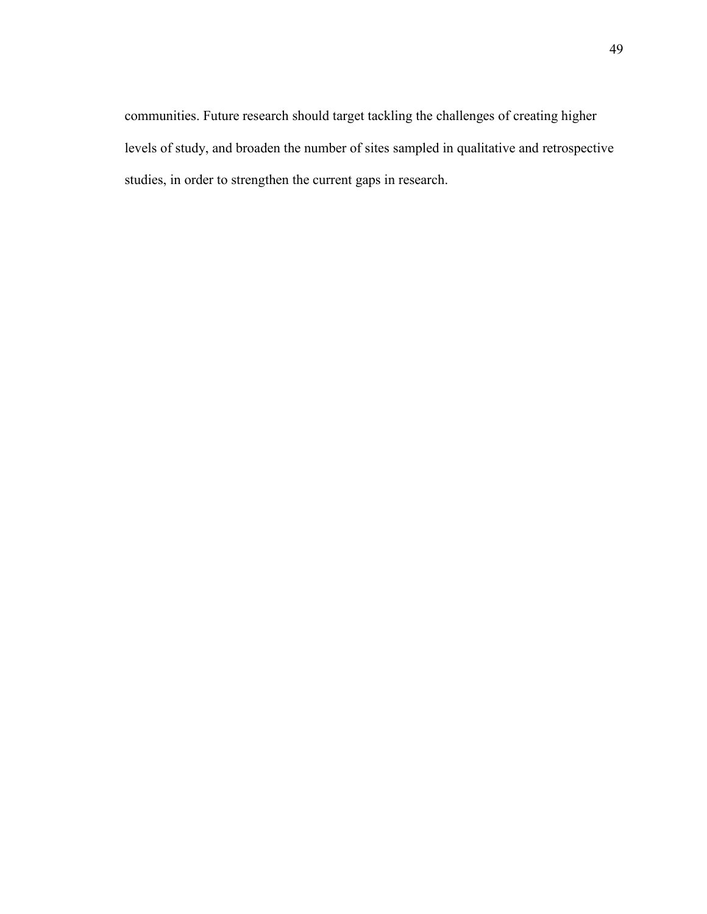communities. Future research should target tackling the challenges of creating higher levels of study, and broaden the number of sites sampled in qualitative and retrospective studies, in order to strengthen the current gaps in research.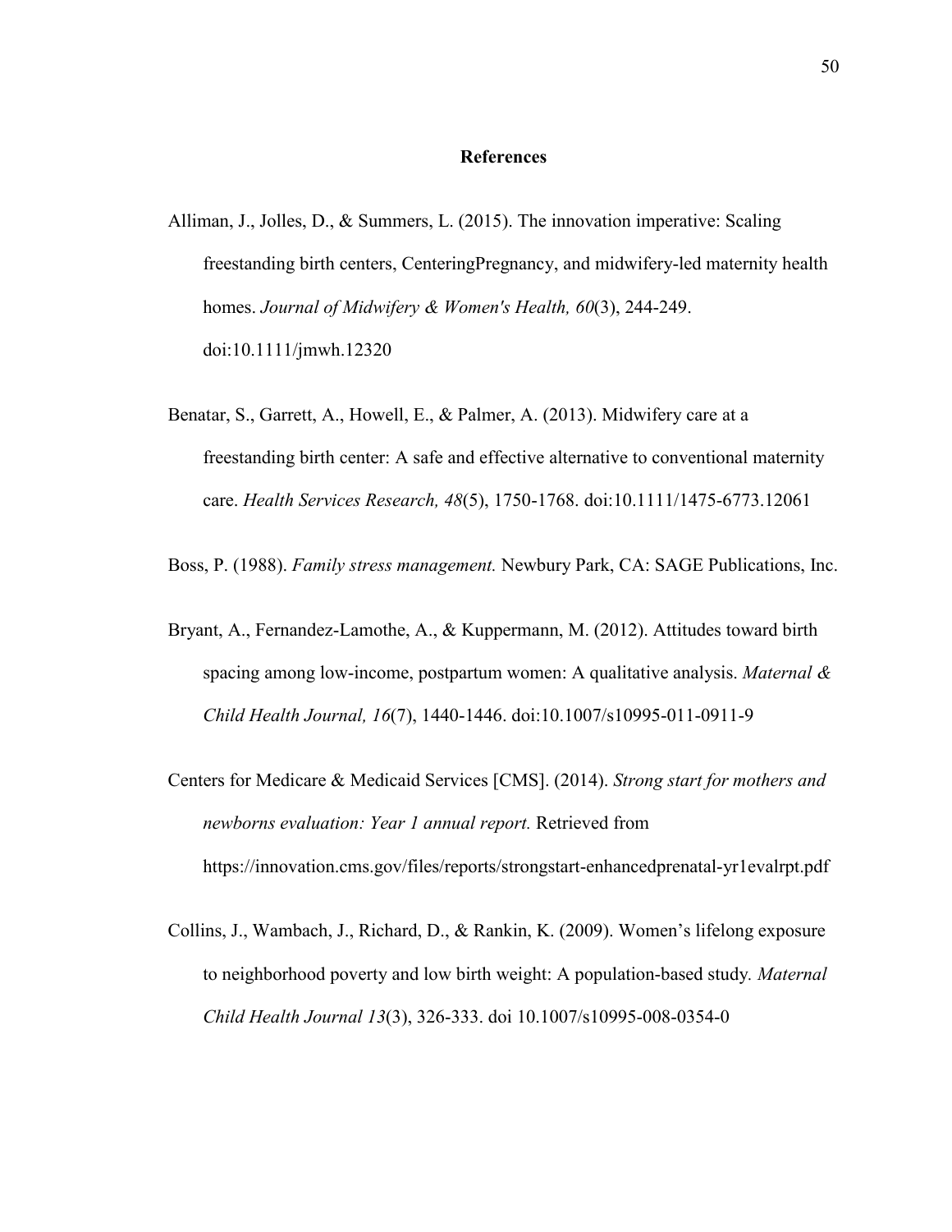## References

Alliman, J., Jolles, D., & Summers, L. (2015). The innovation imperative: Scaling freestanding birth centers, CenteringPregnancy, and midwifery-led maternity health homes. *Journal of Midwifery & Women's Health, 60*(3), 244-249. doi:10.1111/jmwh.12320

Benatar, S., Garrett, A., Howell, E., & Palmer, A. (2013). Midwifery care at a freestanding birth center: A safe and effective alternative to conventional maternity care. *Health Services Research, 48*(5), 1750-1768. doi:10.1111/1475-6773.12061

Boss, P. (1988). *Family stress management.* Newbury Park, CA: SAGE Publications, Inc.

Bryant, A., Fernandez-Lamothe, A., & Kuppermann, M. (2012). Attitudes toward birth spacing among low-income, postpartum women: A qualitative analysis. *Maternal & Child Health Journal, 16*(7), 1440-1446. doi:10.1007/s10995-011-0911-9

Centers for Medicare & Medicaid Services [CMS]. (2014). *Strong start for mothers and newborns evaluation: Year 1 annual report.* Retrieved from https://innovation.cms.gov/files/reports/strongstart-enhancedprenatal-yr1evalrpt.pdf

Collins, J., Wambach, J., Richard, D., & Rankin, K. (2009). Women's lifelong exposure to neighborhood poverty and low birth weight: A population-based study. *Maternal Child Health Journal 13*(3), 326-333. doi 10.1007/s10995-008-0354-0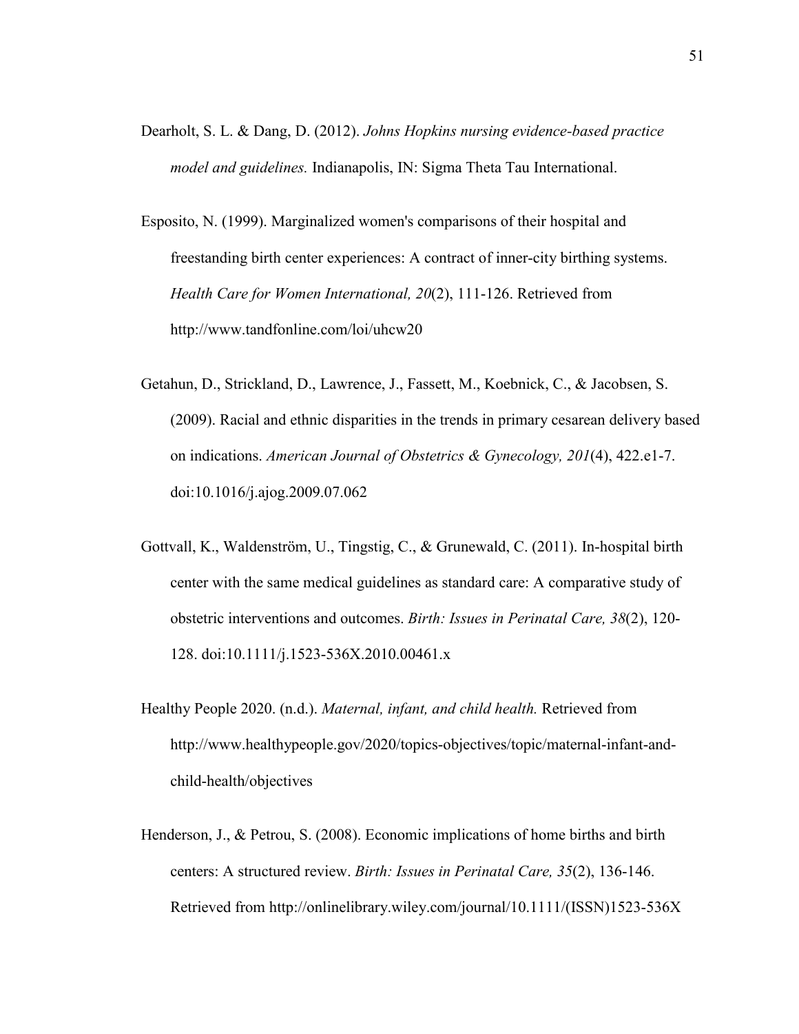Dearholt, S. L. & Dang, D. (2012). *Johns Hopkins nursing evidence-based practice model and guidelines.* Indianapolis, IN: Sigma Theta Tau International.

Esposito, N. (1999). Marginalized women's comparisons of their hospital and freestanding birth center experiences: A contract of inner-city birthing systems. *Health Care for Women International, 20*(2), 111-126. Retrieved from http://www.tandfonline.com/loi/uhcw20

Getahun, D., Strickland, D., Lawrence, J., Fassett, M., Koebnick, C., & Jacobsen, S. (2009). Racial and ethnic disparities in the trends in primary cesarean delivery based on indications. *American Journal of Obstetrics & Gynecology, 201*(4), 422.e1-7. doi:10.1016/j.ajog.2009.07.062

Gottvall, K., Waldenström, U., Tingstig, C., & Grunewald, C. (2011). In-hospital birth center with the same medical guidelines as standard care: A comparative study of obstetric interventions and outcomes. *Birth: Issues in Perinatal Care, 38*(2), 120-128. doi:10.1111/j.1523-536X.2010.00461.x

Healthy People 2020. (n.d.). *Maternal, infant, and child health.* Retrieved from http://www.healthypeople.gov/2020/topics-objectives/topic/maternal-infant-and-child-health/objectives

Henderson, J., & Petrou, S. (2008). Economic implications of home births and birth centers: A structured review. *Birth: Issues in Perinatal Care, 35*(2), 136-146. Retrieved from http://onlinelibrary.wiley.com/journal/10.1111/(ISSN)1523-536X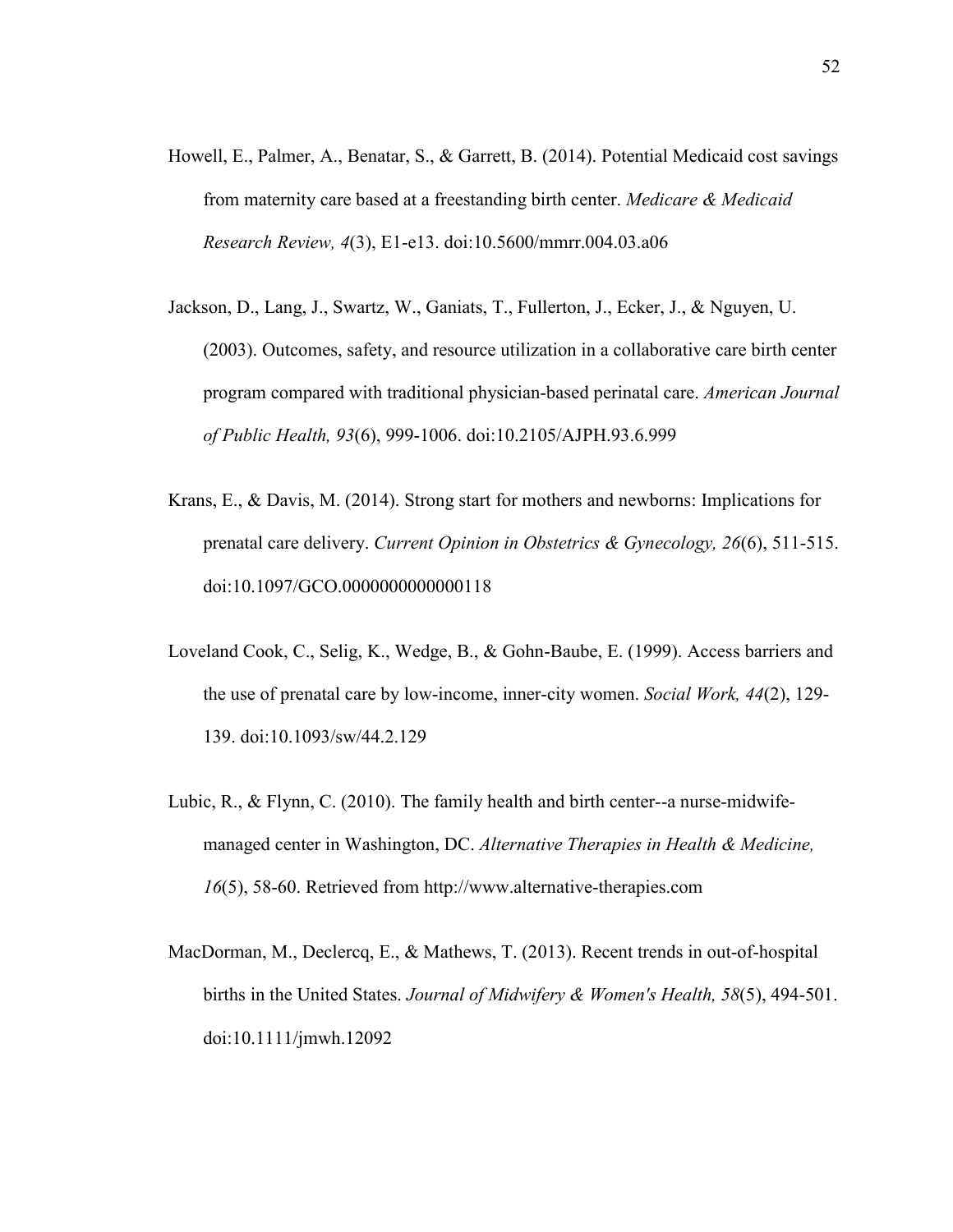Howell, E., Palmer, A., Benatar, S., & Garrett, B. (2014). Potential Medicaid cost savings from maternity care based at a freestanding birth center. *Medicare & Medicaid Research Review, 4*(3), E1-e13. doi:10.5600/mmrr.004.03.a06

Jackson, D., Lang, J., Swartz, W., Ganiats, T., Fullerton, J., Ecker, J., & Nguyen, U. (2003). Outcomes, safety, and resource utilization in a collaborative care birth center program compared with traditional physician-based perinatal care. *American Journal of Public Health, 93*(6), 999-1006. doi:10.2105/AJPH.93.6.999

Krans, E., & Davis, M. (2014). Strong start for mothers and newborns: Implications for prenatal care delivery. *Current Opinion in Obstetrics & Gynecology, 26*(6), 511-515. doi:10.1097/GCO.0000000000000118

Loveland Cook, C., Selig, K., Wedge, B., & Gohn-Baube, E. (1999). Access barriers and the use of prenatal care by low-income, inner-city women. *Social Work, 44*(2), 129-139. doi:10.1093/sw/44.2.129

Lubic, R., & Flynn, C. (2010). The family health and birth center--a nurse-midwife-managed center in Washington, DC. *Alternative Therapies in Health & Medicine, 16*(5), 58-60. Retrieved from http://www.alternative-therapies.com

MacDorman, M., Declercq, E., & Mathews, T. (2013). Recent trends in out-of-hospital births in the United States. *Journal of Midwifery & Women's Health, 58*(5), 494-501. doi:10.1111/jmwh.12092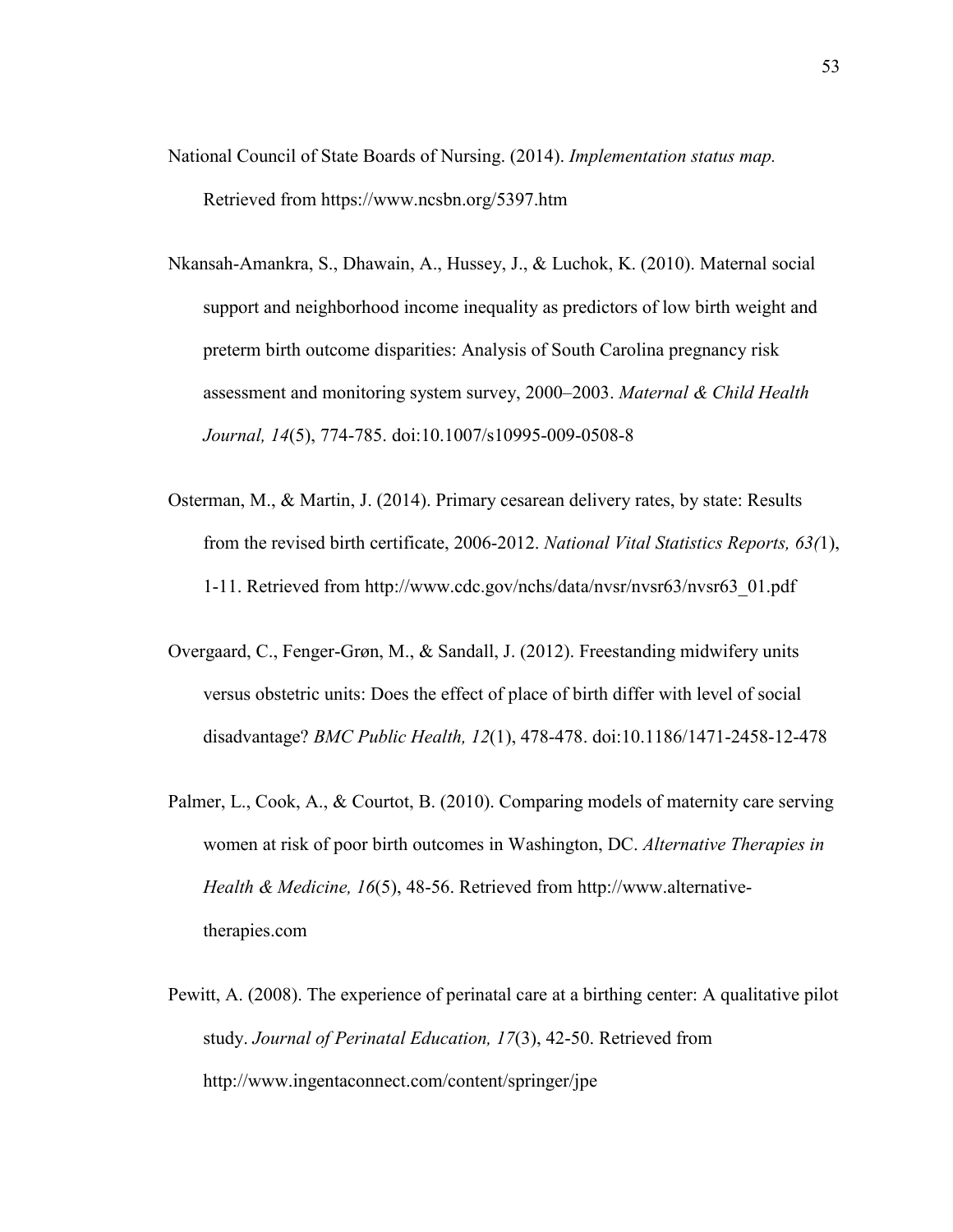National Council of State Boards of Nursing. (2014). *Implementation status map.* Retrieved from https://www.ncsbn.org/5397.htm

Nkansah-Amankra, S., Dhawain, A., Hussey, J., & Luchok, K. (2010). Maternal social support and neighborhood income inequality as predictors of low birth weight and preterm birth outcome disparities: Analysis of South Carolina pregnancy risk assessment and monitoring system survey, 2000–2003. *Maternal & Child Health Journal, 14*(5), 774-785. doi:10.1007/s10995-009-0508-8

Osterman, M., & Martin, J. (2014). Primary cesarean delivery rates, by state: Results from the revised birth certificate, 2006-2012. *National Vital Statistics Reports, 63(*1), 1-11. Retrieved from http://www.cdc.gov/nchs/data/nvsr/nvsr63/nvsr63_01.pdf

Overgaard, C., Fenger-Grøn, M., & Sandall, J. (2012). Freestanding midwifery units versus obstetric units: Does the effect of place of birth differ with level of social disadvantage? *BMC Public Health, 12*(1), 478-478. doi:10.1186/1471-2458-12-478

Palmer, L., Cook, A., & Courtot, B. (2010). Comparing models of maternity care serving women at risk of poor birth outcomes in Washington, DC. *Alternative Therapies in Health & Medicine, 16*(5), 48-56. Retrieved from http://www.alternative-therapies.com

Pewitt, A. (2008). The experience of perinatal care at a birthing center: A qualitative pilot study. *Journal of Perinatal Education, 17*(3), 42-50. Retrieved from http://www.ingentaconnect.com/content/springer/jpe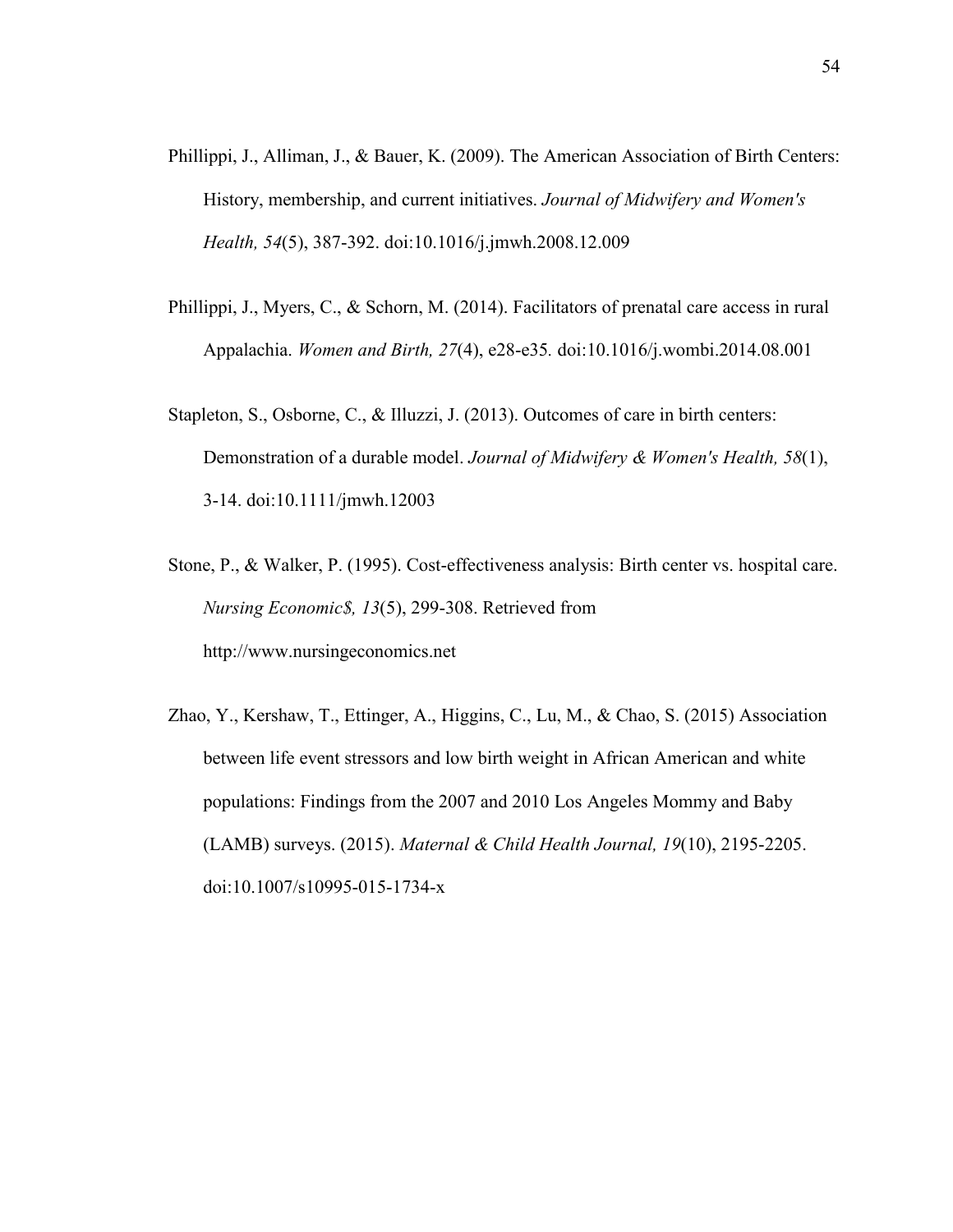Phillippi, J., Alliman, J., & Bauer, K. (2009). The American Association of Birth Centers: History, membership, and current initiatives. *Journal of Midwifery and Women's Health, 54*(5), 387-392. doi:10.1016/j.jmwh.2008.12.009

Phillippi, J., Myers, C., & Schorn, M. (2014). Facilitators of prenatal care access in rural Appalachia. *Women and Birth, 27*(4), e28-e35*.* doi:10.1016/j.wombi.2014.08.001

Stapleton, S., Osborne, C., & Illuzzi, J. (2013). Outcomes of care in birth centers: Demonstration of a durable model. *Journal of Midwifery & Women's Health, 58*(1), 3-14. doi:10.1111/jmwh.12003

Stone, P., & Walker, P. (1995). Cost-effectiveness analysis: Birth center vs. hospital care. *Nursing Economic$, 13*(5), 299-308. Retrieved from http://www.nursingeconomics.net

Zhao, Y., Kershaw, T., Ettinger, A., Higgins, C., Lu, M., & Chao, S. (2015) Association between life event stressors and low birth weight in African American and white populations: Findings from the 2007 and 2010 Los Angeles Mommy and Baby (LAMB) surveys. (2015). *Maternal & Child Health Journal, 19*(10), 2195-2205. doi:10.1007/s10995-015-1734-x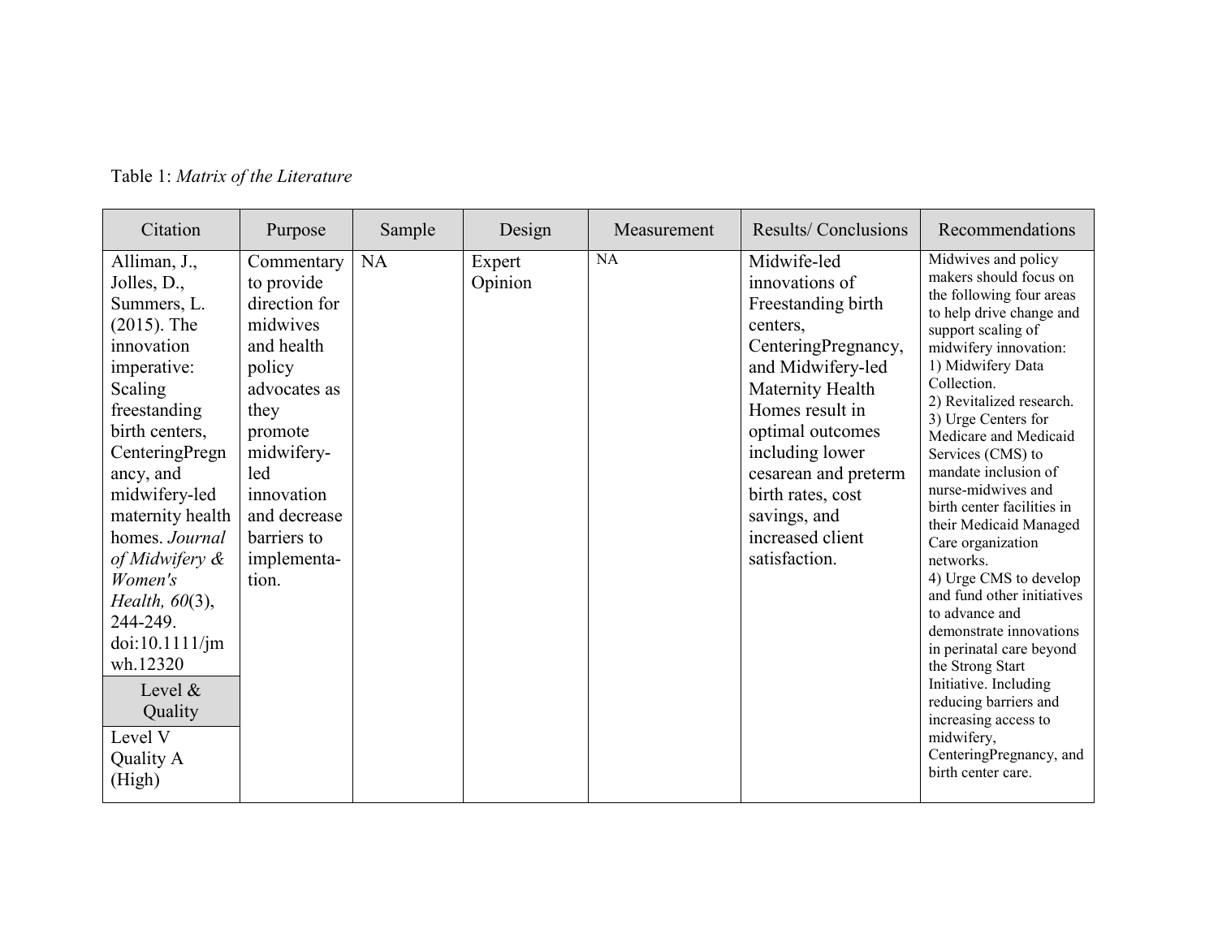Table 1: *Matrix of the Literature*

| Citation | Purpose | Sample | Design | Measurement | Results/ Conclusions | Recommendations |
|---|---|---|---|---|---|---|
| Alliman, J., Jolles, D., Summers, L. (2015). The innovation imperative: Scaling freestanding birth centers, CenteringPregnancy, and midwifery-led maternity health homes. *Journal of Midwifery & Women's Health, 60*(3), 244-249. doi:10.1111/jmwh.12320<br>**Level & Quality**<br>Level V Quality A (High) | Commentary to provide direction for midwives and health policy advocates as they promote midwifery-led innovation and decrease barriers to implementation. | NA | Expert Opinion | NA | Midwife-led innovations of Freestanding birth centers, CenteringPregnancy, and Midwifery-led Maternity Health Homes result in optimal outcomes including lower cesarean and preterm birth rates, cost savings, and increased client satisfaction. | Midwives and policy makers should focus on the following four areas to help drive change and support scaling of midwifery innovation:<br>1) Midwifery Data Collection.<br>2) Revitalized research.<br>3) Urge Centers for Medicare and Medicaid Services (CMS) to mandate inclusion of nurse-midwives and birth center facilities in their Medicaid Managed Care organization networks.<br>4) Urge CMS to develop and fund other initiatives to advance and demonstrate innovations in perinatal care beyond the Strong Start Initiative. Including reducing barriers and increasing access to midwifery, CenteringPregnancy, and birth center care. |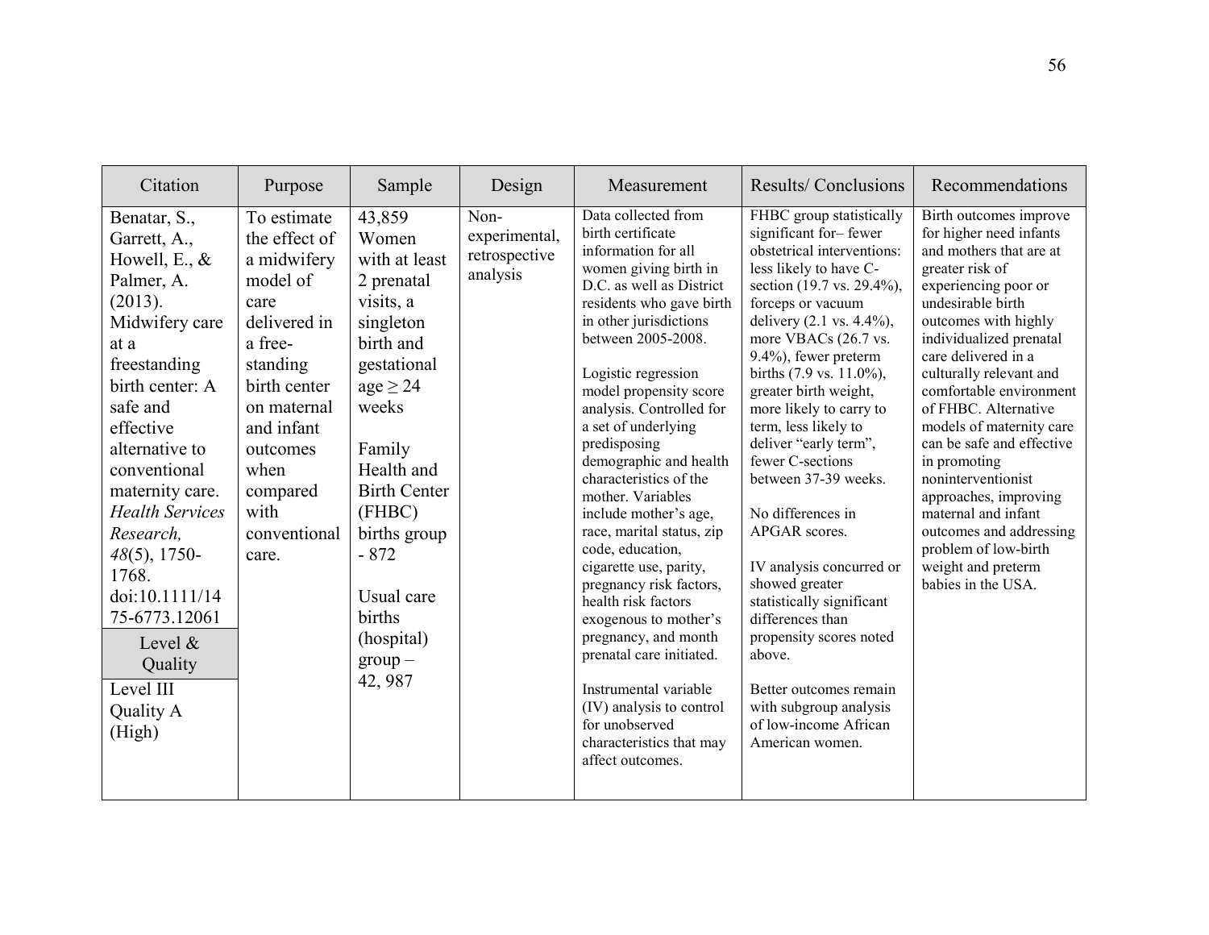| Citation | Purpose | Sample | Design | Measurement | Results/ Conclusions | Recommendations |
|---|---|---|---|---|---|---|
| Benatar, S., Garrett, A., Howell, E., & Palmer, A. (2013). Midwifery care at a freestanding birth center: A safe and effective alternative to conventional maternity care. *Health Services Research, 48*(5), 1750-1768. doi:10.1111/1475-6773.12061<br><br>**Level & Quality**<br><br>Level III Quality A (High) | To estimate the effect of a midwifery model of care delivered in a free-standing birth center on maternal and infant outcomes when compared with conventional care. | 43,859 Women with at least 2 prenatal visits, a singleton birth and gestational age ≥ 24 weeks<br><br>Family Health and Birth Center (FHBC) births group - 872<br><br>Usual care births (hospital) group – 42, 987 | Non-experimental, retrospective analysis | Data collected from birth certificate information for all women giving birth in D.C. as well as District residents who gave birth in other jurisdictions between 2005-2008.<br><br>Logistic regression model propensity score analysis. Controlled for a set of underlying predisposing demographic and health characteristics of the mother. Variables include mother's age, race, marital status, zip code, education, cigarette use, parity, pregnancy risk factors, health risk factors exogenous to mother's pregnancy, and month prenatal care initiated.<br><br>Instrumental variable (IV) analysis to control for unobserved characteristics that may affect outcomes. | FHBC group statistically significant for– fewer obstetrical interventions: less likely to have C-section (19.7 vs. 29.4%), forceps or vacuum delivery (2.1 vs. 4.4%), more VBACs (26.7 vs. 9.4%), fewer preterm births (7.9 vs. 11.0%), greater birth weight, more likely to carry to term, less likely to deliver "early term", fewer C-sections between 37-39 weeks.<br><br>No differences in APGAR scores.<br><br>IV analysis concurred or showed greater statistically significant differences than propensity scores noted above.<br><br>Better outcomes remain with subgroup analysis of low-income African American women. | Birth outcomes improve for higher need infants and mothers that are at greater risk of experiencing poor or undesirable birth outcomes with highly individualized prenatal care delivered in a culturally relevant and comfortable environment of FHBC. Alternative models of maternity care can be safe and effective in promoting noninterventionist approaches, improving maternal and infant outcomes and addressing problem of low-birth weight and preterm babies in the USA. |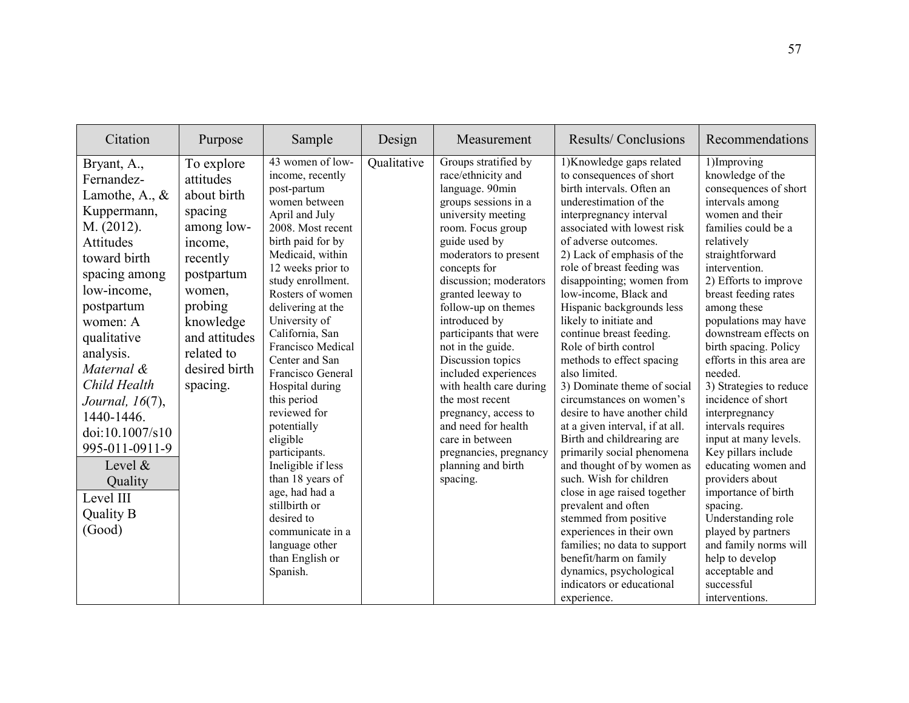| Citation | Purpose | Sample | Design | Measurement | Results/ Conclusions | Recommendations |
|---|---|---|---|---|---|---|
| Bryant, A., Fernandez-Lamothe, A., & Kuppermann, M. (2012). Attitudes toward birth spacing among low-income, postpartum women: A qualitative analysis. *Maternal & Child Health Journal, 16*(7), 1440-1446. doi:10.1007/s10995-011-0911-9<br>**Level & Quality**<br>Level III<br>Quality B (Good) | To explore attitudes about birth spacing among low-income, recently postpartum women, probing knowledge and attitudes related to desired birth spacing. | 43 women of low-income, recently post-partum women between April and July 2008. Most recent birth paid for by Medicaid, within 12 weeks prior to study enrollment. Rosters of women delivering at the University of California, San Francisco Medical Center and San Francisco General Hospital during this period reviewed for potentially eligible participants. Ineligible if less than 18 years of age, had had a stillbirth or desired to communicate in a language other than English or Spanish. | Qualitative | Groups stratified by race/ethnicity and language. 90min groups sessions in a university meeting room. Focus group guide used by moderators to present concepts for discussion; moderators granted leeway to follow-up on themes introduced by participants that were not in the guide. Discussion topics included experiences with health care during the most recent pregnancy, access to and need for health care in between pregnancies, pregnancy planning and birth spacing. | 1)Knowledge gaps related to consequences of short birth intervals. Often an underestimation of the interpregnancy interval associated with lowest risk of adverse outcomes.<br>2) Lack of emphasis of the role of breast feeding was disappointing; women from low-income, Black and Hispanic backgrounds less likely to initiate and continue breast feeding. Role of birth control methods to effect spacing also limited.<br>3) Dominate theme of social circumstances on women's desire to have another child at a given interval, if at all. Birth and childrearing are primarily social phenomena and thought of by women as such. Wish for children close in age raised together prevalent and often stemmed from positive experiences in their own families; no data to support benefit/harm on family dynamics, psychological indicators or educational experience. | 1)Improving knowledge of the consequences of short intervals among women and their families could be a relatively straightforward intervention.<br>2) Efforts to improve breast feeding rates among these populations may have downstream effects on birth spacing. Policy efforts in this area are needed.<br>3) Strategies to reduce incidence of short interpregnancy intervals requires input at many levels. Key pillars include educating women and providers about importance of birth spacing. Understanding role played by partners and family norms will help to develop acceptable and successful interventions. |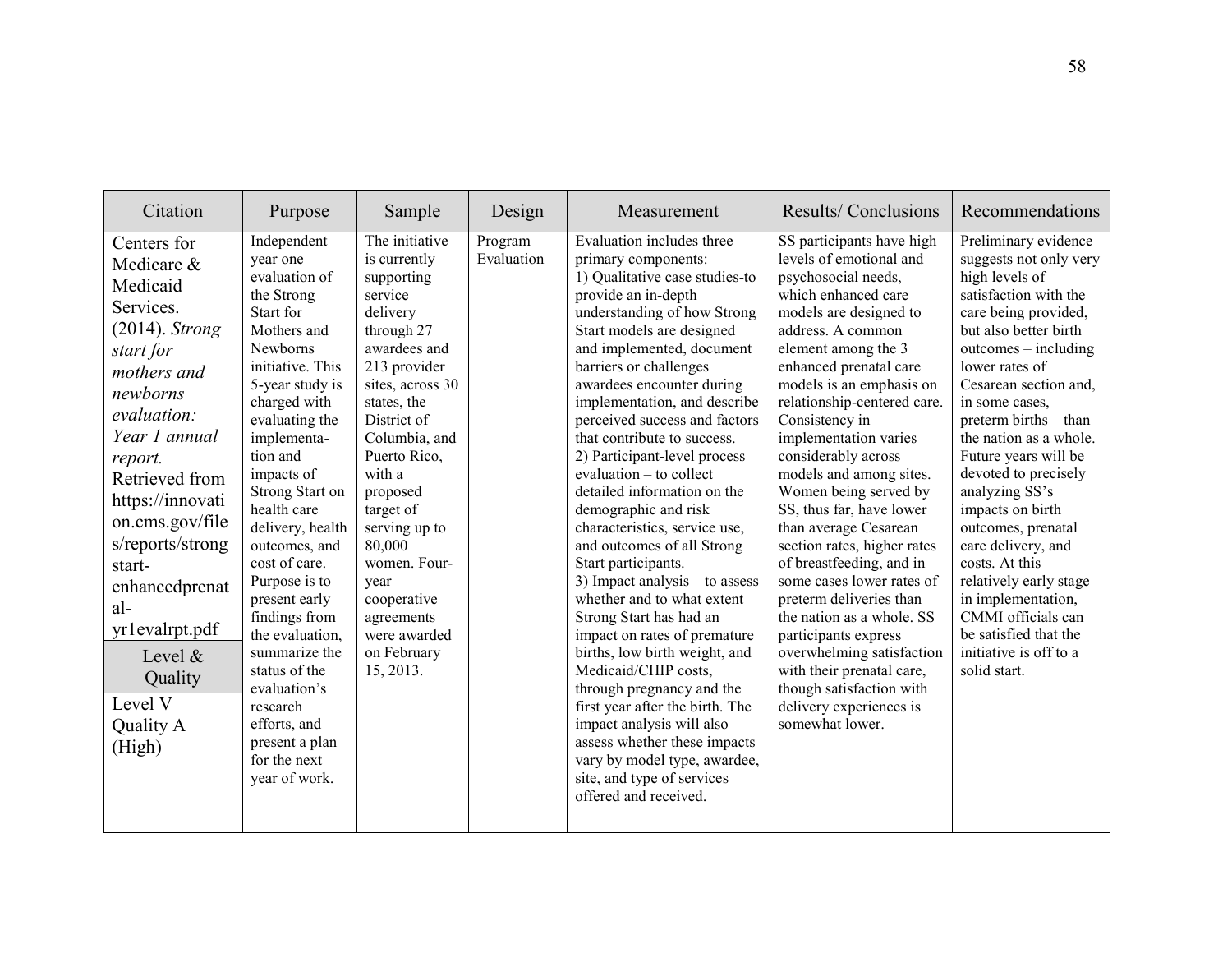| Citation | Purpose | Sample | Design | Measurement | Results/ Conclusions | Recommendations |
|---|---|---|---|---|---|---|
| Centers for Medicare & Medicaid Services. (2014). *Strong start for mothers and newborns evaluation: Year 1 annual report.* Retrieved from https://innovation.cms.gov/files/reports/strongstart-enhancedprenatal-yr1evalrpt.pdf<br><br>**Level & Quality**<br><br>Level V<br>Quality A (High) | Independent year one evaluation of the Strong Start for Mothers and Newborns initiative. This 5-year study is charged with evaluating the implementation and impacts of Strong Start on health care delivery, health outcomes, and cost of care. Purpose is to present early findings from the evaluation, summarize the status of the evaluation's research efforts, and present a plan for the next year of work. | The initiative is currently supporting service delivery through 27 awardees and 213 provider sites, across 30 states, the District of Columbia, and Puerto Rico, with a proposed target of serving up to 80,000 women. Four-year cooperative agreements were awarded on February 15, 2013. | Program Evaluation | Evaluation includes three primary components:<br>1) Qualitative case studies-to provide an in-depth understanding of how Strong Start models are designed and implemented, document barriers or challenges awardees encounter during implementation, and describe perceived success and factors that contribute to success.<br>2) Participant-level process evaluation – to collect detailed information on the demographic and risk characteristics, service use, and outcomes of all Strong Start participants.<br>3) Impact analysis – to assess whether and to what extent Strong Start has had an impact on rates of premature births, low birth weight, and Medicaid/CHIP costs, through pregnancy and the first year after the birth. The impact analysis will also assess whether these impacts vary by model type, awardee, site, and type of services offered and received. | SS participants have high levels of emotional and psychosocial needs, which enhanced care models are designed to address. A common element among the 3 enhanced prenatal care models is an emphasis on relationship-centered care. Consistency in implementation varies considerably across models and among sites. Women being served by SS, thus far, have lower than average Cesarean section rates, higher rates of breastfeeding, and in some cases lower rates of preterm deliveries than the nation as a whole. SS participants express overwhelming satisfaction with their prenatal care, though satisfaction with delivery experiences is somewhat lower. | Preliminary evidence suggests not only very high levels of satisfaction with the care being provided, but also better birth outcomes – including lower rates of Cesarean section and, in some cases, preterm births – than the nation as a whole. Future years will be devoted to precisely analyzing SS's impacts on birth outcomes, prenatal care delivery, and costs. At this relatively early stage in implementation, CMMI officials can be satisfied that the initiative is off to a solid start. |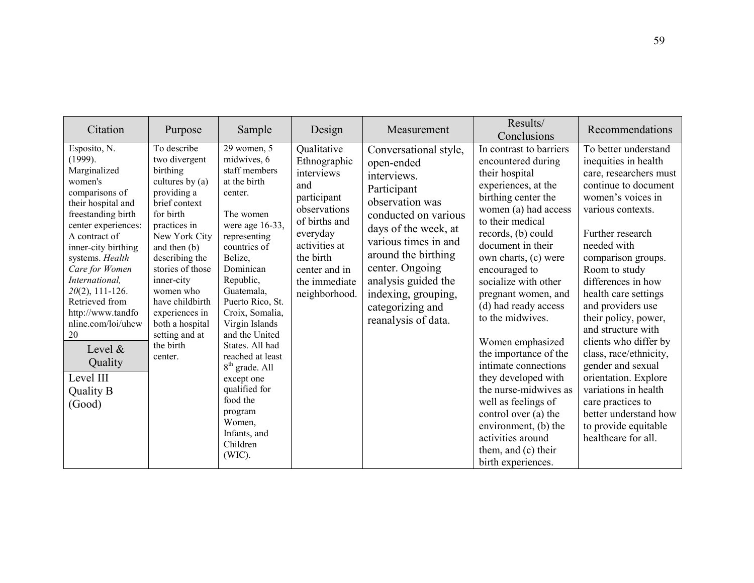| Citation | Purpose | Sample | Design | Measurement | Results/ Conclusions | Recommendations |
|---|---|---|---|---|---|---|
| Esposito, N. (1999). Marginalized women's comparisons of their hospital and freestanding birth center experiences: A contract of inner-city birthing systems. *Health Care for Women International, 20*(2), 111-126. Retrieved from http://www.tandfonline.com/loi/uhcw20<br><br>**Level & Quality**<br><br>Level III Quality B (Good) | To describe two divergent birthing cultures by (a) providing a brief context for birth practices in New York City and then (b) describing the stories of those inner-city women who have childbirth experiences in both a hospital setting and at the birth center. | 29 women, 5 midwives, 6 staff members at the birth center.<br><br>The women were age 16-33, representing countries of Belize, Dominican Republic, Guatemala, Puerto Rico, St. Croix, Somalia, Virgin Islands and the United States. All had reached at least 8th grade. All except one qualified for food the program Women, Infants, and Children (WIC). | Qualitative Ethnographic interviews and participant observations of births and everyday activities at the birth center and in the immediate neighborhood. | Conversational style, open-ended interviews. Participant observation was conducted on various days of the week, at various times in and around the birthing center. Ongoing analysis guided the indexing, grouping, categorizing and reanalysis of data. | In contrast to barriers encountered during their hospital experiences, at the birthing center the women (a) had access to their medical records, (b) could document in their own charts, (c) were encouraged to socialize with other pregnant women, and (d) had ready access to the midwives.<br><br>Women emphasized the importance of the intimate connections they developed with the nurse-midwives as well as feelings of control over (a) the environment, (b) the activities around them, and (c) their birth experiences. | To better understand inequities in health care, researchers must continue to document women's voices in various contexts.<br><br>Further research needed with comparison groups. Room to study differences in how health care settings and providers use their policy, power, and structure with clients who differ by class, race/ethnicity, gender and sexual orientation. Explore variations in health care practices to better understand how to provide equitable healthcare for all. |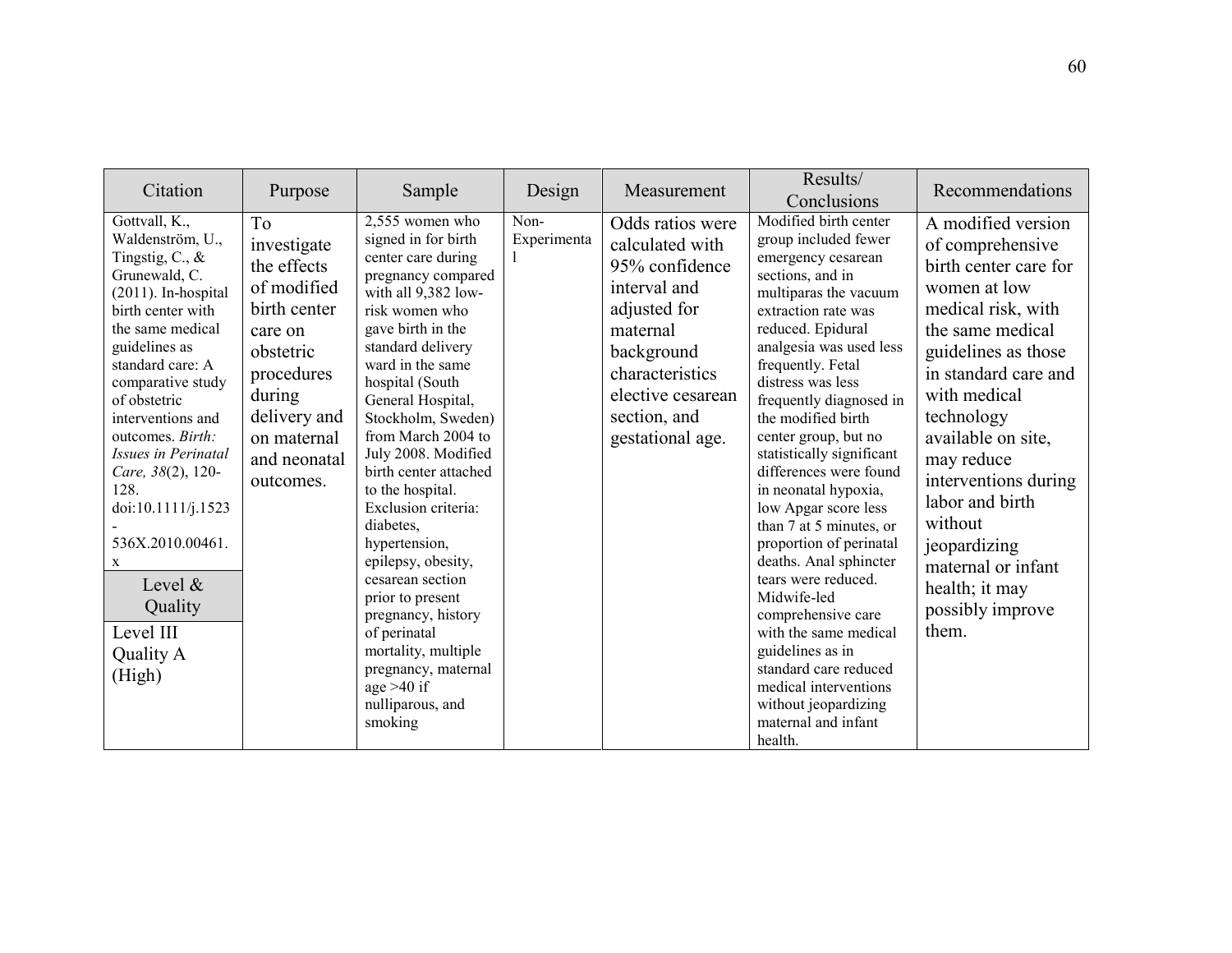| Citation | Purpose | Sample | Design | Measurement | Results/ Conclusions | Recommendations |
|---|---|---|---|---|---|---|
| Gottvall, K., Waldenström, U., Tingstig, C., & Grunewald, C. (2011). In-hospital birth center with the same medical guidelines as standard care: A comparative study of obstetric interventions and outcomes. *Birth: Issues in Perinatal Care, 38*(2), 120-128. doi:10.1111/j.1523-536X.2010.00461.x<br>**Level & Quality**<br>Level III Quality A (High) | To investigate the effects of modified birth center care on obstetric procedures during delivery and on maternal and neonatal outcomes. | 2,555 women who signed in for birth center care during pregnancy compared with all 9,382 low-risk women who gave birth in the standard delivery ward in the same hospital (South General Hospital, Stockholm, Sweden) from March 2004 to July 2008. Modified birth center attached to the hospital. Exclusion criteria: diabetes, hypertension, epilepsy, obesity, cesarean section prior to present pregnancy, history of perinatal mortality, multiple pregnancy, maternal age >40 if nulliparous, and smoking | Non-Experimental | Odds ratios were calculated with 95% confidence interval and adjusted for maternal background characteristics elective cesarean section, and gestational age. | Modified birth center group included fewer emergency cesarean sections, and in multiparas the vacuum extraction rate was reduced. Epidural analgesia was used less frequently. Fetal distress was less frequently diagnosed in the modified birth center group, but no statistically significant differences were found in neonatal hypoxia, low Apgar score less than 7 at 5 minutes, or proportion of perinatal deaths. Anal sphincter tears were reduced. Midwife-led comprehensive care with the same medical guidelines as in standard care reduced medical interventions without jeopardizing maternal and infant health. | A modified version of comprehensive birth center care for women at low medical risk, with the same medical guidelines as those in standard care and with medical technology available on site, may reduce interventions during labor and birth without jeopardizing maternal or infant health; it may possibly improve them. |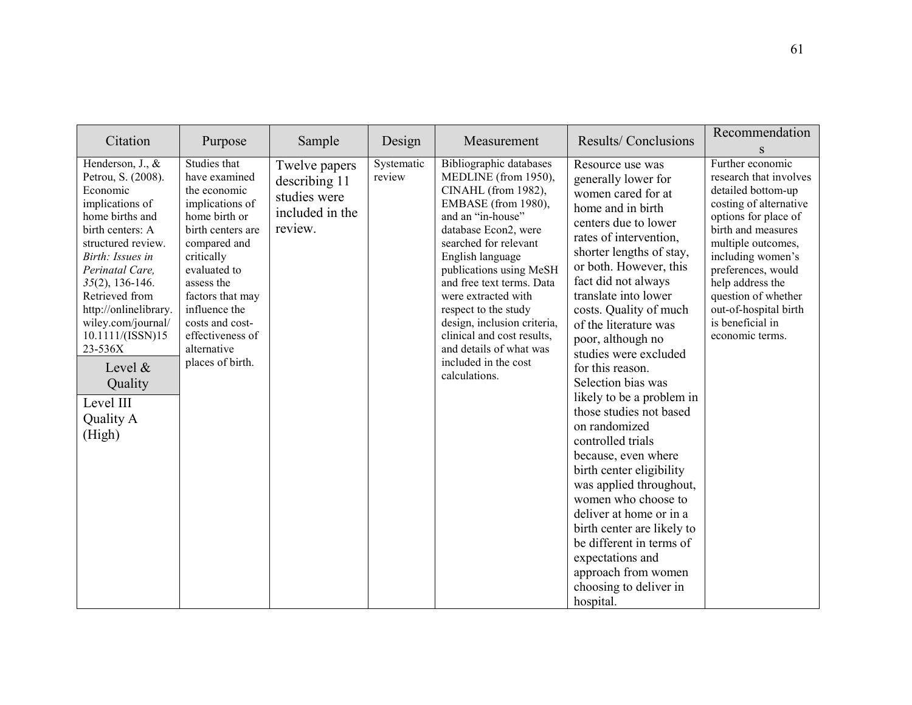| Citation | Purpose | Sample | Design | Measurement | Results/ Conclusions | Recommendations |
|---|---|---|---|---|---|---|
| Henderson, J., & Petrou, S. (2008). Economic implications of home births and birth centers: A structured review. *Birth: Issues in Perinatal Care, 35*(2), 136-146. Retrieved from http://onlinelibrary.wiley.com/journal/10.1111/(ISSN)1523-536X<br><br>**Level & Quality**<br><br>Level III<br>Quality A (High) | Studies that have examined the economic implications of home birth or birth centers are compared and critically evaluated to assess the factors that may influence the costs and cost-effectiveness of alternative places of birth. | Twelve papers describing 11 studies were included in the review. | Systematic review | Bibliographic databases MEDLINE (from 1950), CINAHL (from 1982), EMBASE (from 1980), and an "in-house" database Econ2, were searched for relevant English language publications using MeSH and free text terms. Data were extracted with respect to the study design, inclusion criteria, clinical and cost results, and details of what was included in the cost calculations. | Resource use was generally lower for women cared for at home and in birth centers due to lower rates of intervention, shorter lengths of stay, or both. However, this fact did not always translate into lower costs. Quality of much of the literature was poor, although no studies were excluded for this reason. Selection bias was likely to be a problem in those studies not based on randomized controlled trials because, even where birth center eligibility was applied throughout, women who choose to deliver at home or in a birth center are likely to be different in terms of expectations and approach from women choosing to deliver in hospital. | Further economic research that involves detailed bottom-up costing of alternative options for place of birth and measures multiple outcomes, including women's preferences, would help address the question of whether out-of-hospital birth is beneficial in economic terms. |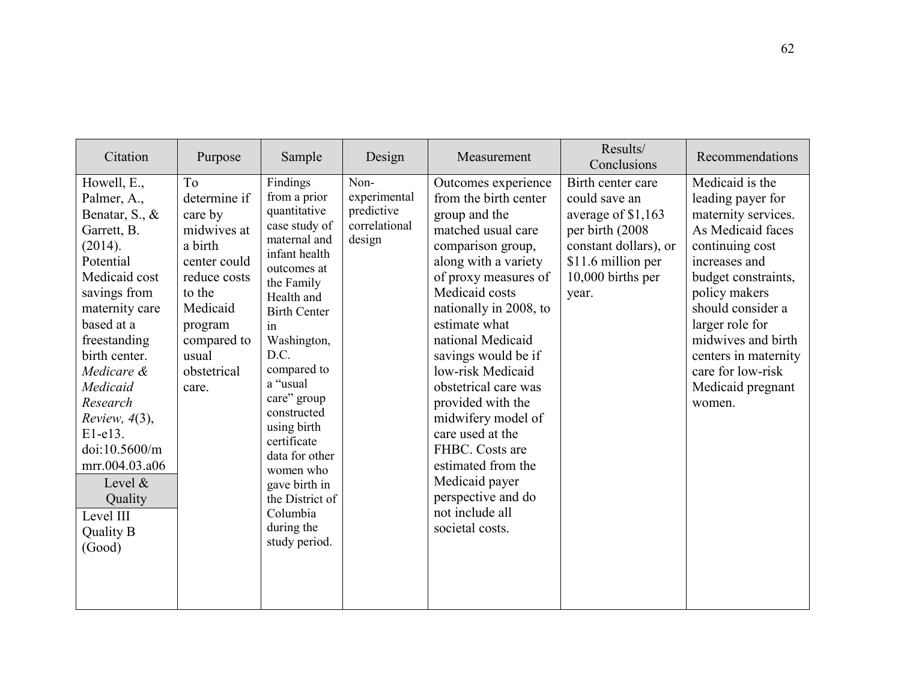| Citation | Purpose | Sample | Design | Measurement | Results/ Conclusions | Recommendations |
|---|---|---|---|---|---|---|
| Howell, E., Palmer, A., Benatar, S., & Garrett, B. (2014). Potential Medicaid cost savings from maternity care based at a freestanding birth center. *Medicare & Medicaid Research Review, 4*(3), E1-e13. doi:10.5600/mmrr.004.03.a06<br>**Level & Quality**<br>Level III Quality B (Good) | To determine if care by midwives at a birth center could reduce costs to the Medicaid program compared to usual obstetrical care. | Findings from a prior quantitative case study of maternal and infant health outcomes at the Family Health and Birth Center in Washington, D.C. compared to a "usual care" group constructed using birth certificate data for other women who gave birth in the District of Columbia during the study period. | Non-experimental predictive correlational design | Outcomes experience from the birth center group and the matched usual care comparison group, along with a variety of proxy measures of Medicaid costs nationally in 2008, to estimate what national Medicaid savings would be if low-risk Medicaid obstetrical care was provided with the midwifery model of care used at the FHBC. Costs are estimated from the Medicaid payer perspective and do not include all societal costs. | Birth center care could save an average of $1,163 per birth (2008 constant dollars), or $11.6 million per 10,000 births per year. | Medicaid is the leading payer for maternity services. As Medicaid faces continuing cost increases and budget constraints, policy makers should consider a larger role for midwives and birth centers in maternity care for low-risk Medicaid pregnant women. |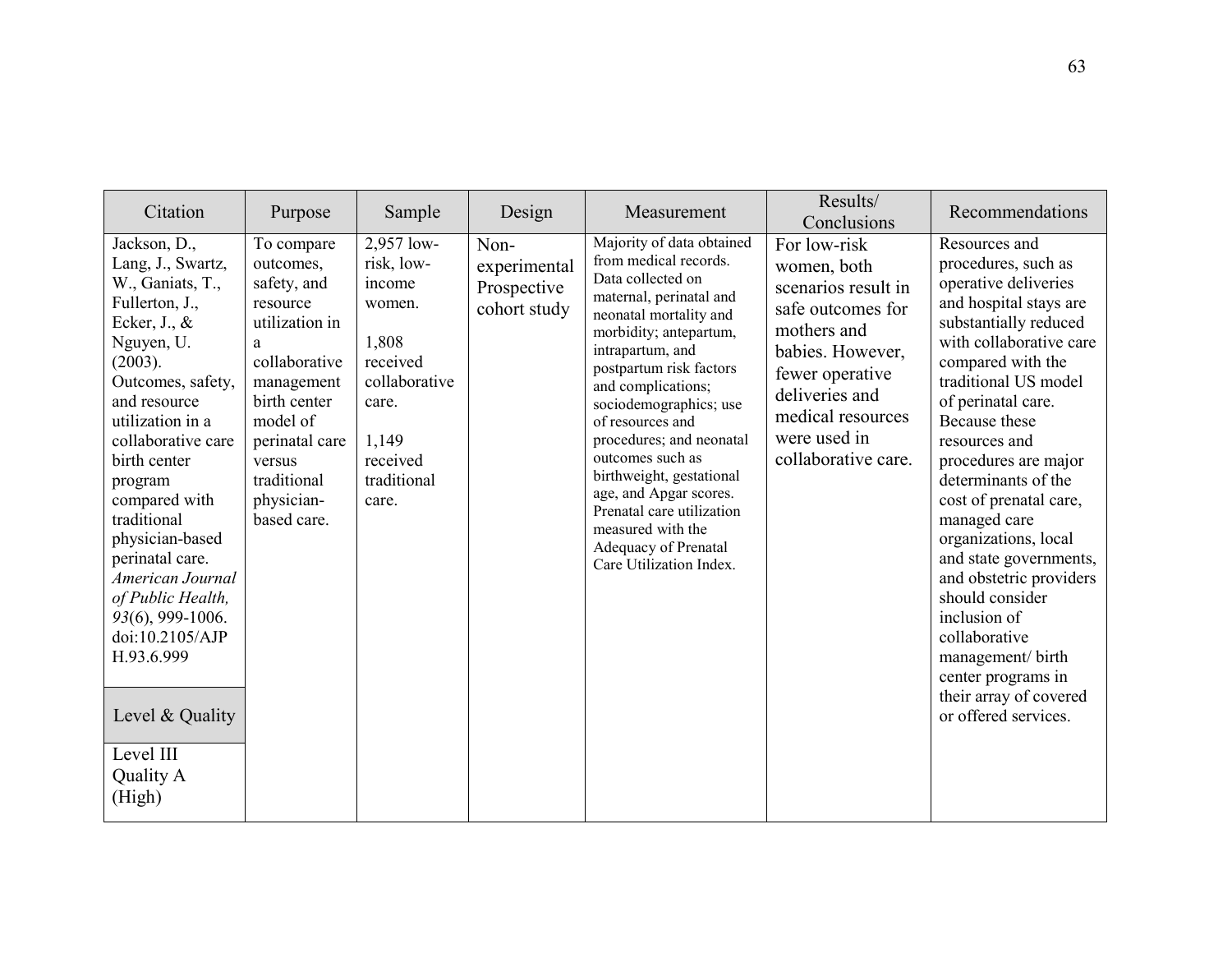| Citation | Purpose | Sample | Design | Measurement | Results/ Conclusions | Recommendations |
|---|---|---|---|---|---|---|
| Jackson, D., Lang, J., Swartz, W., Ganiats, T., Fullerton, J., Ecker, J., & Nguyen, U. (2003). Outcomes, safety, and resource utilization in a collaborative care birth center program compared with traditional physician-based perinatal care. *American Journal of Public Health, 93*(6), 999-1006. doi:10.2105/AJPH.93.6.999 | To compare outcomes, safety, and resource utilization in a collaborative management birth center model of perinatal care versus traditional physician-based care. | 2,957 low-risk, low-income women.<br><br>1,808 received collaborative care.<br><br>1,149 received traditional care. | Non-experimental Prospective cohort study | Majority of data obtained from medical records. Data collected on maternal, perinatal and neonatal mortality and morbidity; antepartum, intrapartum, and postpartum risk factors and complications; sociodemographics; use of resources and procedures; and neonatal outcomes such as birthweight, gestational age, and Apgar scores. Prenatal care utilization measured with the Adequacy of Prenatal Care Utilization Index. | For low-risk women, both scenarios result in safe outcomes for mothers and babies. However, fewer operative deliveries and medical resources were used in collaborative care. | Resources and procedures, such as operative deliveries and hospital stays are substantially reduced with collaborative care compared with the traditional US model of perinatal care. Because these resources and procedures are major determinants of the cost of prenatal care, managed care organizations, local and state governments, and obstetric providers should consider inclusion of collaborative management/ birth center programs in their array of covered or offered services. |
| **Level & Quality** | | | | | | |
| Level III<br>Quality A (High) | | | | | | |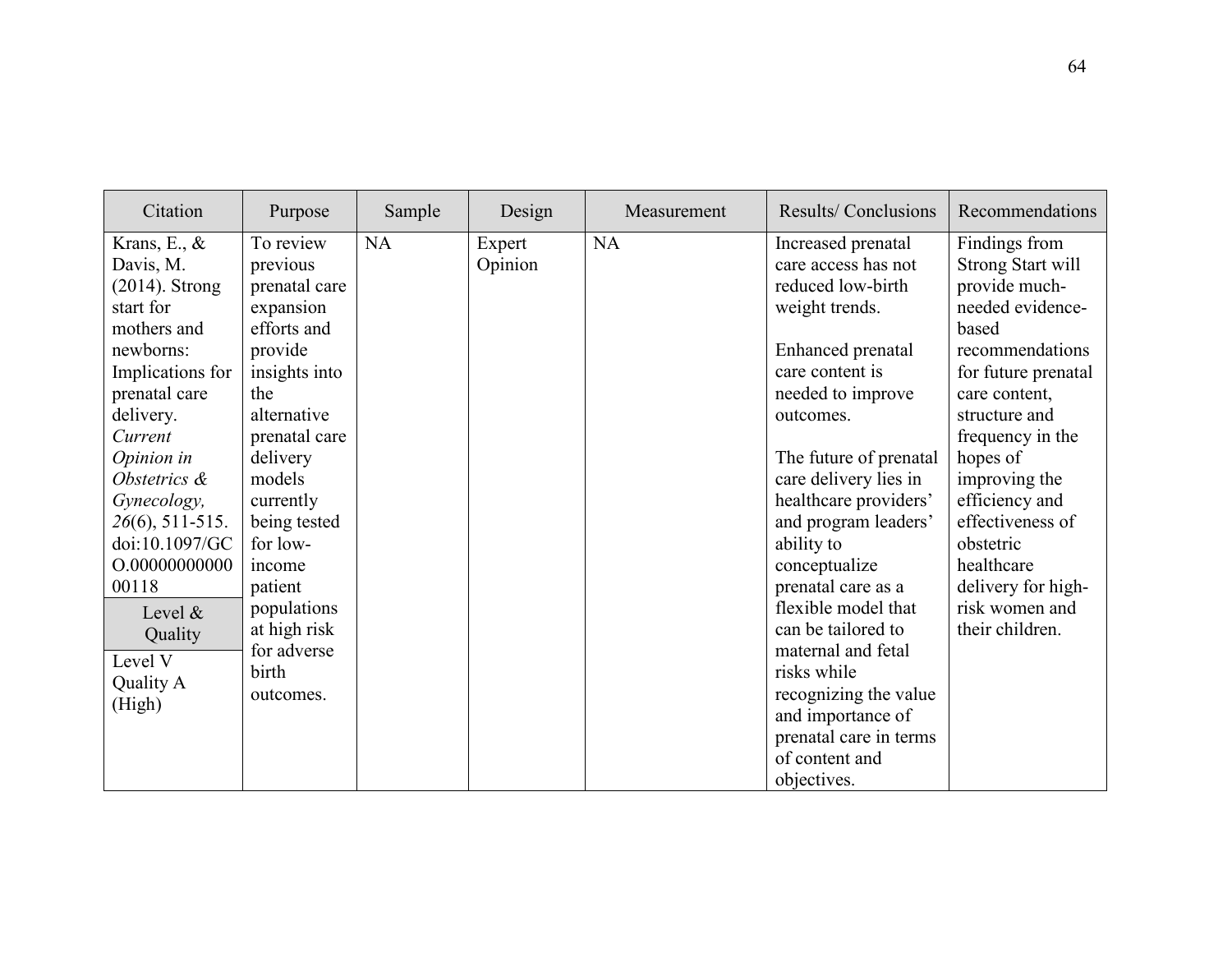| Citation | Purpose | Sample | Design | Measurement | Results/ Conclusions | Recommendations |
|---|---|---|---|---|---|---|
| Krans, E., & Davis, M. (2014). Strong start for mothers and newborns: Implications for prenatal care delivery. *Current Opinion in Obstetrics & Gynecology, 26*(6), 511-515. doi:10.1097/GCO.0000000000000118<br><br>**Level & Quality**<br><br>Level V Quality A (High) | To review previous prenatal care expansion efforts and provide insights into the alternative prenatal care delivery models currently being tested for low-income patient populations at high risk for adverse birth outcomes. | NA | Expert Opinion | NA | Increased prenatal care access has not reduced low-birth weight trends.<br><br>Enhanced prenatal care content is needed to improve outcomes.<br><br>The future of prenatal care delivery lies in healthcare providers' and program leaders' ability to conceptualize prenatal care as a flexible model that can be tailored to maternal and fetal risks while recognizing the value and importance of prenatal care in terms of content and objectives. | Findings from Strong Start will provide much-needed evidence-based recommendations for future prenatal care content, structure and frequency in the hopes of improving the efficiency and effectiveness of obstetric healthcare delivery for high-risk women and their children. |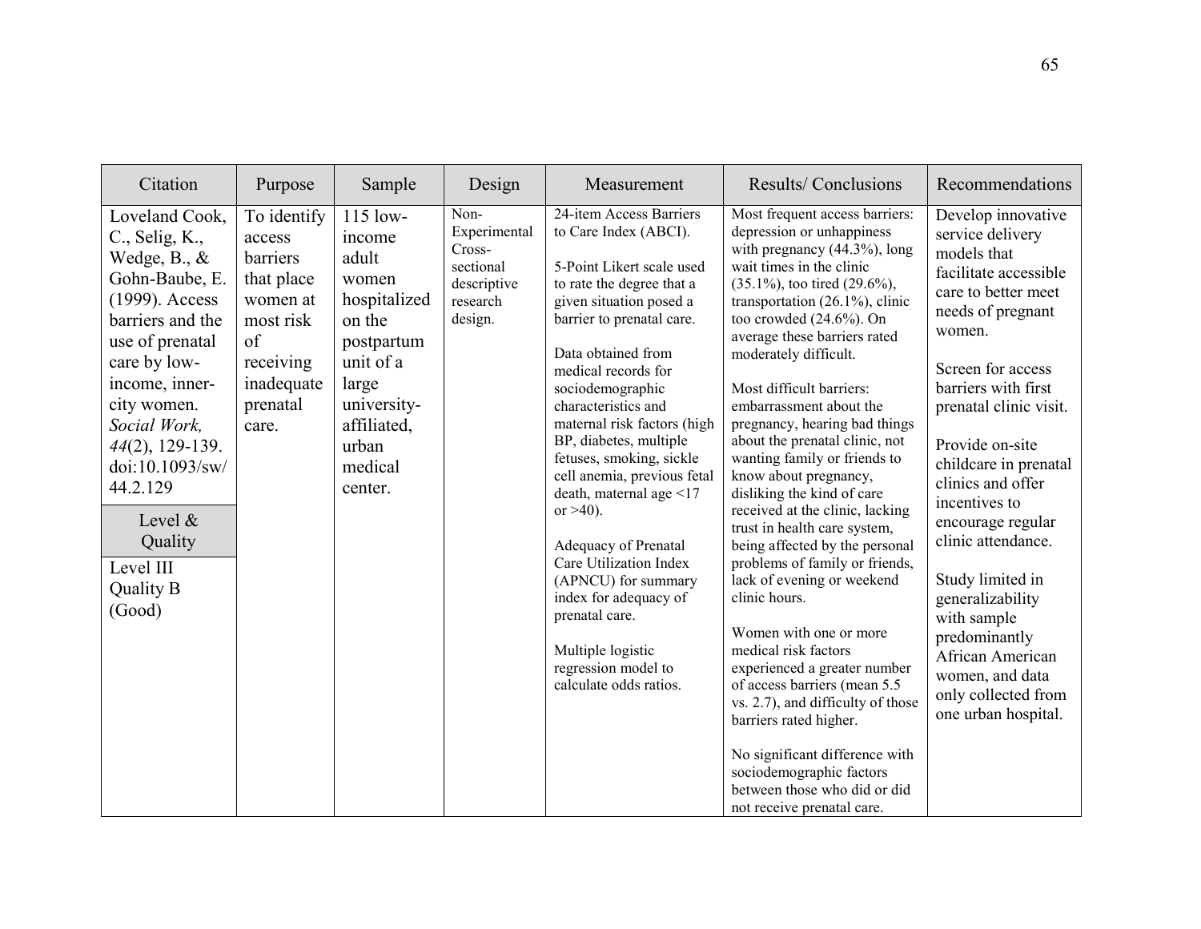| Citation | Purpose | Sample | Design | Measurement | Results/ Conclusions | Recommendations |
|---|---|---|---|---|---|---|
| Loveland Cook, C., Selig, K., Wedge, B., & Gohn-Baube, E. (1999). Access barriers and the use of prenatal care by low-income, inner-city women. *Social Work, 44*(2), 129-139. doi:10.1093/sw/44.2.129<br><br>**Level & Quality**<br><br>Level III<br>Quality B (Good) | To identify access barriers that place women at most risk of receiving inadequate prenatal care. | 115 low-income adult women hospitalized on the postpartum unit of a large university-affiliated, urban medical center. | Non-Experimental Cross-sectional descriptive research design. | 24-item Access Barriers to Care Index (ABCI).<br><br>5-Point Likert scale used to rate the degree that a given situation posed a barrier to prenatal care.<br><br>Data obtained from medical records for sociodemographic characteristics and maternal risk factors (high BP, diabetes, multiple fetuses, smoking, sickle cell anemia, previous fetal death, maternal age <17 or >40).<br><br>Adequacy of Prenatal Care Utilization Index (APNCU) for summary index for adequacy of prenatal care.<br><br>Multiple logistic regression model to calculate odds ratios. | Most frequent access barriers: depression or unhappiness with pregnancy (44.3%), long wait times in the clinic (35.1%), too tired (29.6%), transportation (26.1%), clinic too crowded (24.6%). On average these barriers rated moderately difficult.<br><br>Most difficult barriers: embarrassment about the pregnancy, hearing bad things about the prenatal clinic, not wanting family or friends to know about pregnancy, disliking the kind of care received at the clinic, lacking trust in health care system, being affected by the personal problems of family or friends, lack of evening or weekend clinic hours.<br><br>Women with one or more medical risk factors experienced a greater number of access barriers (mean 5.5 vs. 2.7), and difficulty of those barriers rated higher.<br><br>No significant difference with sociodemographic factors between those who did or did not receive prenatal care. | Develop innovative service delivery models that facilitate accessible care to better meet needs of pregnant women.<br><br>Screen for access barriers with first prenatal clinic visit.<br><br>Provide on-site childcare in prenatal clinics and offer incentives to encourage regular clinic attendance.<br><br>Study limited in generalizability with sample predominantly African American women, and data only collected from one urban hospital. |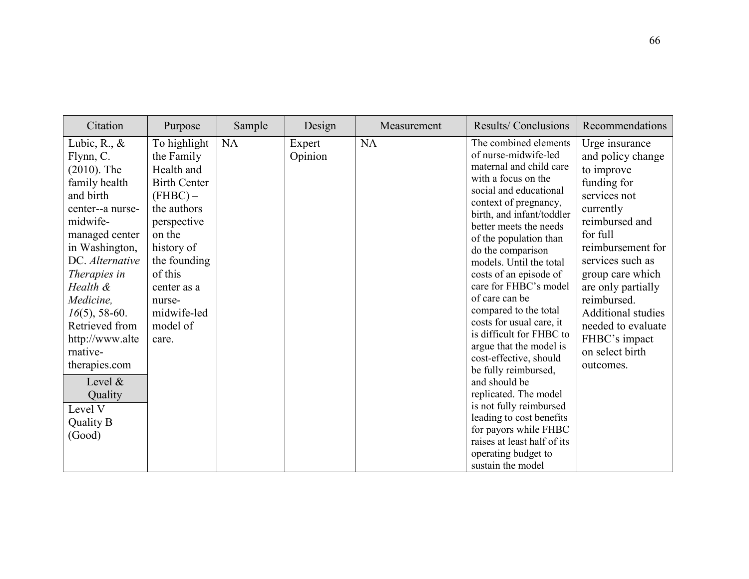| Citation | Purpose | Sample | Design | Measurement | Results/ Conclusions | Recommendations |
|---|---|---|---|---|---|---|
| Lubic, R., & Flynn, C. (2010). The family health and birth center--a nurse-midwife-managed center in Washington, DC. *Alternative Therapies in Health & Medicine, 16*(5), 58-60. Retrieved from http://www.alternative-therapies.com<br>**Level & Quality**<br>Level V<br>Quality B (Good) | To highlight the Family Health and Birth Center (FHBC) – the authors perspective on the history of the founding of this center as a nurse-midwife-led model of care. | NA | Expert Opinion | NA | The combined elements of nurse-midwife-led maternal and child care with a focus on the social and educational context of pregnancy, birth, and infant/toddler better meets the needs of the population than do the comparison models. Until the total costs of an episode of care for FHBC's model of care can be compared to the total costs for usual care, it is difficult for FHBC to argue that the model is cost-effective, should be fully reimbursed, and should be replicated. The model is not fully reimbursed leading to cost benefits for payors while FHBC raises at least half of its operating budget to sustain the model | Urge insurance and policy change to improve funding for services not currently reimbursed and for full reimbursement for services such as group care which are only partially reimbursed. Additional studies needed to evaluate FHBC's impact on select birth outcomes. |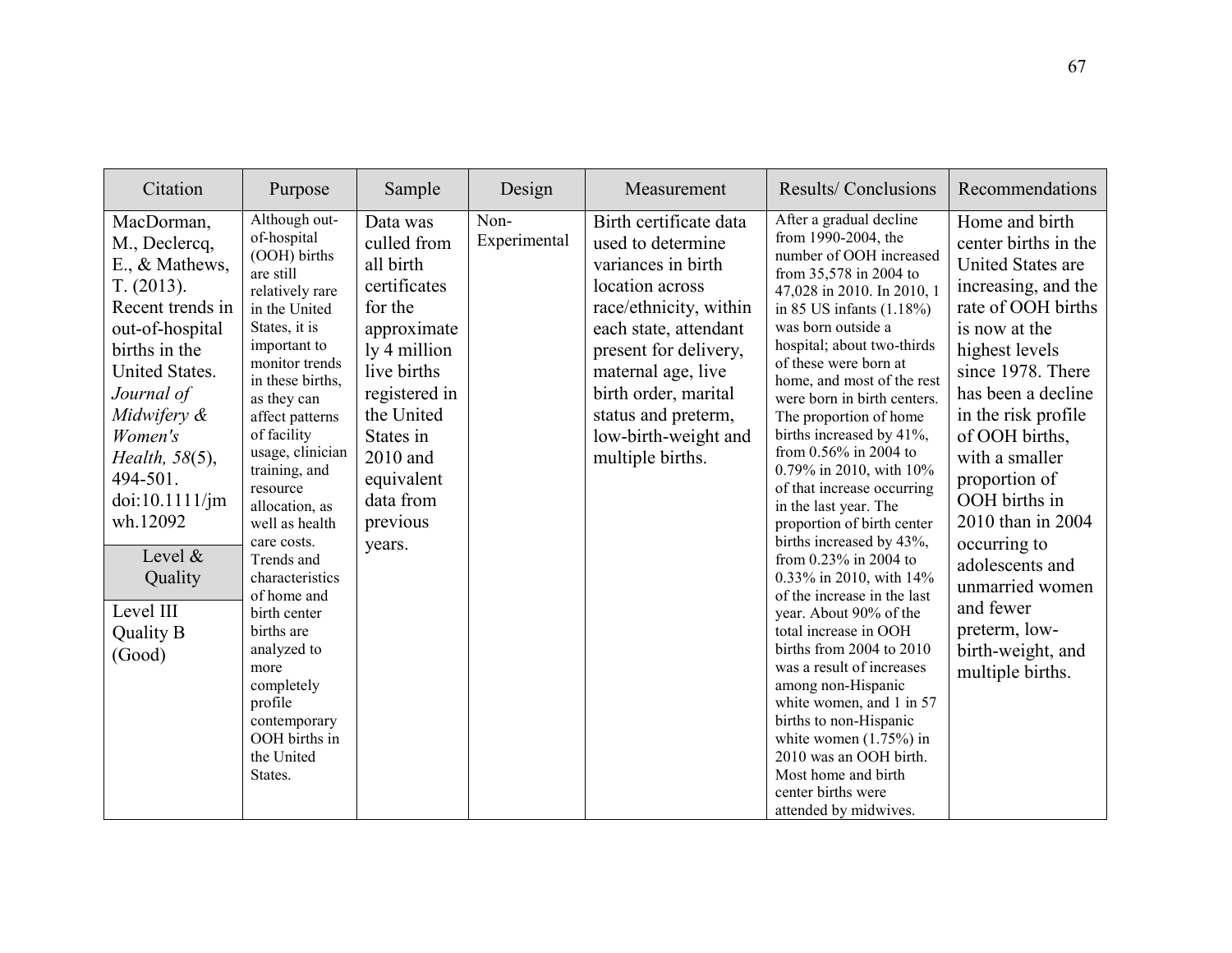| Citation | Purpose | Sample | Design | Measurement | Results/ Conclusions | Recommendations |
|---|---|---|---|---|---|---|
| MacDorman, M., Declercq, E., & Mathews, T. (2013). Recent trends in out-of-hospital births in the United States. *Journal of Midwifery & Women's Health, 58*(5), 494-501. doi:10.1111/jmwh.12092<br><br>**Level & Quality**<br><br>Level III Quality B (Good) | Although out-of-hospital (OOH) births are still relatively rare in the United States, it is important to monitor trends in these births, as they can affect patterns of facility usage, clinician training, and resource allocation, as well as health care costs. Trends and characteristics of home and birth center births are analyzed to more completely profile contemporary OOH births in the United States. | Data was culled from all birth certificates for the approximately 4 million live births registered in the United States in 2010 and equivalent data from previous years. | Non-Experimental | Birth certificate data used to determine variances in birth location across race/ethnicity, within each state, attendant present for delivery, maternal age, live birth order, marital status and preterm, low-birth-weight and multiple births. | After a gradual decline from 1990-2004, the number of OOH increased from 35,578 in 2004 to 47,028 in 2010. In 2010, 1 in 85 US infants (1.18%) was born outside a hospital; about two-thirds of these were born at home, and most of the rest were born in birth centers. The proportion of home births increased by 41%, from 0.56% in 2004 to 0.79% in 2010, with 10% of that increase occurring in the last year. The proportion of birth center births increased by 43%, from 0.23% in 2004 to 0.33% in 2010, with 14% of the increase in the last year. About 90% of the total increase in OOH births from 2004 to 2010 was a result of increases among non-Hispanic white women, and 1 in 57 births to non-Hispanic white women (1.75%) in 2010 was an OOH birth. Most home and birth center births were attended by midwives. | Home and birth center births in the United States are increasing, and the rate of OOH births is now at the highest levels since 1978. There has been a decline in the risk profile of OOH births, with a smaller proportion of OOH births in 2010 than in 2004 occurring to adolescents and unmarried women and fewer preterm, low-birth-weight, and multiple births. |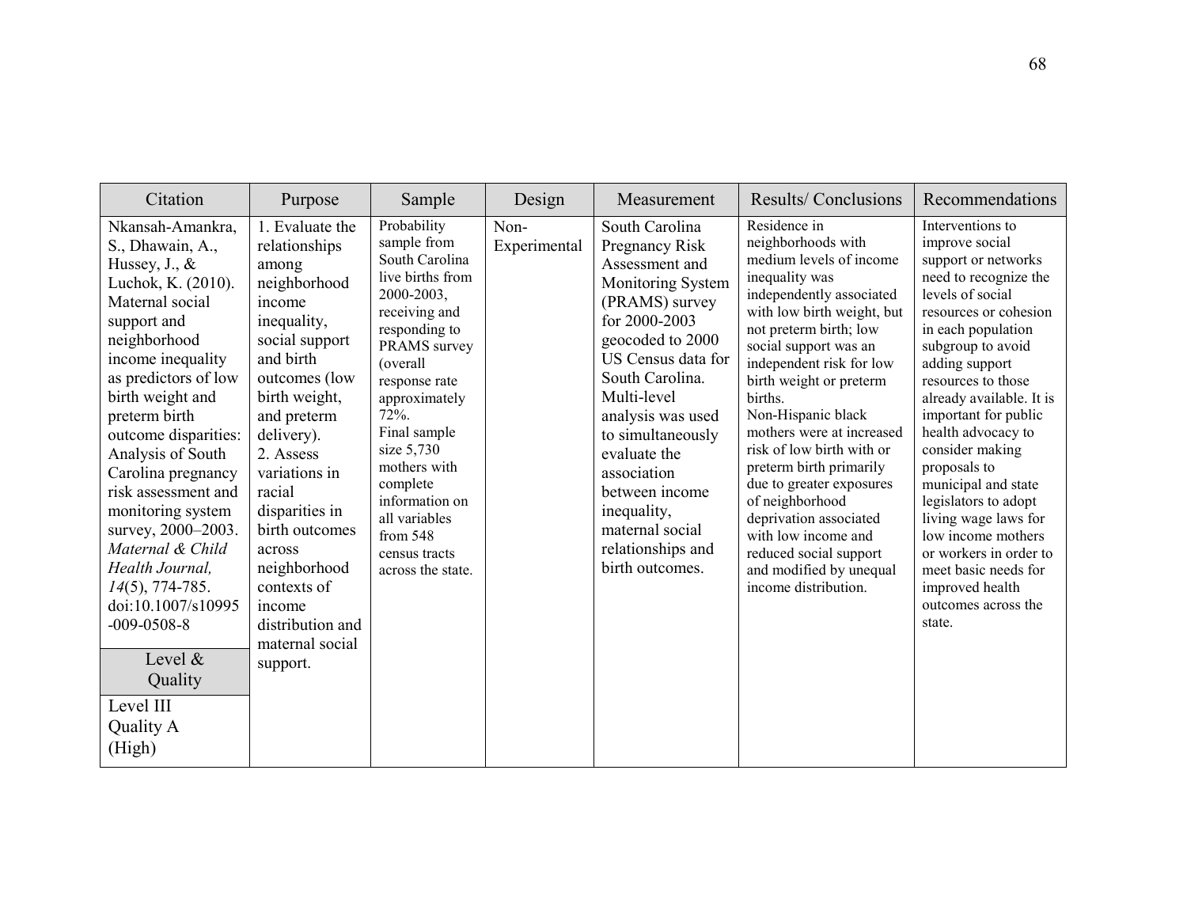| Citation | Purpose | Sample | Design | Measurement | Results/ Conclusions | Recommendations |
|---|---|---|---|---|---|---|
| Nkansah-Amankra, S., Dhawain, A., Hussey, J., & Luchok, K. (2010). Maternal social support and neighborhood income inequality as predictors of low birth weight and preterm birth outcome disparities: Analysis of South Carolina pregnancy risk assessment and monitoring system survey, 2000–2003. *Maternal & Child Health Journal, 14*(5), 774-785. doi:10.1007/s10995-009-0508-8<br><br>**Level & Quality**<br><br>Level III<br>Quality A<br>(High) | 1. Evaluate the relationships among neighborhood income inequality, social support and birth outcomes (low birth weight, and preterm delivery).<br>2. Assess variations in racial disparities in birth outcomes across neighborhood contexts of income distribution and maternal social support. | Probability sample from South Carolina live births from 2000-2003, receiving and responding to PRAMS survey (overall response rate approximately 72%.<br>Final sample size 5,730 mothers with complete information on all variables from 548 census tracts across the state. | Non-Experimental | South Carolina Pregnancy Risk Assessment and Monitoring System (PRAMS) survey for 2000-2003 geocoded to 2000 US Census data for South Carolina. Multi-level analysis was used to simultaneously evaluate the association between income inequality, maternal social relationships and birth outcomes. | Residence in neighborhoods with medium levels of income inequality was independently associated with low birth weight, but not preterm birth; low social support was an independent risk for low birth weight or preterm births.<br>Non-Hispanic black mothers were at increased risk of low birth with or preterm birth primarily due to greater exposures of neighborhood deprivation associated with low income and reduced social support and modified by unequal income distribution. | Interventions to improve social support or networks need to recognize the levels of social resources or cohesion in each population subgroup to avoid adding support resources to those already available. It is important for public health advocacy to consider making proposals to municipal and state legislators to adopt living wage laws for low income mothers or workers in order to meet basic needs for improved health outcomes across the state. |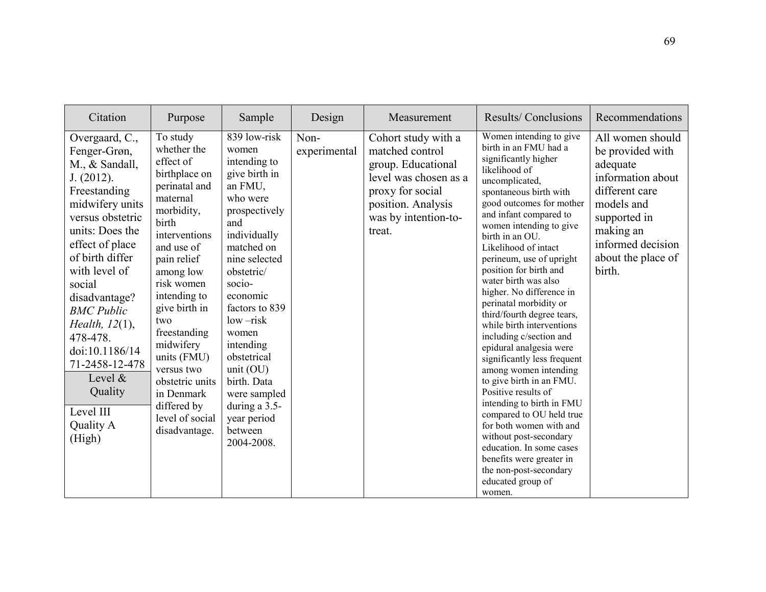| Citation | Purpose | Sample | Design | Measurement | Results/ Conclusions | Recommendations |
|---|---|---|---|---|---|---|
| Overgaard, C., Fenger-Grøn, M., & Sandall, J. (2012). Freestanding midwifery units versus obstetric units: Does the effect of place of birth differ with level of social disadvantage? *BMC Public Health, 12*(1), 478-478. doi:10.1186/1471-2458-12-478<br>**Level & Quality**<br>Level III<br>Quality A (High) | To study whether the effect of birthplace on perinatal and maternal morbidity, birth interventions and use of pain relief among low risk women intending to give birth in two freestanding midwifery units (FMU) versus two obstetric units in Denmark differed by level of social disadvantage. | 839 low-risk women intending to give birth in an FMU, who were prospectively and individually matched on nine selected obstetric/socio-economic factors to 839 low –risk women intending obstetrical unit (OU) birth. Data were sampled during a 3.5-year period between 2004-2008. | Non-experimental | Cohort study with a matched control group. Educational level was chosen as a proxy for social position. Analysis was by intention-to-treat. | Women intending to give birth in an FMU had a significantly higher likelihood of uncomplicated, spontaneous birth with good outcomes for mother and infant compared to women intending to give birth in an OU. Likelihood of intact perineum, use of upright position for birth and water birth was also higher. No difference in perinatal morbidity or third/fourth degree tears, while birth interventions including c/section and epidural analgesia were significantly less frequent among women intending to give birth in an FMU. Positive results of intending to birth in FMU compared to OU held true for both women with and without post-secondary education. In some cases benefits were greater in the non-post-secondary educated group of women. | All women should be provided with adequate information about different care models and supported in making an informed decision about the place of birth. |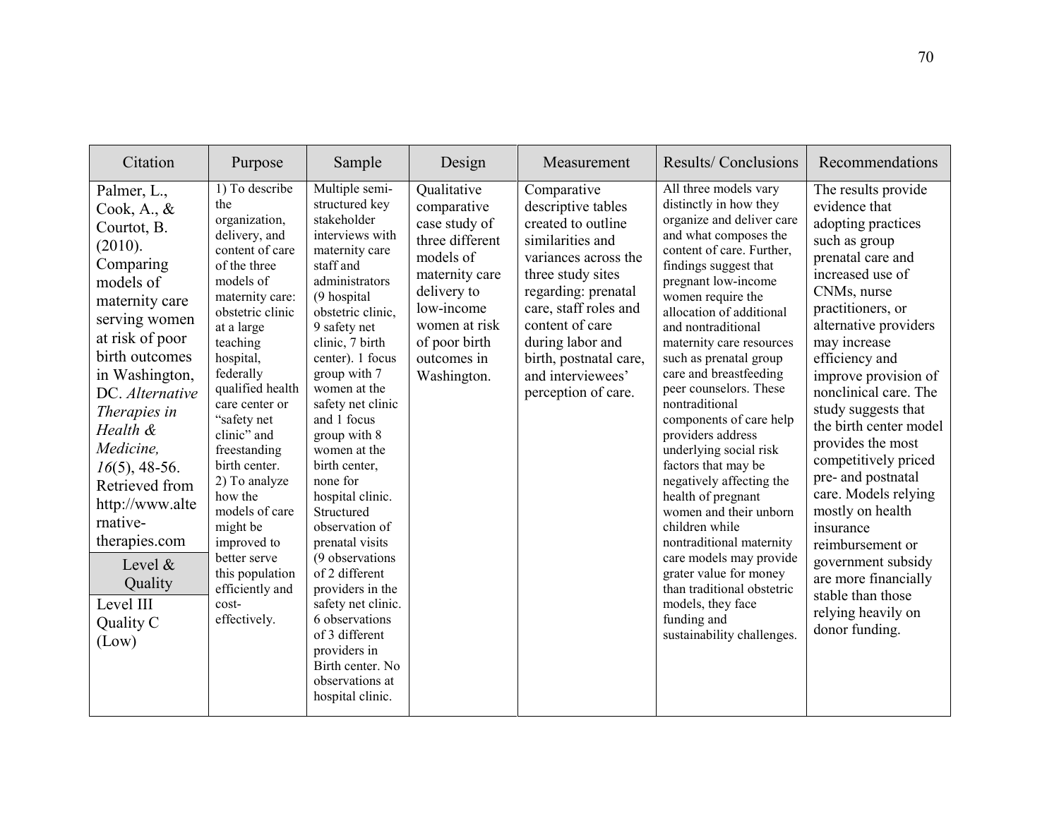| Citation | Purpose | Sample | Design | Measurement | Results/ Conclusions | Recommendations |
|---|---|---|---|---|---|---|
| Palmer, L., Cook, A., & Courtot, B. (2010). Comparing models of maternity care serving women at risk of poor birth outcomes in Washington, DC. *Alternative Therapies in Health & Medicine, 16*(5), 48-56. Retrieved from http://www.alternative-therapies.com | 1) To describe the organization, delivery, and content of care of the three models of maternity care: obstetric clinic at a large teaching hospital, federally qualified health care center or "safety net clinic" and freestanding birth center. 2) To analyze how the models of care might be improved to better serve this population efficiently and cost-effectively. | Multiple semi-structured key stakeholder interviews with maternity care staff and administrators (9 hospital obstetric clinic, 9 safety net clinic, 7 birth center). 1 focus group with 7 women at the safety net clinic and 1 focus group with 8 women at the birth center, none for hospital clinic. Structured observation of prenatal visits (9 observations of 2 different providers in the safety net clinic. 6 observations of 3 different providers in Birth center. No observations at hospital clinic. | Qualitative comparative case study of three different models of maternity care delivery to low-income women at risk of poor birth outcomes in Washington. | Comparative descriptive tables created to outline similarities and variances across the three study sites regarding: prenatal care, staff roles and content of care during labor and birth, postnatal care, and interviewees' perception of care. | All three models vary distinctly in how they organize and deliver care and what composes the content of care. Further, findings suggest that pregnant low-income women require the allocation of additional and nontraditional maternity care resources such as prenatal group care and breastfeeding peer counselors. These nontraditional components of care help providers address underlying social risk factors that may be negatively affecting the health of pregnant women and their unborn children while nontraditional maternity care models may provide grater value for money than traditional obstetric models, they face funding and sustainability challenges. | The results provide evidence that adopting practices such as group prenatal care and increased use of CNMs, nurse practitioners, or alternative providers may increase efficiency and improve provision of nonclinical care. The study suggests that the birth center model provides the most competitively priced pre- and postnatal care. Models relying mostly on health insurance reimbursement or government subsidy are more financially stable than those relying heavily on donor funding. |
| **Level & Quality** | | | | | | |
| Level III Quality C (Low) | | | | | | |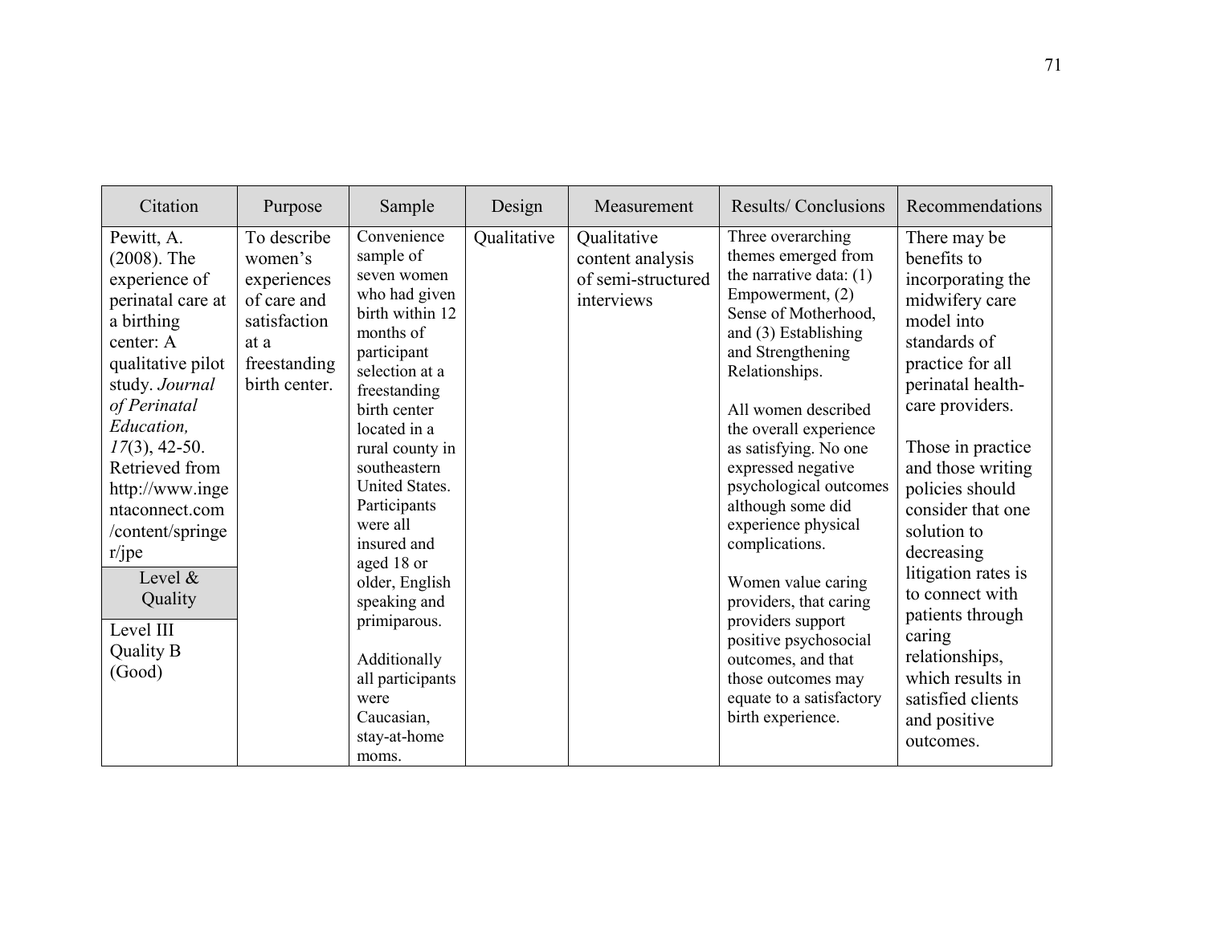| Citation | Purpose | Sample | Design | Measurement | Results/ Conclusions | Recommendations |
|---|---|---|---|---|---|---|
| Pewitt, A. (2008). The experience of perinatal care at a birthing center: A qualitative pilot study. *Journal of Perinatal Education, 17*(3), 42-50. Retrieved from http://www.ingentaconnect.com/content/springer/jpe<br><br>**Level & Quality**<br><br>Level III<br>Quality B (Good) | To describe women's experiences of care and satisfaction at a freestanding birth center. | Convenience sample of seven women who had given birth within 12 months of participant selection at a freestanding birth center located in a rural county in southeastern United States. Participants were all insured and aged 18 or older, English speaking and primiparous.<br><br>Additionally all participants were Caucasian, stay-at-home moms. | Qualitative | Qualitative content analysis of semi-structured interviews | Three overarching themes emerged from the narrative data: (1) Empowerment, (2) Sense of Motherhood, and (3) Establishing and Strengthening Relationships.<br><br>All women described the overall experience as satisfying. No one expressed negative psychological outcomes although some did experience physical complications.<br><br>Women value caring providers, that caring providers support positive psychosocial outcomes, and that those outcomes may equate to a satisfactory birth experience. | There may be benefits to incorporating the midwifery care model into standards of practice for all perinatal health-care providers.<br><br>Those in practice and those writing policies should consider that one solution to decreasing litigation rates is to connect with patients through caring relationships, which results in satisfied clients and positive outcomes. |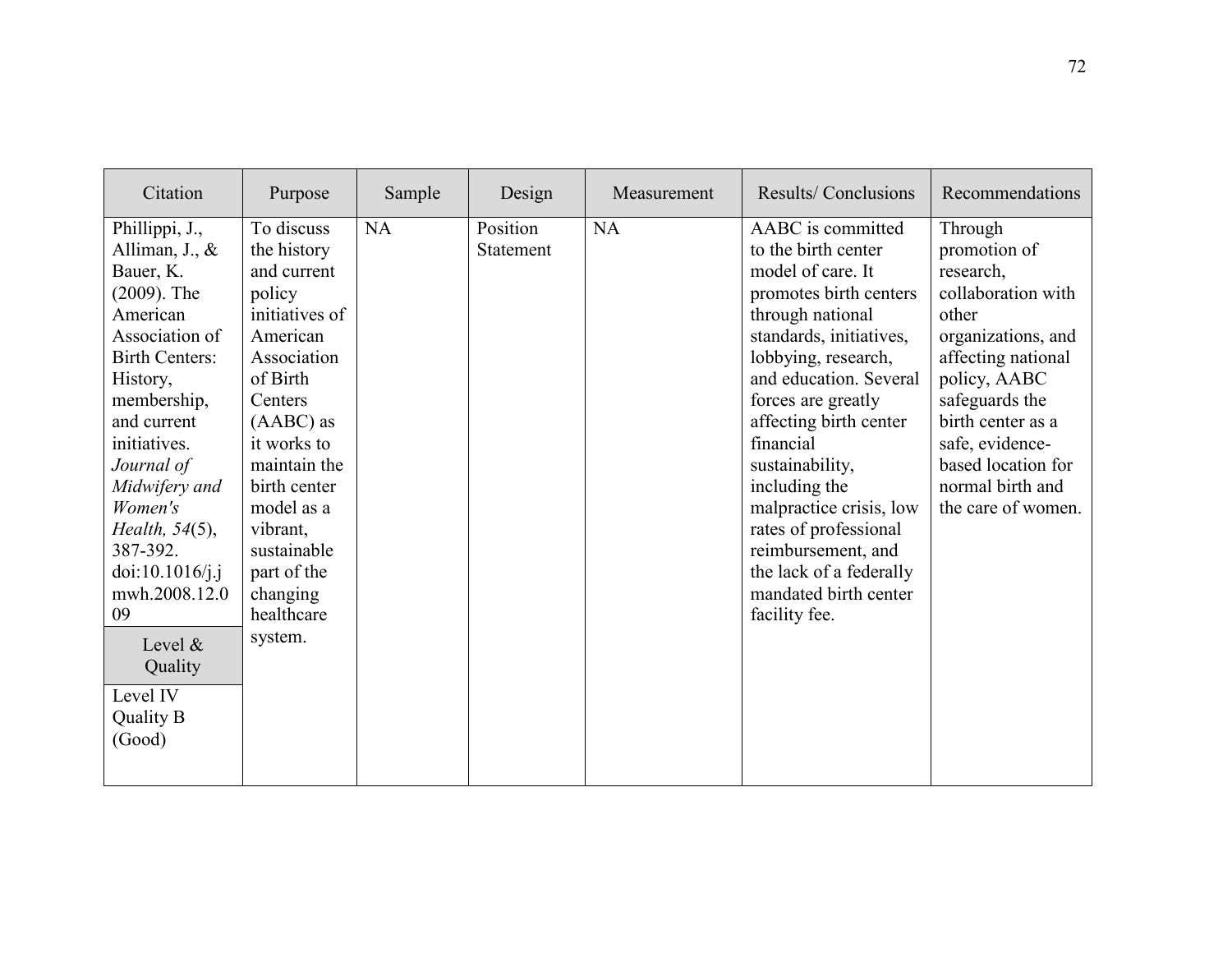| Citation | Purpose | Sample | Design | Measurement | Results/ Conclusions | Recommendations |
|---|---|---|---|---|---|---|
| Phillippi, J., Alliman, J., & Bauer, K. (2009). The American Association of Birth Centers: History, membership, and current initiatives. *Journal of Midwifery and Women's Health, 54*(5), 387-392. doi:10.1016/j.jmwh.2008.12.009<br><br>**Level & Quality**<br><br>Level IV<br>Quality B (Good) | To discuss the history and current policy initiatives of American Association of Birth Centers (AABC) as it works to maintain the birth center model as a vibrant, sustainable part of the changing healthcare system. | NA | Position Statement | NA | AABC is committed to the birth center model of care. It promotes birth centers through national standards, initiatives, lobbying, research, and education. Several forces are greatly affecting birth center financial sustainability, including the malpractice crisis, low rates of professional reimbursement, and the lack of a federally mandated birth center facility fee. | Through promotion of research, collaboration with other organizations, and affecting national policy, AABC safeguards the birth center as a safe, evidence-based location for normal birth and the care of women. |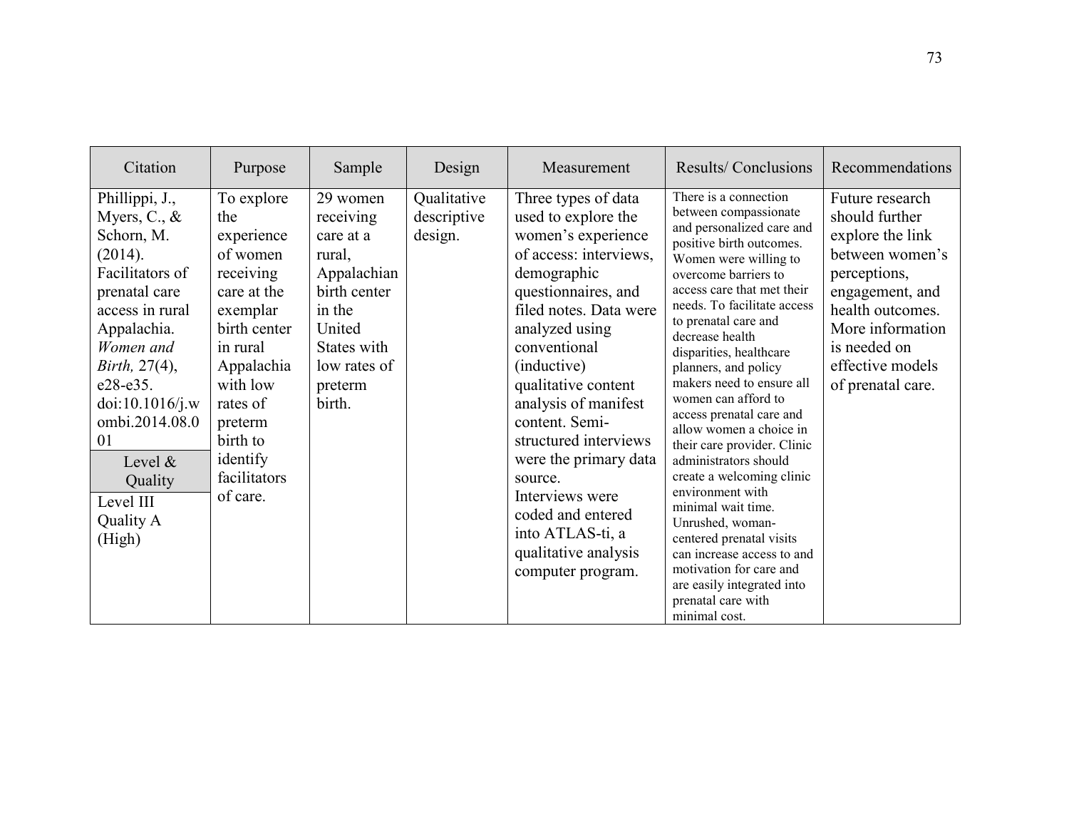| Citation | Purpose | Sample | Design | Measurement | Results/ Conclusions | Recommendations |
|---|---|---|---|---|---|---|
| Phillippi, J., Myers, C., & Schorn, M. (2014). Facilitators of prenatal care access in rural Appalachia. *Women and Birth,* 27(4), e28-e35. doi:10.1016/j.wombi.2014.08.001<br>**Level & Quality**<br>Level III Quality A (High) | To explore the experience of women receiving care at the exemplar birth center in rural Appalachia with low rates of preterm birth to identify facilitators of care. | 29 women receiving care at a rural, Appalachian birth center in the United States with low rates of preterm birth. | Qualitative descriptive design. | Three types of data used to explore the women's experience of access: interviews, demographic questionnaires, and filed notes. Data were analyzed using conventional (inductive) qualitative content analysis of manifest content. Semi-structured interviews were the primary data source.<br>Interviews were coded and entered into ATLAS-ti, a qualitative analysis computer program. | There is a connection between compassionate and personalized care and positive birth outcomes. Women were willing to overcome barriers to access care that met their needs. To facilitate access to prenatal care and decrease health disparities, healthcare planners, and policy makers need to ensure all women can afford to access prenatal care and allow women a choice in their care provider. Clinic administrators should create a welcoming clinic environment with minimal wait time. Unrushed, woman-centered prenatal visits can increase access to and motivation for care and are easily integrated into prenatal care with minimal cost. | Future research should further explore the link between women's perceptions, engagement, and health outcomes. More information is needed on effective models of prenatal care. |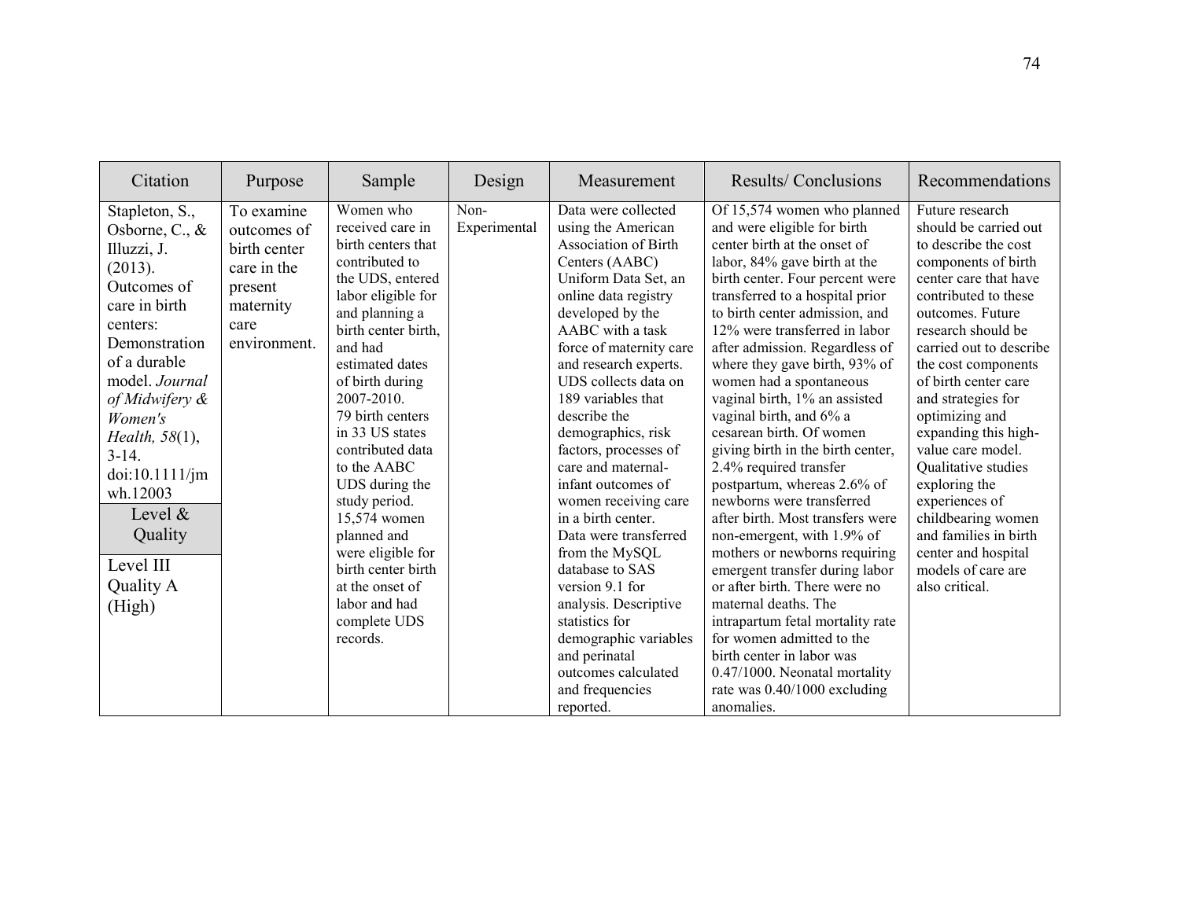| Citation | Purpose | Sample | Design | Measurement | Results/ Conclusions | Recommendations |
|---|---|---|---|---|---|---|
| Stapleton, S., Osborne, C., & Illuzzi, J. (2013). Outcomes of care in birth centers: Demonstration of a durable model. *Journal of Midwifery & Women's Health, 58*(1), 3-14. doi:10.1111/jmwh.12003<br>**Level & Quality**<br>Level III<br>Quality A (High) | To examine outcomes of birth center care in the present maternity care environment. | Women who received care in birth centers that contributed to the UDS, entered labor eligible for and planning a birth center birth, and had estimated dates of birth during 2007-2010.<br>79 birth centers in 33 US states contributed data to the AABC UDS during the study period.<br>15,574 women planned and were eligible for birth center birth at the onset of labor and had complete UDS records. | Non-Experimental | Data were collected using the American Association of Birth Centers (AABC) Uniform Data Set, an online data registry developed by the AABC with a task force of maternity care and research experts. UDS collects data on 189 variables that describe the demographics, risk factors, processes of care and maternal-infant outcomes of women receiving care in a birth center.<br>Data were transferred from the MySQL database to SAS version 9.1 for analysis. Descriptive statistics for demographic variables and perinatal outcomes calculated and frequencies reported. | Of 15,574 women who planned and were eligible for birth center birth at the onset of labor, 84% gave birth at the birth center. Four percent were transferred to a hospital prior to birth center admission, and 12% were transferred in labor after admission. Regardless of where they gave birth, 93% of women had a spontaneous vaginal birth, 1% an assisted vaginal birth, and 6% a cesarean birth. Of women giving birth in the birth center, 2.4% required transfer postpartum, whereas 2.6% of newborns were transferred after birth. Most transfers were non-emergent, with 1.9% of mothers or newborns requiring emergent transfer during labor or after birth. There were no maternal deaths. The intrapartum fetal mortality rate for women admitted to the birth center in labor was 0.47/1000. Neonatal mortality rate was 0.40/1000 excluding anomalies. | Future research should be carried out to describe the cost components of birth center care that have contributed to these outcomes. Future research should be carried out to describe the cost components of birth center care and strategies for optimizing and expanding this high-value care model. Qualitative studies exploring the experiences of childbearing women and families in birth center and hospital models of care are also critical. |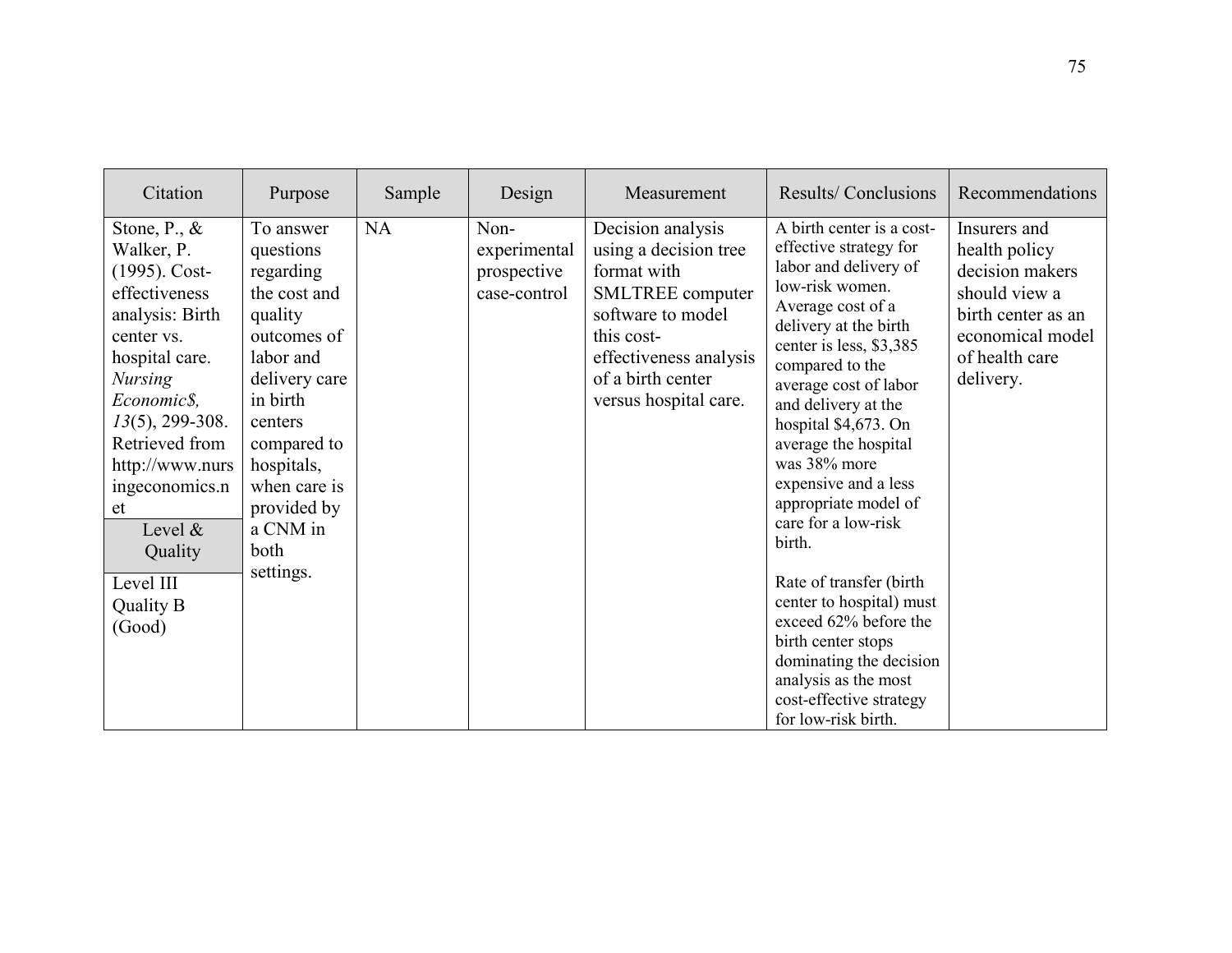| Citation | Purpose | Sample | Design | Measurement | Results/ Conclusions | Recommendations |
|---|---|---|---|---|---|---|
| Stone, P., & Walker, P. (1995). Cost-effectiveness analysis: Birth center vs. hospital care. *Nursing Economic$, 13*(5), 299-308. Retrieved from http://www.nursingeconomics.net<br>**Level & Quality**<br>Level III Quality B (Good) | To answer questions regarding the cost and quality outcomes of labor and delivery care in birth centers compared to hospitals, when care is provided by a CNM in both settings. | NA | Non-experimental prospective case-control | Decision analysis using a decision tree format with SMLTREE computer software to model this cost-effectiveness analysis of a birth center versus hospital care. | A birth center is a cost-effective strategy for labor and delivery of low-risk women. Average cost of a delivery at the birth center is less, $3,385 compared to the average cost of labor and delivery at the hospital $4,673. On average the hospital was 38% more expensive and a less appropriate model of care for a low-risk birth.<br><br>Rate of transfer (birth center to hospital) must exceed 62% before the birth center stops dominating the decision analysis as the most cost-effective strategy for low-risk birth. | Insurers and health policy decision makers should view a birth center as an economical model of health care delivery. |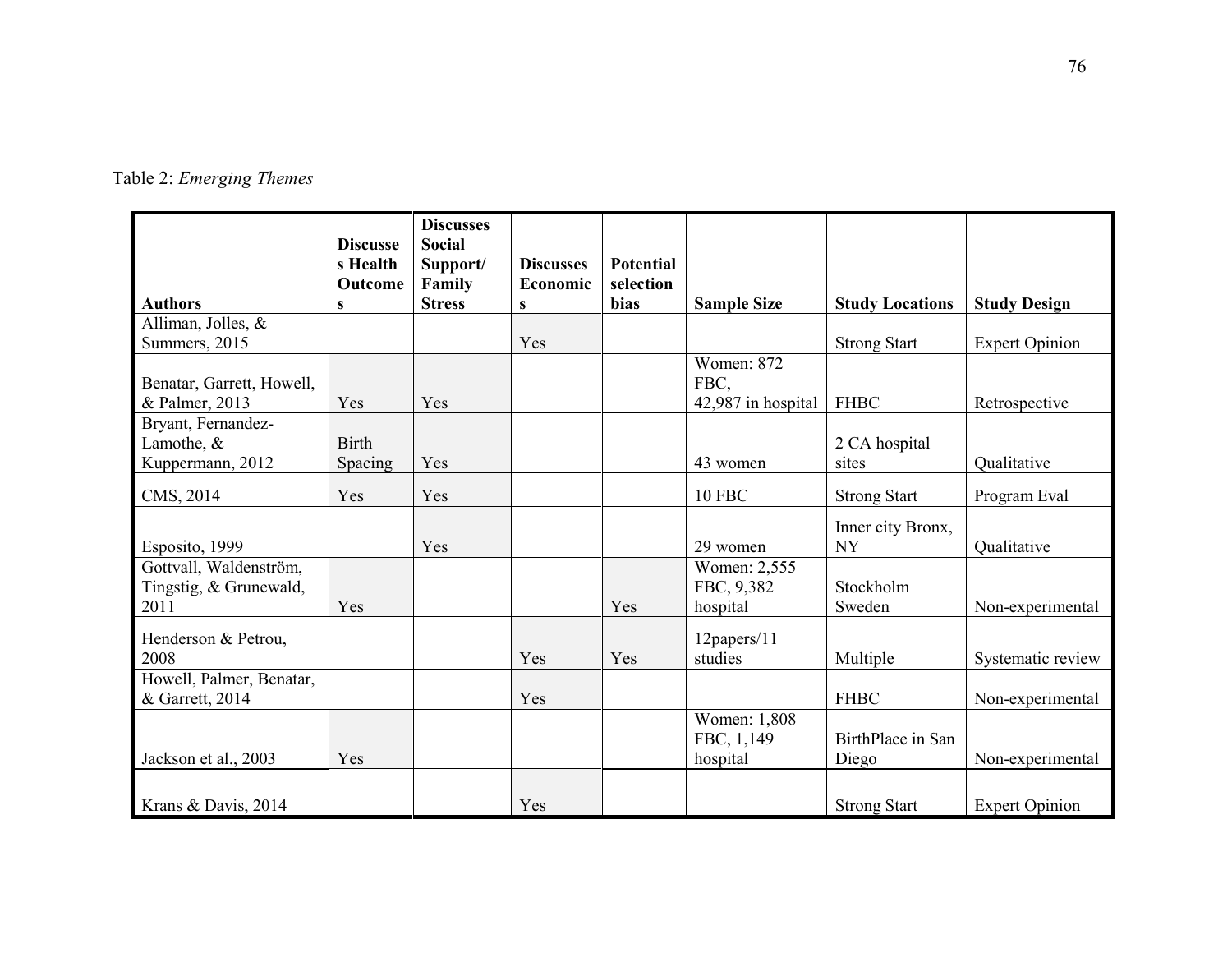Table 2: *Emerging Themes*

| Authors | Discusses Health Outcomes | Discusses Social Support/ Family Stress | Discusses Economics | Potential selection bias | Sample Size | Study Locations | Study Design |
|---|---|---|---|---|---|---|---|
| Alliman, Jolles, & Summers, 2015 | | | Yes | | | Strong Start | Expert Opinion |
| Benatar, Garrett, Howell, & Palmer, 2013 | Yes | Yes | | | Women: 872 FBC, 42,987 in hospital | FHBC | Retrospective |
| Bryant, Fernandez-Lamothe, & Kuppermann, 2012 | Birth Spacing | Yes | | | 43 women | 2 CA hospital sites | Qualitative |
| CMS, 2014 | Yes | Yes | | | 10 FBC | Strong Start | Program Eval |
| Esposito, 1999 | | Yes | | | 29 women | Inner city Bronx, NY | Qualitative |
| Gottvall, Waldenström, Tingstig, & Grunewald, 2011 | Yes | | | Yes | Women: 2,555 FBC, 9,382 hospital | Stockholm Sweden | Non-experimental |
| Henderson & Petrou, 2008 | | | Yes | Yes | 12papers/11 studies | Multiple | Systematic review |
| Howell, Palmer, Benatar, & Garrett, 2014 | | | Yes | | | FHBC | Non-experimental |
| Jackson et al., 2003 | Yes | | | | Women: 1,808 FBC, 1,149 hospital | BirthPlace in San Diego | Non-experimental |
| Krans & Davis, 2014 | | | Yes | | | Strong Start | Expert Opinion |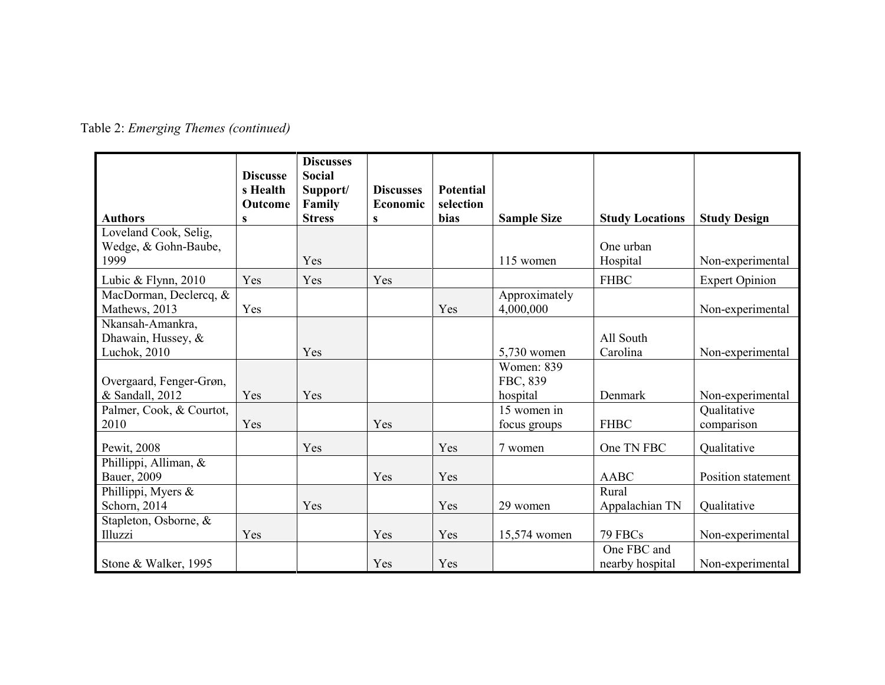Table 2: *Emerging Themes (continued)*

| Authors | Discusses Health Outcomes | Discusses Social Support/ Family Stress | Discusses Economics | Potential selection bias | Sample Size | Study Locations | Study Design |
|---|---|---|---|---|---|---|---|
| Loveland Cook, Selig, Wedge, & Gohn-Baube, 1999 | | Yes | | | 115 women | One urban Hospital | Non-experimental |
| Lubic & Flynn, 2010 | Yes | Yes | Yes | | | FHBC | Expert Opinion |
| MacDorman, Declercq, & Mathews, 2013 | Yes | | | Yes | Approximately 4,000,000 | | Non-experimental |
| Nkansah-Amankra, Dhawain, Hussey, & Luchok, 2010 | | Yes | | | 5,730 women | All South Carolina | Non-experimental |
| Overgaard, Fenger-Grøn, & Sandall, 2012 | Yes | Yes | | | Women: 839 FBC, 839 hospital | Denmark | Non-experimental |
| Palmer, Cook, & Courtot, 2010 | Yes | | Yes | | 15 women in focus groups | FHBC | Qualitative comparison |
| Pewit, 2008 | | Yes | | Yes | 7 women | One TN FBC | Qualitative |
| Phillippi, Alliman, & Bauer, 2009 | | | Yes | Yes | | AABC | Position statement |
| Phillippi, Myers & Schorn, 2014 | | Yes | | Yes | 29 women | Rural Appalachian TN | Qualitative |
| Stapleton, Osborne, & Illuzzi | Yes | | Yes | Yes | 15,574 women | 79 FBCs | Non-experimental |
| Stone & Walker, 1995 | | | Yes | Yes | | One FBC and nearby hospital | Non-experimental |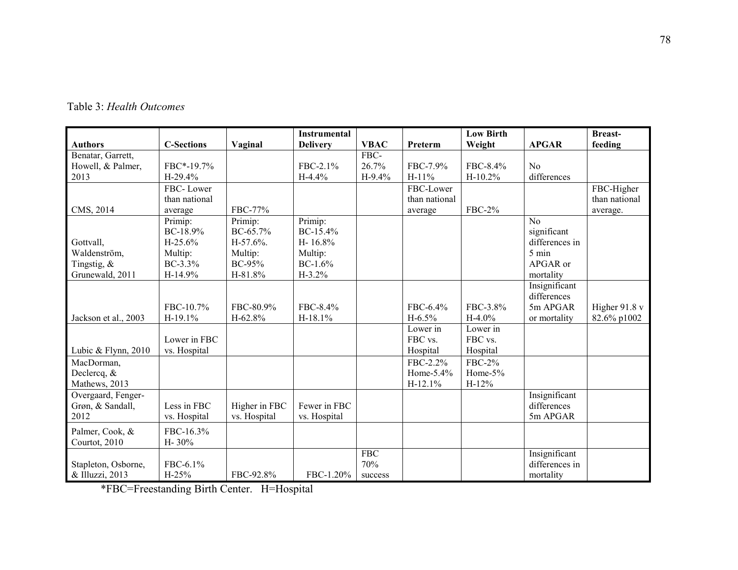Table 3: *Health Outcomes*

| Authors | C-Sections | Vaginal | Instrumental Delivery | VBAC | Preterm | Low Birth Weight | APGAR | Breast-feeding |
|---|---|---|---|---|---|---|---|---|
| Benatar, Garrett, Howell, & Palmer, 2013 | FBC*-19.7% H-29.4% | | FBC-2.1% H-4.4% | FBC-26.7% H-9.4% | FBC-7.9% H-11% | FBC-8.4% H-10.2% | No differences | |
| CMS, 2014 | FBC- Lower than national average | FBC-77% | | | FBC-Lower than national average | FBC-2% | | FBC-Higher than national average. |
| Gottvall, Waldenström, Tingstig, & Grunewald, 2011 | Primip: BC-18.9% H-25.6% Multip: BC-3.3% H-14.9% | Primip: BC-65.7% H-57.6%. Multip: BC-95% H-81.8% | Primip: BC-15.4% H- 16.8% Multip: BC-1.6% H-3.2% | | | | No significant differences in 5 min APGAR or mortality | |
| Jackson et al., 2003 | FBC-10.7% H-19.1% | FBC-80.9% H-62.8% | FBC-8.4% H-18.1% | | FBC-6.4% H-6.5% | FBC-3.8% H-4.0% | Insignificant differences 5m APGAR or mortality | Higher 91.8 v 82.6% p1002 |
| Lubic & Flynn, 2010 | Lower in FBC vs. Hospital | | | | Lower in FBC vs. Hospital | Lower in FBC vs. Hospital | | |
| MacDorman, Declercq, & Mathews, 2013 | | | | | FBC-2.2% Home-5.4% H-12.1% | FBC-2% Home-5% H-12% | | |
| Overgaard, Fenger-Grøn, & Sandall, 2012 | Less in FBC vs. Hospital | Higher in FBC vs. Hospital | Fewer in FBC vs. Hospital | | | | Insignificant differences 5m APGAR | |
| Palmer, Cook, & Courtot, 2010 | FBC-16.3% H- 30% | | | | | | | |
| Stapleton, Osborne, & Illuzzi, 2013 | FBC-6.1% H-25% | FBC-92.8% | FBC-1.20% | FBC 70% success | | | Insignificant differences in mortality | |

*FBC=Freestanding Birth Center. H=Hospital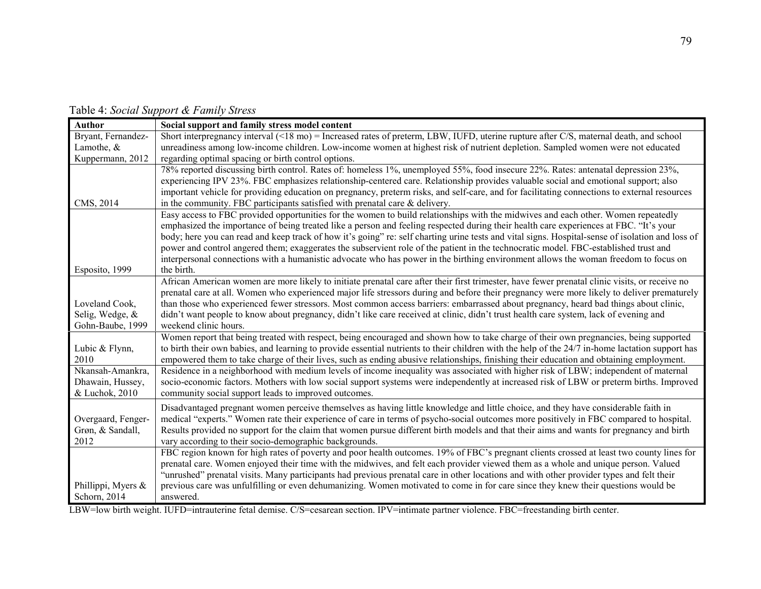Table 4: *Social Support & Family Stress*

| Author | Social support and family stress model content |
|---|---|
| Bryant, Fernandez-Lamothe, & Kuppermann, 2012 | Short interpregnancy interval (<18 mo) = Increased rates of preterm, LBW, IUFD, uterine rupture after C/S, maternal death, and school unreadiness among low-income children. Low-income women at highest risk of nutrient depletion. Sampled women were not educated regarding optimal spacing or birth control options. |
| CMS, 2014 | 78% reported discussing birth control. Rates of: homeless 1%, unemployed 55%, food insecure 22%. Rates: antenatal depression 23%, experiencing IPV 23%. FBC emphasizes relationship-centered care. Relationship provides valuable social and emotional support; also important vehicle for providing education on pregnancy, preterm risks, and self-care, and for facilitating connections to external resources in the community. FBC participants satisfied with prenatal care & delivery. |
| Esposito, 1999 | Easy access to FBC provided opportunities for the women to build relationships with the midwives and each other. Women repeatedly emphasized the importance of being treated like a person and feeling respected during their health care experiences at FBC. "It's your body; here you can read and keep track of how it's going" re: self charting urine tests and vital signs. Hospital-sense of isolation and loss of power and control angered them; exaggerates the subservient role of the patient in the technocratic model. FBC-established trust and interpersonal connections with a humanistic advocate who has power in the birthing environment allows the woman freedom to focus on the birth. |
| Loveland Cook, Selig, Wedge, & Gohn-Baube, 1999 | African American women are more likely to initiate prenatal care after their first trimester, have fewer prenatal clinic visits, or receive no prenatal care at all. Women who experienced major life stressors during and before their pregnancy were more likely to deliver prematurely than those who experienced fewer stressors. Most common access barriers: embarrassed about pregnancy, heard bad things about clinic, didn't want people to know about pregnancy, didn't like care received at clinic, didn't trust health care system, lack of evening and weekend clinic hours. |
| Lubic & Flynn, 2010 | Women report that being treated with respect, being encouraged and shown how to take charge of their own pregnancies, being supported to birth their own babies, and learning to provide essential nutrients to their children with the help of the 24/7 in-home lactation support has empowered them to take charge of their lives, such as ending abusive relationships, finishing their education and obtaining employment. |
| Nkansah-Amankra, Dhawain, Hussey, & Luchok, 2010 | Residence in a neighborhood with medium levels of income inequality was associated with higher risk of LBW; independent of maternal socio-economic factors. Mothers with low social support systems were independently at increased risk of LBW or preterm births. Improved community social support leads to improved outcomes. |
| Overgaard, Fenger-Grøn, & Sandall, 2012 | Disadvantaged pregnant women perceive themselves as having little knowledge and little choice, and they have considerable faith in medical "experts." Women rate their experience of care in terms of psycho-social outcomes more positively in FBC compared to hospital. Results provided no support for the claim that women pursue different birth models and that their aims and wants for pregnancy and birth vary according to their socio-demographic backgrounds. |
| Phillippi, Myers & Schorn, 2014 | FBC region known for high rates of poverty and poor health outcomes. 19% of FBC's pregnant clients crossed at least two county lines for prenatal care. Women enjoyed their time with the midwives, and felt each provider viewed them as a whole and unique person. Valued "unrushed" prenatal visits. Many participants had previous prenatal care in other locations and with other provider types and felt their previous care was unfulfilling or even dehumanizing. Women motivated to come in for care since they knew their questions would be answered. |

LBW=low birth weight. IUFD=intrauterine fetal demise. C/S=cesarean section. IPV=intimate partner violence. FBC=freestanding birth center.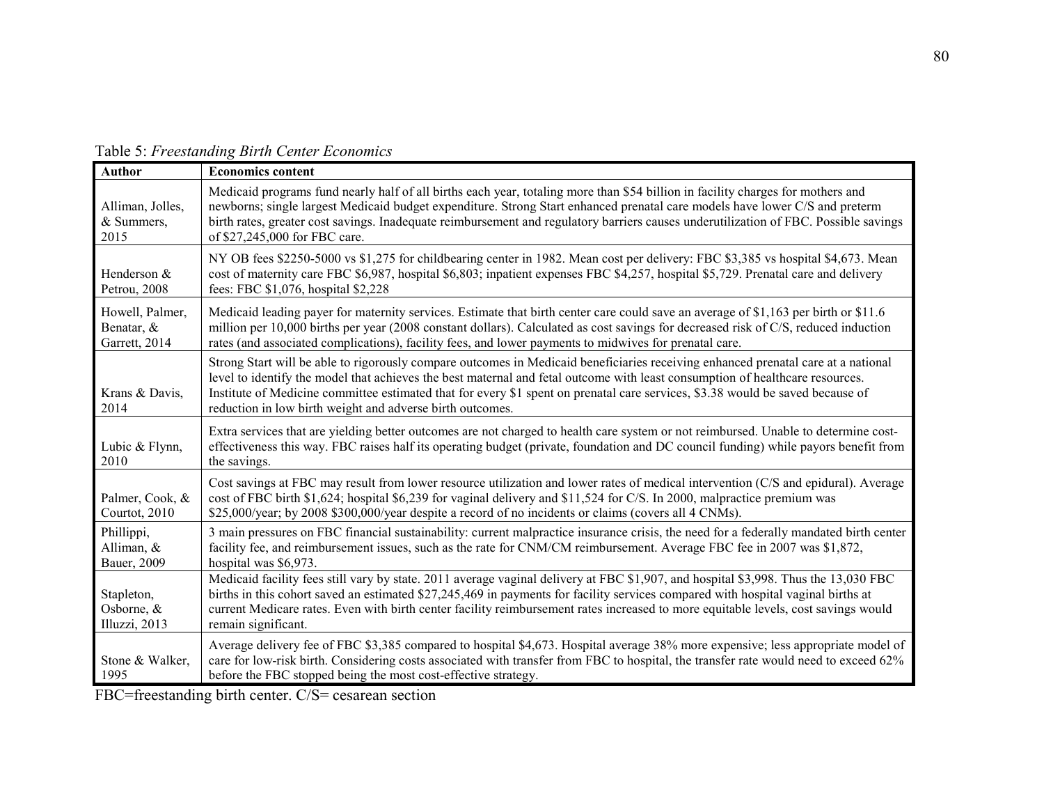Table 5: *Freestanding Birth Center Economics*

| Author | Economics content |
|---|---|
| Alliman, Jolles, & Summers, 2015 | Medicaid programs fund nearly half of all births each year, totaling more than $54 billion in facility charges for mothers and newborns; single largest Medicaid budget expenditure. Strong Start enhanced prenatal care models have lower C/S and preterm birth rates, greater cost savings. Inadequate reimbursement and regulatory barriers causes underutilization of FBC. Possible savings of $27,245,000 for FBC care. |
| Henderson & Petrou, 2008 | NY OB fees $2250-5000 vs $1,275 for childbearing center in 1982. Mean cost per delivery: FBC $3,385 vs hospital $4,673. Mean cost of maternity care FBC $6,987, hospital $6,803; inpatient expenses FBC $4,257, hospital $5,729. Prenatal care and delivery fees: FBC $1,076, hospital $2,228 |
| Howell, Palmer, Benatar, & Garrett, 2014 | Medicaid leading payer for maternity services. Estimate that birth center care could save an average of $1,163 per birth or $11.6 million per 10,000 births per year (2008 constant dollars). Calculated as cost savings for decreased risk of C/S, reduced induction rates (and associated complications), facility fees, and lower payments to midwives for prenatal care. |
| Krans & Davis, 2014 | Strong Start will be able to rigorously compare outcomes in Medicaid beneficiaries receiving enhanced prenatal care at a national level to identify the model that achieves the best maternal and fetal outcome with least consumption of healthcare resources. Institute of Medicine committee estimated that for every $1 spent on prenatal care services, $3.38 would be saved because of reduction in low birth weight and adverse birth outcomes. |
| Lubic & Flynn, 2010 | Extra services that are yielding better outcomes are not charged to health care system or not reimbursed. Unable to determine cost-effectiveness this way. FBC raises half its operating budget (private, foundation and DC council funding) while payors benefit from the savings. |
| Palmer, Cook, & Courtot, 2010 | Cost savings at FBC may result from lower resource utilization and lower rates of medical intervention (C/S and epidural). Average cost of FBC birth $1,624; hospital $6,239 for vaginal delivery and $11,524 for C/S. In 2000, malpractice premium was $25,000/year; by 2008 $300,000/year despite a record of no incidents or claims (covers all 4 CNMs). |
| Phillippi, Alliman, & Bauer, 2009 | 3 main pressures on FBC financial sustainability: current malpractice insurance crisis, the need for a federally mandated birth center facility fee, and reimbursement issues, such as the rate for CNM/CM reimbursement. Average FBC fee in 2007 was $1,872, hospital was $6,973. |
| Stapleton, Osborne, & Illuzzi, 2013 | Medicaid facility fees still vary by state. 2011 average vaginal delivery at FBC $1,907, and hospital $3,998. Thus the 13,030 FBC births in this cohort saved an estimated $27,245,469 in payments for facility services compared with hospital vaginal births at current Medicare rates. Even with birth center facility reimbursement rates increased to more equitable levels, cost savings would remain significant. |
| Stone & Walker, 1995 | Average delivery fee of FBC $3,385 compared to hospital $4,673. Hospital average 38% more expensive; less appropriate model of care for low-risk birth. Considering costs associated with transfer from FBC to hospital, the transfer rate would need to exceed 62% before the FBC stopped being the most cost-effective strategy. |

FBC=freestanding birth center. C/S= cesarean section